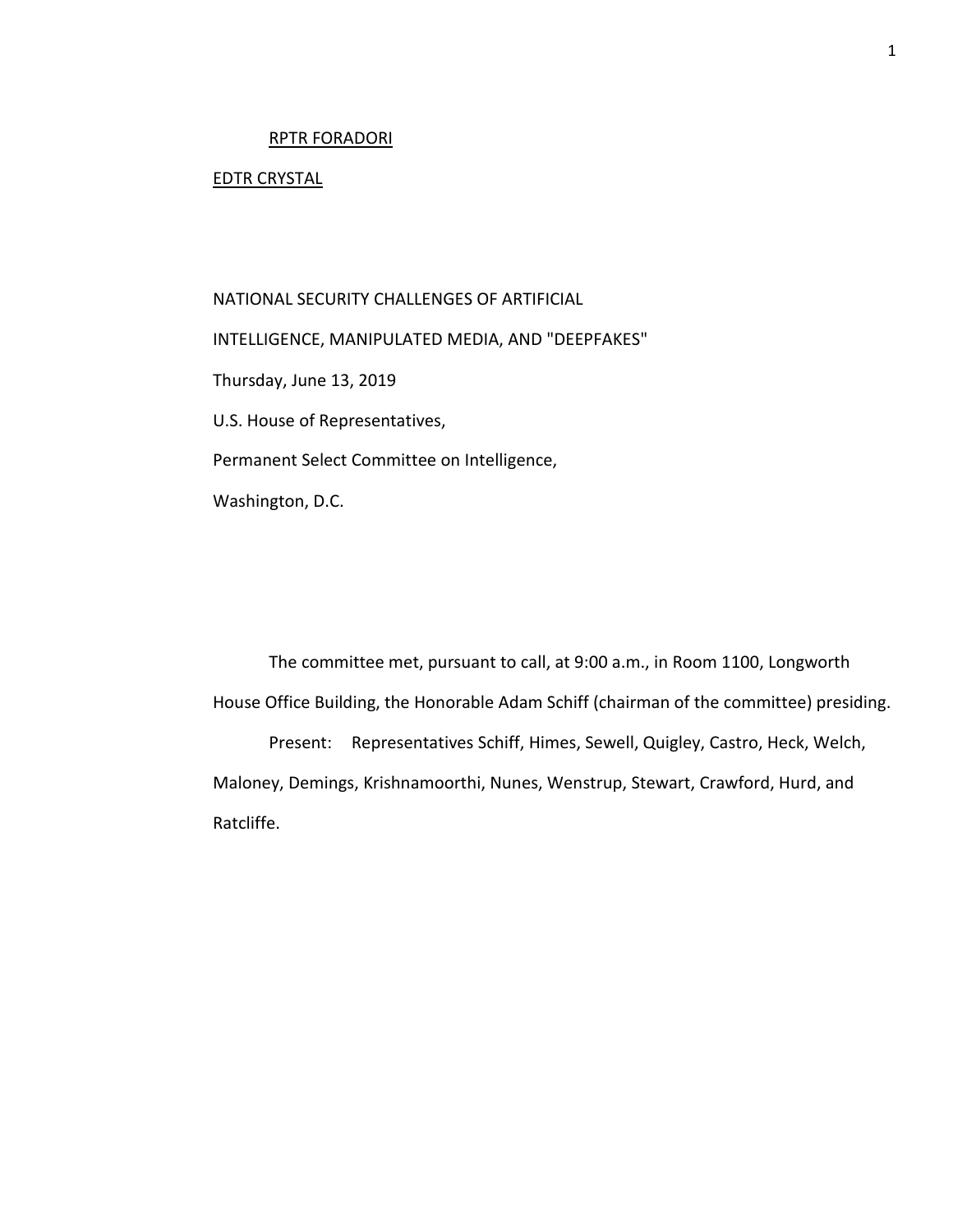RPTR FORADORI

EDTR CRYSTAL

NATIONAL SECURITY CHALLENGES OF ARTIFICIAL

INTELLIGENCE, MANIPULATED MEDIA, AND "DEEPFAKES"

Thursday, June 13, 2019

U.S. House of Representatives,

Permanent Select Committee on Intelligence,

Washington, D.C.

The committee met, pursuant to call, at 9:00 a.m., in Room 1100, Longworth House Office Building, the Honorable Adam Schiff (chairman of the committee) presiding.

Present: Representatives Schiff, Himes, Sewell, Quigley, Castro, Heck, Welch, Maloney, Demings, Krishnamoorthi, Nunes, Wenstrup, Stewart, Crawford, Hurd, and Ratcliffe.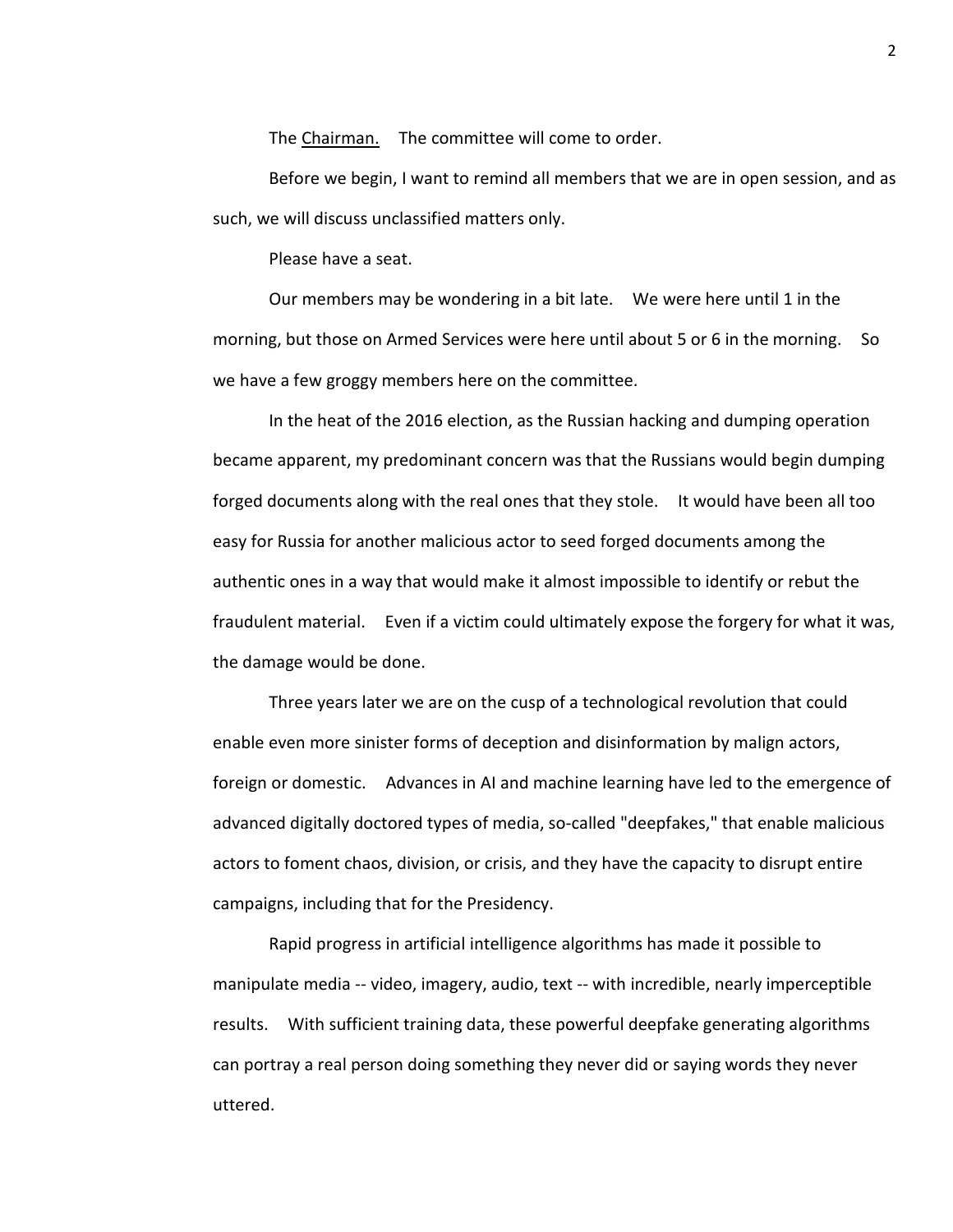The Chairman. The committee will come to order.

Before we begin, I want to remind all members that we are in open session, and as such, we will discuss unclassified matters only.

Please have a seat.

Our members may be wondering in a bit late. We were here until 1 in the morning, but those on Armed Services were here until about 5 or 6 in the morning. So we have a few groggy members here on the committee.

In the heat of the 2016 election, as the Russian hacking and dumping operation became apparent, my predominant concern was that the Russians would begin dumping forged documents along with the real ones that they stole. It would have been all too easy for Russia for another malicious actor to seed forged documents among the authentic ones in a way that would make it almost impossible to identify or rebut the fraudulent material. Even if a victim could ultimately expose the forgery for what it was, the damage would be done.

Three years later we are on the cusp of a technological revolution that could enable even more sinister forms of deception and disinformation by malign actors, foreign or domestic. Advances in AI and machine learning have led to the emergence of advanced digitally doctored types of media, so-called "deepfakes," that enable malicious actors to foment chaos, division, or crisis, and they have the capacity to disrupt entire campaigns, including that for the Presidency.

Rapid progress in artificial intelligence algorithms has made it possible to manipulate media -- video, imagery, audio, text -- with incredible, nearly imperceptible results. With sufficient training data, these powerful deepfake generating algorithms can portray a real person doing something they never did or saying words they never uttered.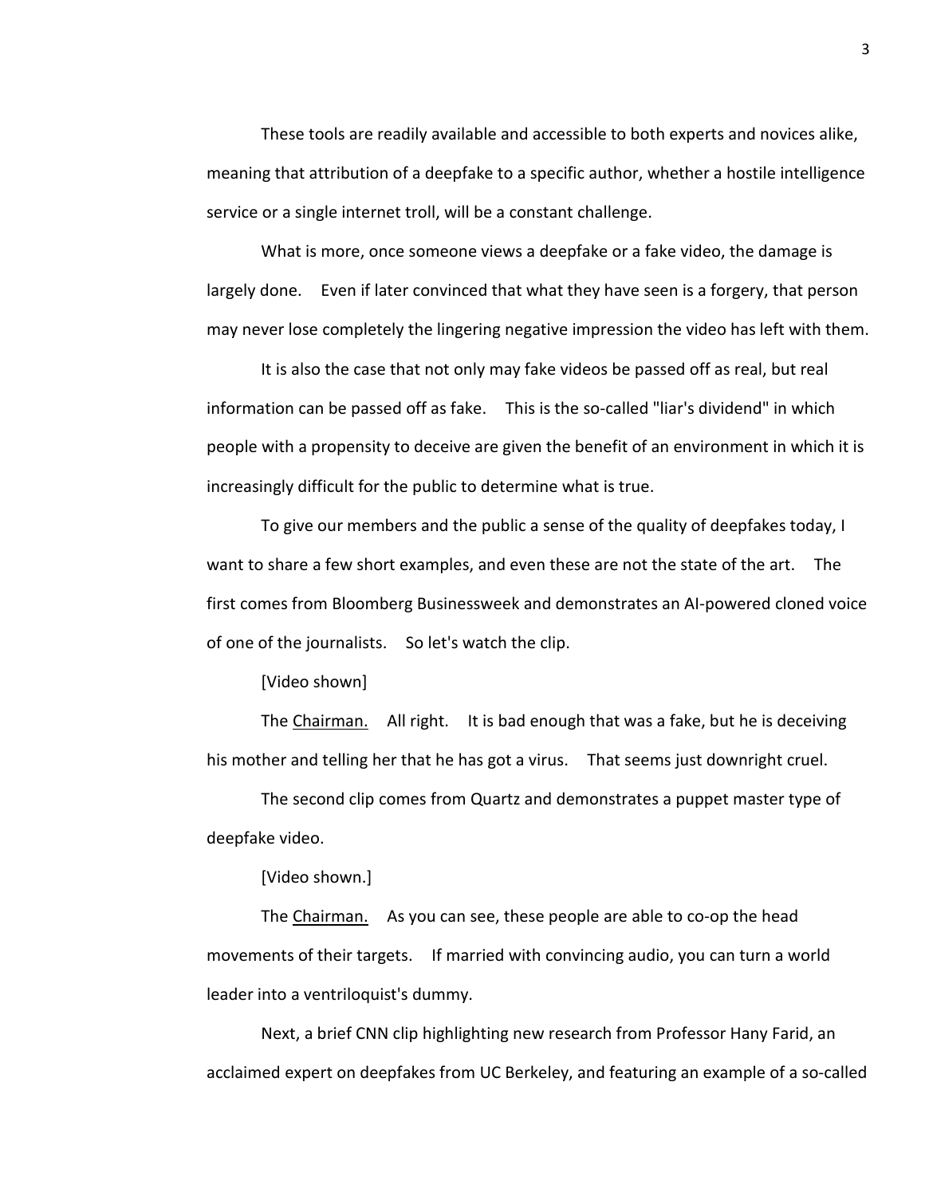These tools are readily available and accessible to both experts and novices alike, meaning that attribution of a deepfake to a specific author, whether a hostile intelligence service or a single internet troll, will be a constant challenge.

What is more, once someone views a deepfake or a fake video, the damage is largely done. Even if later convinced that what they have seen is a forgery, that person may never lose completely the lingering negative impression the video has left with them.

It is also the case that not only may fake videos be passed off as real, but real information can be passed off as fake. This is the so-called "liar's dividend" in which people with a propensity to deceive are given the benefit of an environment in which it is increasingly difficult for the public to determine what is true.

To give our members and the public a sense of the quality of deepfakes today, I want to share a few short examples, and even these are not the state of the art. The first comes from Bloomberg Businessweek and demonstrates an AI-powered cloned voice of one of the journalists. So let's watch the clip.

[Video shown]

The Chairman. All right. It is bad enough that was a fake, but he is deceiving his mother and telling her that he has got a virus. That seems just downright cruel.

The second clip comes from Quartz and demonstrates a puppet master type of deepfake video.

[Video shown.]

The Chairman. As you can see, these people are able to co-op the head movements of their targets. If married with convincing audio, you can turn a world leader into a ventriloquist's dummy.

Next, a brief CNN clip highlighting new research from Professor Hany Farid, an acclaimed expert on deepfakes from UC Berkeley, and featuring an example of a so-called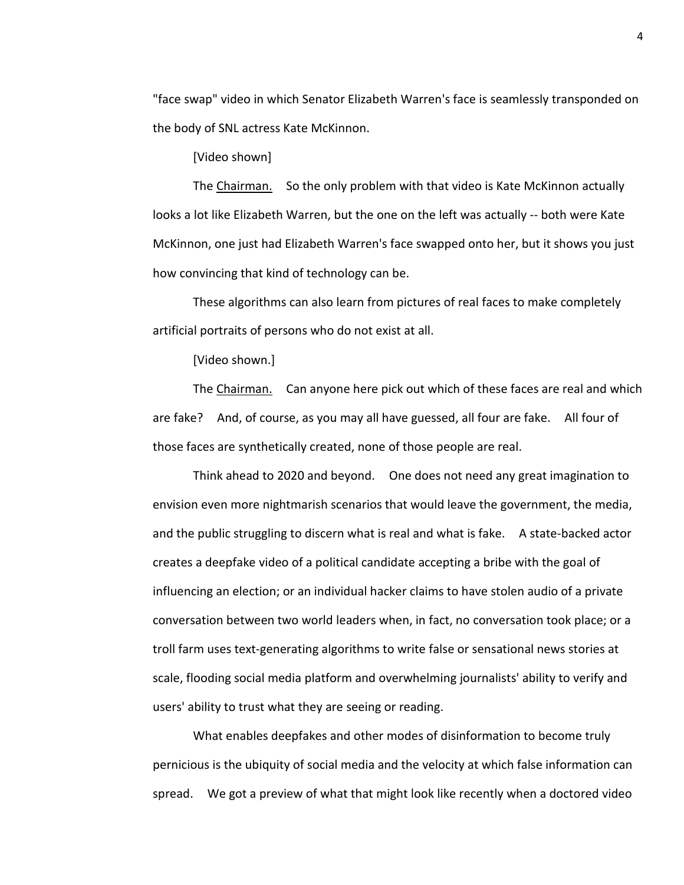"face swap" video in which Senator Elizabeth Warren's face is seamlessly transponded on the body of SNL actress Kate McKinnon.

[Video shown]

The Chairman. So the only problem with that video is Kate McKinnon actually looks a lot like Elizabeth Warren, but the one on the left was actually -- both were Kate McKinnon, one just had Elizabeth Warren's face swapped onto her, but it shows you just how convincing that kind of technology can be.

These algorithms can also learn from pictures of real faces to make completely artificial portraits of persons who do not exist at all.

[Video shown.]

The Chairman. Can anyone here pick out which of these faces are real and which are fake? And, of course, as you may all have guessed, all four are fake. All four of those faces are synthetically created, none of those people are real.

Think ahead to 2020 and beyond. One does not need any great imagination to envision even more nightmarish scenarios that would leave the government, the media, and the public struggling to discern what is real and what is fake. A state-backed actor creates a deepfake video of a political candidate accepting a bribe with the goal of influencing an election; or an individual hacker claims to have stolen audio of a private conversation between two world leaders when, in fact, no conversation took place; or a troll farm uses text-generating algorithms to write false or sensational news stories at scale, flooding social media platform and overwhelming journalists' ability to verify and users' ability to trust what they are seeing or reading.

What enables deepfakes and other modes of disinformation to become truly pernicious is the ubiquity of social media and the velocity at which false information can spread. We got a preview of what that might look like recently when a doctored video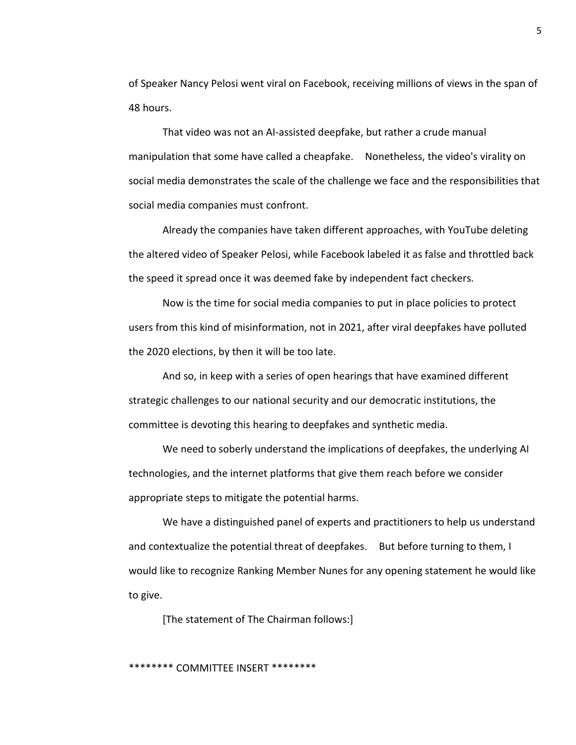of Speaker Nancy Pelosi went viral on Facebook, receiving millions of views in the span of 48 hours.

That video was not an AI-assisted deepfake, but rather a crude manual manipulation that some have called a cheapfake. Nonetheless, the video's virality on social media demonstrates the scale of the challenge we face and the responsibilities that social media companies must confront.

Already the companies have taken different approaches, with YouTube deleting the altered video of Speaker Pelosi, while Facebook labeled it as false and throttled back the speed it spread once it was deemed fake by independent fact checkers.

Now is the time for social media companies to put in place policies to protect users from this kind of misinformation, not in 2021, after viral deepfakes have polluted the 2020 elections, by then it will be too late.

And so, in keep with a series of open hearings that have examined different strategic challenges to our national security and our democratic institutions, the committee is devoting this hearing to deepfakes and synthetic media.

We need to soberly understand the implications of deepfakes, the underlying AI technologies, and the internet platforms that give them reach before we consider appropriate steps to mitigate the potential harms.

We have a distinguished panel of experts and practitioners to help us understand and contextualize the potential threat of deepfakes. But before turning to them, I would like to recognize Ranking Member Nunes for any opening statement he would like to give.

[The statement of The Chairman follows:]

******** COMMITTEE INSERT ********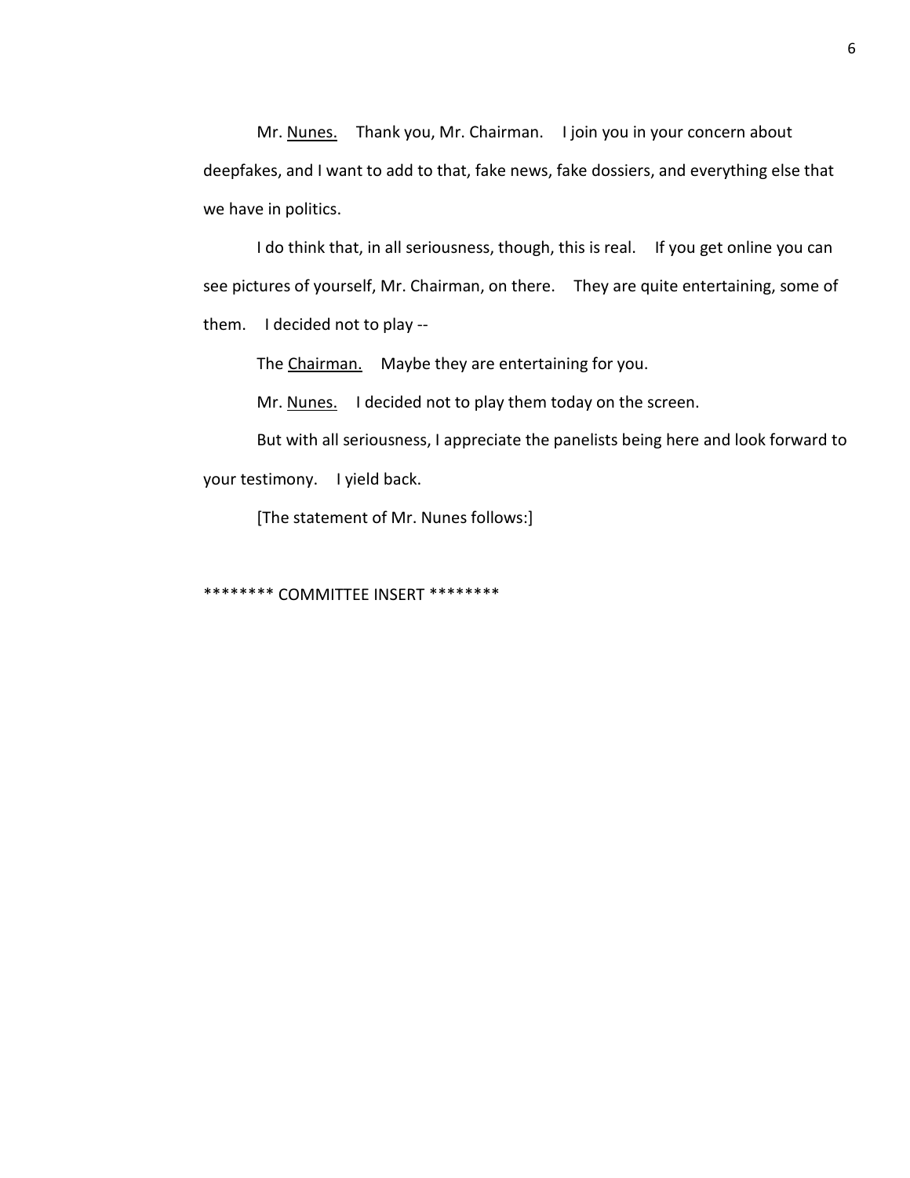Mr. <u>Nunes.</u> Thank you, Mr. Chairman. I join you in your concern about deepfakes, and I want to add to that, fake news, fake dossiers, and everything else that we have in politics.

I do think that, in all seriousness, though, this is real. If you get online you can see pictures of yourself, Mr. Chairman, on there. They are quite entertaining, some of them. I decided not to play --

The <u>Chairman.</u> Maybe they are entertaining for you.

Mr. <u>Nunes.</u> I decided not to play them today on the screen.

But with all seriousness, I appreciate the panelists being here and look forward to your testimony. I yield back.

[The statement of Mr. Nunes follows:]

******** COMMITTEE INSERT ********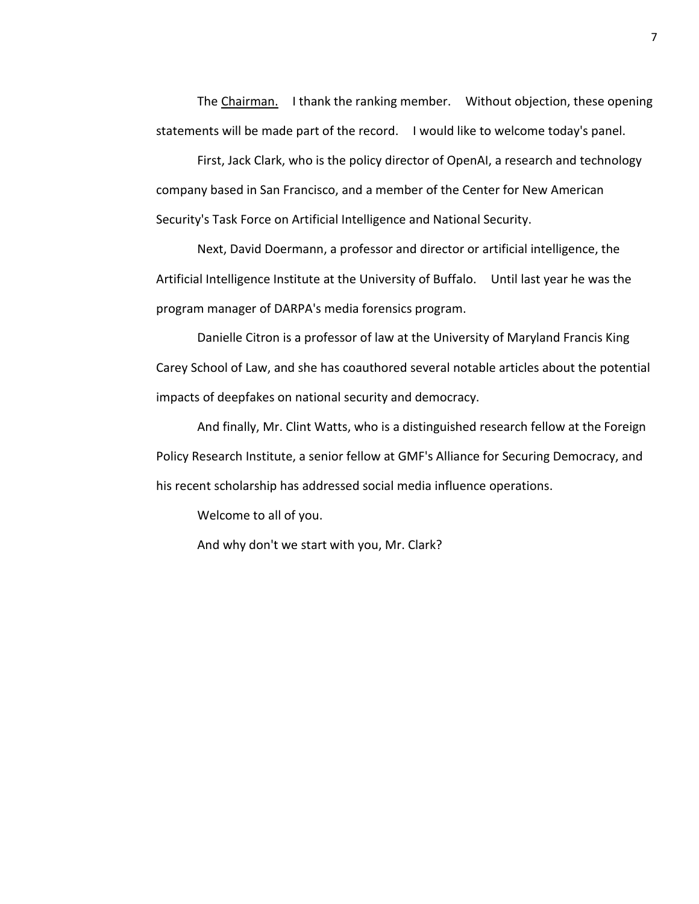The Chairman. I thank the ranking member. Without objection, these opening statements will be made part of the record. I would like to welcome today's panel.

First, Jack Clark, who is the policy director of OpenAI, a research and technology company based in San Francisco, and a member of the Center for New American Security's Task Force on Artificial Intelligence and National Security.

Next, David Doermann, a professor and director or artificial intelligence, the Artificial Intelligence Institute at the University of Buffalo. Until last year he was the program manager of DARPA's media forensics program.

Danielle Citron is a professor of law at the University of Maryland Francis King Carey School of Law, and she has coauthored several notable articles about the potential impacts of deepfakes on national security and democracy.

And finally, Mr. Clint Watts, who is a distinguished research fellow at the Foreign Policy Research Institute, a senior fellow at GMF's Alliance for Securing Democracy, and his recent scholarship has addressed social media influence operations.

Welcome to all of you.

And why don't we start with you, Mr. Clark?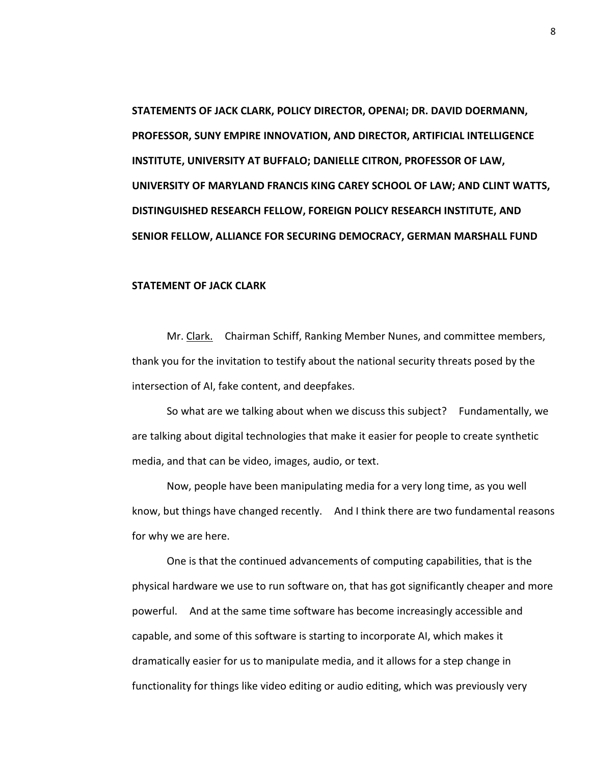**STATEMENTS OF JACK CLARK, POLICY DIRECTOR, OPENAI; DR. DAVID DOERMANN, PROFESSOR, SUNY EMPIRE INNOVATION, AND DIRECTOR, ARTIFICIAL INTELLIGENCE INSTITUTE, UNIVERSITY AT BUFFALO; DANIELLE CITRON, PROFESSOR OF LAW, UNIVERSITY OF MARYLAND FRANCIS KING CAREY SCHOOL OF LAW; AND CLINT WATTS, DISTINGUISHED RESEARCH FELLOW, FOREIGN POLICY RESEARCH INSTITUTE, AND SENIOR FELLOW, ALLIANCE FOR SECURING DEMOCRACY, GERMAN MARSHALL FUND**

**STATEMENT OF JACK CLARK**

Mr. Clark. Chairman Schiff, Ranking Member Nunes, and committee members, thank you for the invitation to testify about the national security threats posed by the intersection of AI, fake content, and deepfakes.

So what are we talking about when we discuss this subject? Fundamentally, we are talking about digital technologies that make it easier for people to create synthetic media, and that can be video, images, audio, or text.

Now, people have been manipulating media for a very long time, as you well know, but things have changed recently. And I think there are two fundamental reasons for why we are here.

One is that the continued advancements of computing capabilities, that is the physical hardware we use to run software on, that has got significantly cheaper and more powerful. And at the same time software has become increasingly accessible and capable, and some of this software is starting to incorporate AI, which makes it dramatically easier for us to manipulate media, and it allows for a step change in functionality for things like video editing or audio editing, which was previously very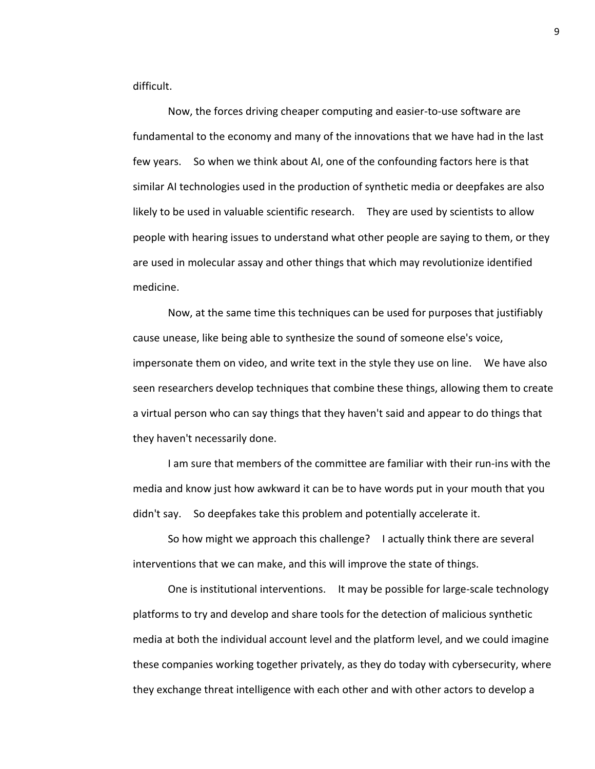difficult.

Now, the forces driving cheaper computing and easier-to-use software are fundamental to the economy and many of the innovations that we have had in the last few years. So when we think about AI, one of the confounding factors here is that similar AI technologies used in the production of synthetic media or deepfakes are also likely to be used in valuable scientific research. They are used by scientists to allow people with hearing issues to understand what other people are saying to them, or they are used in molecular assay and other things that which may revolutionize identified medicine.

Now, at the same time this techniques can be used for purposes that justifiably cause unease, like being able to synthesize the sound of someone else's voice, impersonate them on video, and write text in the style they use on line. We have also seen researchers develop techniques that combine these things, allowing them to create a virtual person who can say things that they haven't said and appear to do things that they haven't necessarily done.

I am sure that members of the committee are familiar with their run-ins with the media and know just how awkward it can be to have words put in your mouth that you didn't say. So deepfakes take this problem and potentially accelerate it.

So how might we approach this challenge? I actually think there are several interventions that we can make, and this will improve the state of things.

One is institutional interventions. It may be possible for large-scale technology platforms to try and develop and share tools for the detection of malicious synthetic media at both the individual account level and the platform level, and we could imagine these companies working together privately, as they do today with cybersecurity, where they exchange threat intelligence with each other and with other actors to develop a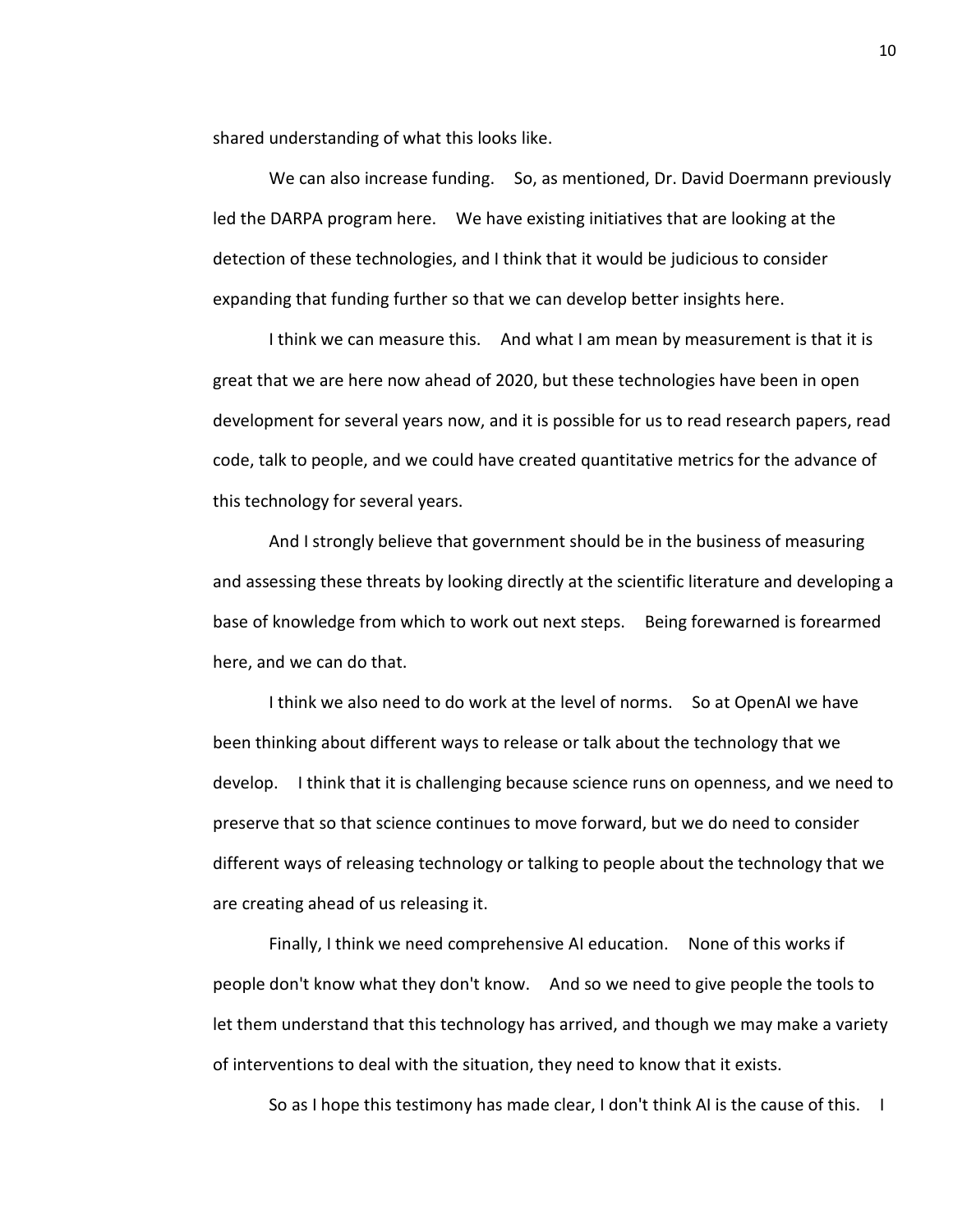shared understanding of what this looks like.

We can also increase funding. So, as mentioned, Dr. David Doermann previously led the DARPA program here. We have existing initiatives that are looking at the detection of these technologies, and I think that it would be judicious to consider expanding that funding further so that we can develop better insights here.

I think we can measure this. And what I am mean by measurement is that it is great that we are here now ahead of 2020, but these technologies have been in open development for several years now, and it is possible for us to read research papers, read code, talk to people, and we could have created quantitative metrics for the advance of this technology for several years.

And I strongly believe that government should be in the business of measuring and assessing these threats by looking directly at the scientific literature and developing a base of knowledge from which to work out next steps. Being forewarned is forearmed here, and we can do that.

I think we also need to do work at the level of norms. So at OpenAI we have been thinking about different ways to release or talk about the technology that we develop. I think that it is challenging because science runs on openness, and we need to preserve that so that science continues to move forward, but we do need to consider different ways of releasing technology or talking to people about the technology that we are creating ahead of us releasing it.

Finally, I think we need comprehensive AI education. None of this works if people don't know what they don't know. And so we need to give people the tools to let them understand that this technology has arrived, and though we may make a variety of interventions to deal with the situation, they need to know that it exists.

So as I hope this testimony has made clear, I don't think AI is the cause of this. I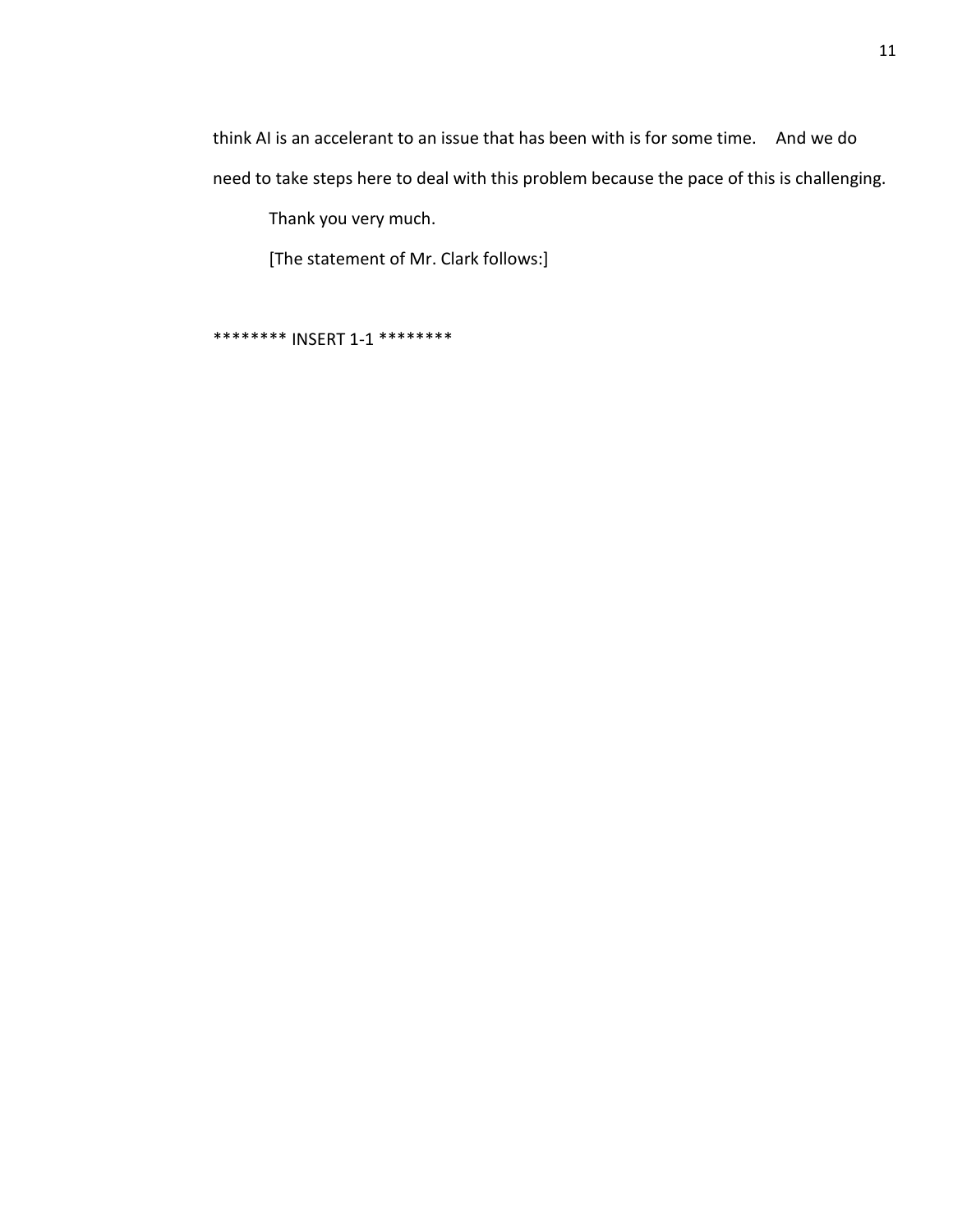think AI is an accelerant to an issue that has been with is for some time. And we do need to take steps here to deal with this problem because the pace of this is challenging.

Thank you very much.

[The statement of Mr. Clark follows:]

******** INSERT 1-1 ********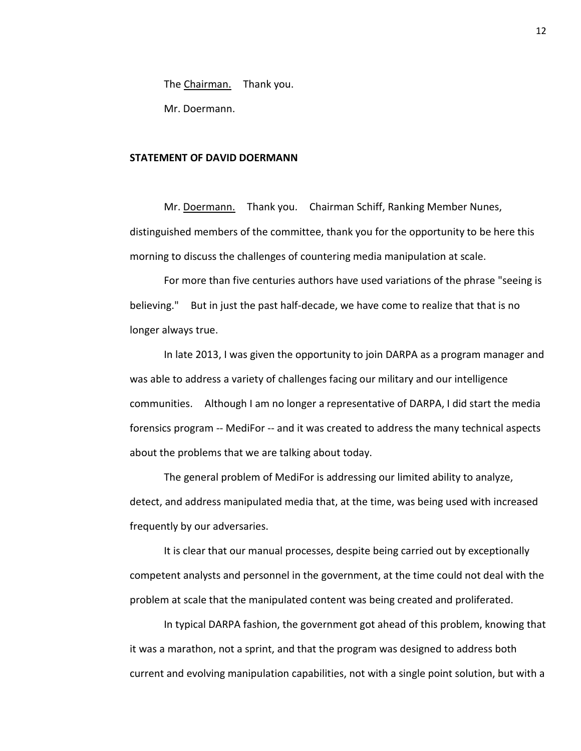The Chairman. Thank you.

Mr. Doermann.

**STATEMENT OF DAVID DOERMANN**

Mr. Doermann. Thank you. Chairman Schiff, Ranking Member Nunes, distinguished members of the committee, thank you for the opportunity to be here this morning to discuss the challenges of countering media manipulation at scale.

For more than five centuries authors have used variations of the phrase "seeing is believing." But in just the past half-decade, we have come to realize that that is no longer always true.

In late 2013, I was given the opportunity to join DARPA as a program manager and was able to address a variety of challenges facing our military and our intelligence communities. Although I am no longer a representative of DARPA, I did start the media forensics program -- MediFor -- and it was created to address the many technical aspects about the problems that we are talking about today.

The general problem of MediFor is addressing our limited ability to analyze, detect, and address manipulated media that, at the time, was being used with increased frequently by our adversaries.

It is clear that our manual processes, despite being carried out by exceptionally competent analysts and personnel in the government, at the time could not deal with the problem at scale that the manipulated content was being created and proliferated.

In typical DARPA fashion, the government got ahead of this problem, knowing that it was a marathon, not a sprint, and that the program was designed to address both current and evolving manipulation capabilities, not with a single point solution, but with a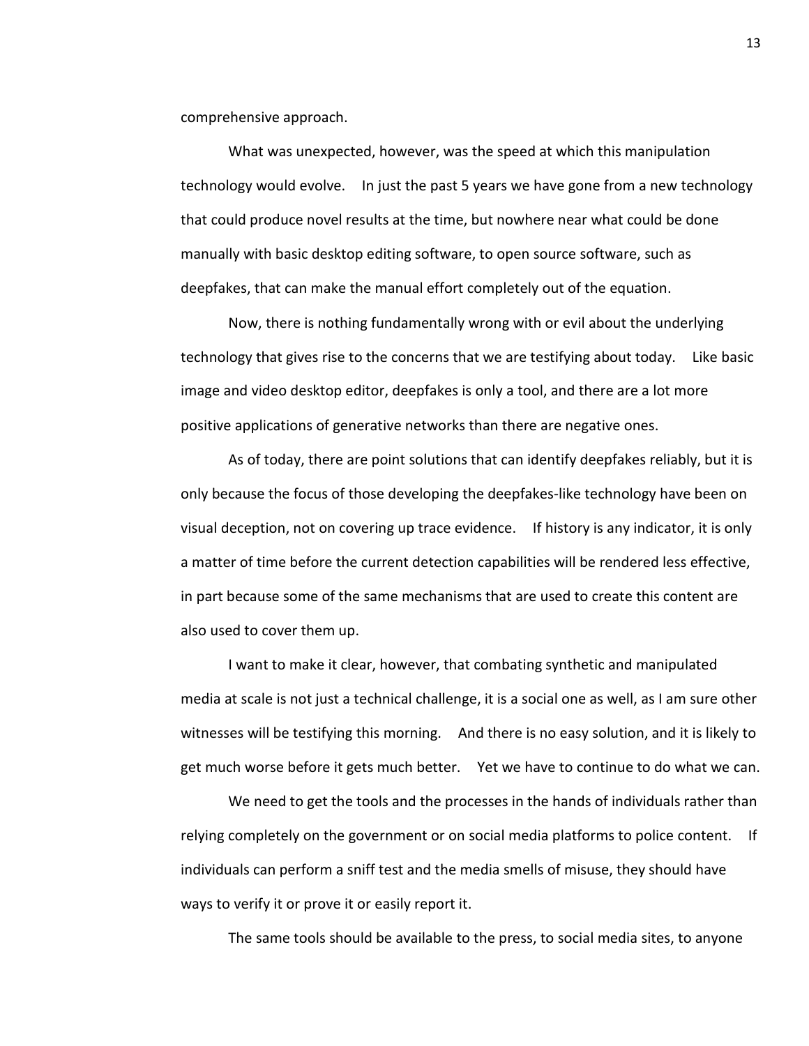comprehensive approach.

What was unexpected, however, was the speed at which this manipulation technology would evolve. In just the past 5 years we have gone from a new technology that could produce novel results at the time, but nowhere near what could be done manually with basic desktop editing software, to open source software, such as deepfakes, that can make the manual effort completely out of the equation.

Now, there is nothing fundamentally wrong with or evil about the underlying technology that gives rise to the concerns that we are testifying about today. Like basic image and video desktop editor, deepfakes is only a tool, and there are a lot more positive applications of generative networks than there are negative ones.

As of today, there are point solutions that can identify deepfakes reliably, but it is only because the focus of those developing the deepfakes-like technology have been on visual deception, not on covering up trace evidence. If history is any indicator, it is only a matter of time before the current detection capabilities will be rendered less effective, in part because some of the same mechanisms that are used to create this content are also used to cover them up.

I want to make it clear, however, that combating synthetic and manipulated media at scale is not just a technical challenge, it is a social one as well, as I am sure other witnesses will be testifying this morning. And there is no easy solution, and it is likely to get much worse before it gets much better. Yet we have to continue to do what we can.

We need to get the tools and the processes in the hands of individuals rather than relying completely on the government or on social media platforms to police content. If individuals can perform a sniff test and the media smells of misuse, they should have ways to verify it or prove it or easily report it.

The same tools should be available to the press, to social media sites, to anyone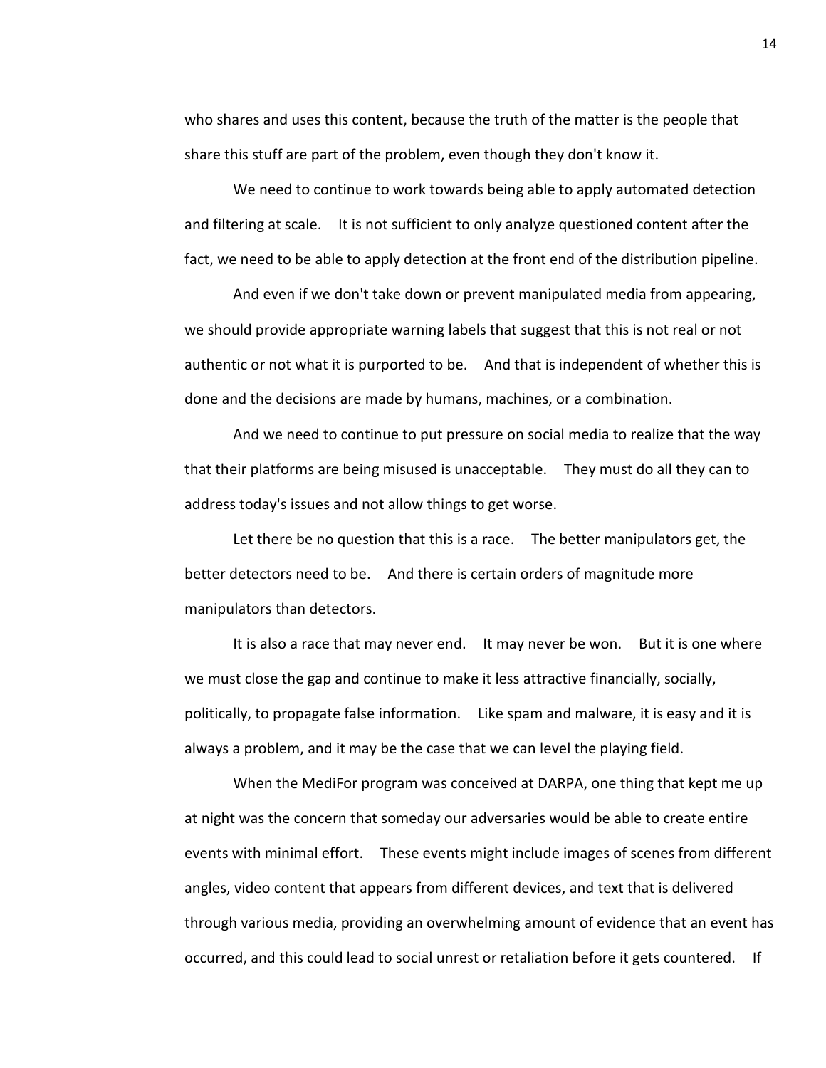who shares and uses this content, because the truth of the matter is the people that share this stuff are part of the problem, even though they don't know it.

We need to continue to work towards being able to apply automated detection and filtering at scale. It is not sufficient to only analyze questioned content after the fact, we need to be able to apply detection at the front end of the distribution pipeline.

And even if we don't take down or prevent manipulated media from appearing, we should provide appropriate warning labels that suggest that this is not real or not authentic or not what it is purported to be. And that is independent of whether this is done and the decisions are made by humans, machines, or a combination.

And we need to continue to put pressure on social media to realize that the way that their platforms are being misused is unacceptable. They must do all they can to address today's issues and not allow things to get worse.

Let there be no question that this is a race. The better manipulators get, the better detectors need to be. And there is certain orders of magnitude more manipulators than detectors.

It is also a race that may never end. It may never be won. But it is one where we must close the gap and continue to make it less attractive financially, socially, politically, to propagate false information. Like spam and malware, it is easy and it is always a problem, and it may be the case that we can level the playing field.

When the MediFor program was conceived at DARPA, one thing that kept me up at night was the concern that someday our adversaries would be able to create entire events with minimal effort. These events might include images of scenes from different angles, video content that appears from different devices, and text that is delivered through various media, providing an overwhelming amount of evidence that an event has occurred, and this could lead to social unrest or retaliation before it gets countered. If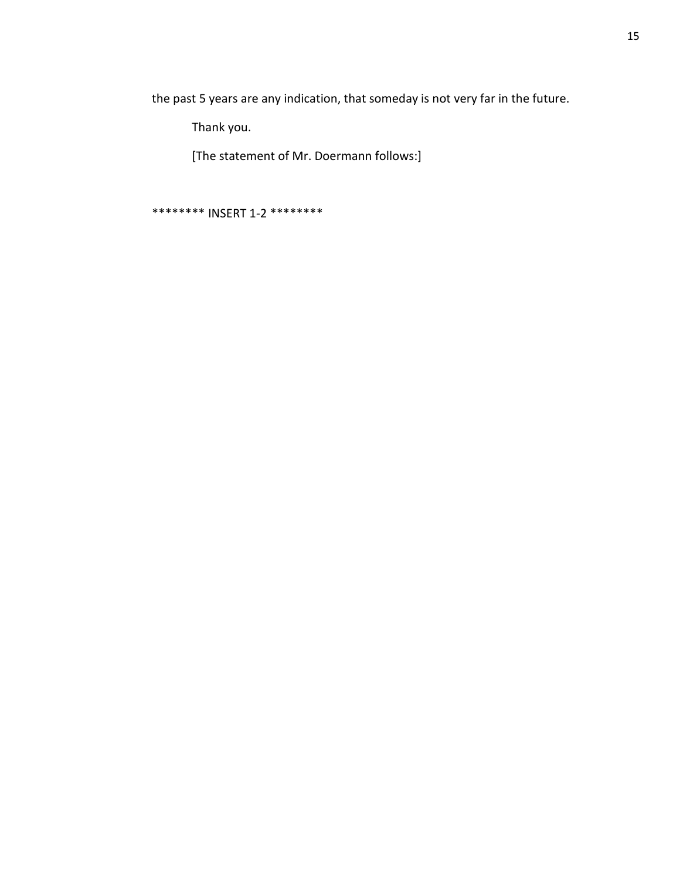the past 5 years are any indication, that someday is not very far in the future.

Thank you.

[The statement of Mr. Doermann follows:]

******** INSERT 1-2 ********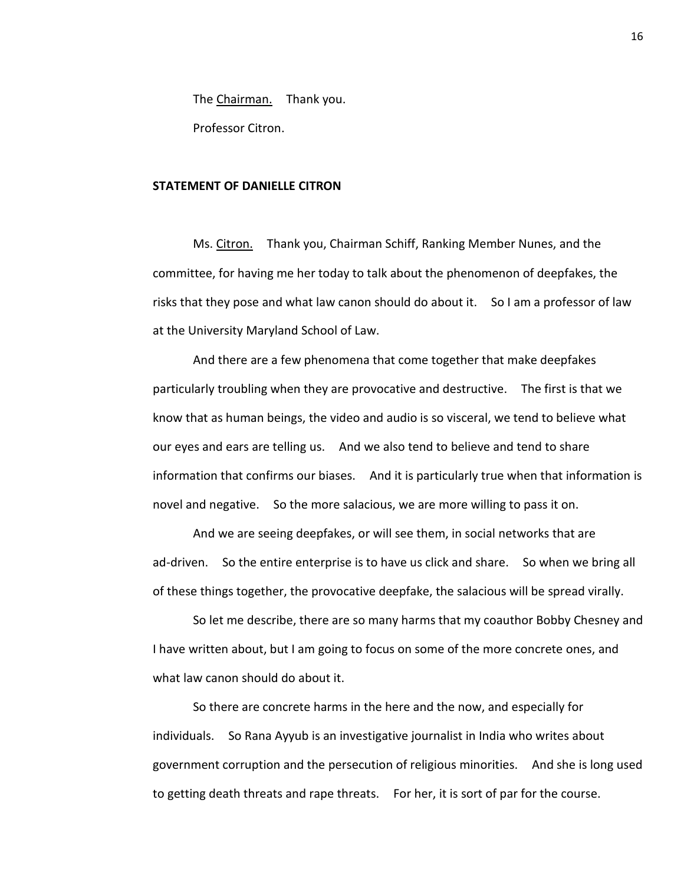The <u>Chairman.</u> Thank you.

Professor Citron.

**STATEMENT OF DANIELLE CITRON**

Ms. <u>Citron.</u> Thank you, Chairman Schiff, Ranking Member Nunes, and the committee, for having me her today to talk about the phenomenon of deepfakes, the risks that they pose and what law canon should do about it. So I am a professor of law at the University Maryland School of Law.

And there are a few phenomena that come together that make deepfakes particularly troubling when they are provocative and destructive. The first is that we know that as human beings, the video and audio is so visceral, we tend to believe what our eyes and ears are telling us. And we also tend to believe and tend to share information that confirms our biases. And it is particularly true when that information is novel and negative. So the more salacious, we are more willing to pass it on.

And we are seeing deepfakes, or will see them, in social networks that are ad-driven. So the entire enterprise is to have us click and share. So when we bring all of these things together, the provocative deepfake, the salacious will be spread virally.

So let me describe, there are so many harms that my coauthor Bobby Chesney and I have written about, but I am going to focus on some of the more concrete ones, and what law canon should do about it.

So there are concrete harms in the here and the now, and especially for individuals. So Rana Ayyub is an investigative journalist in India who writes about government corruption and the persecution of religious minorities. And she is long used to getting death threats and rape threats. For her, it is sort of par for the course.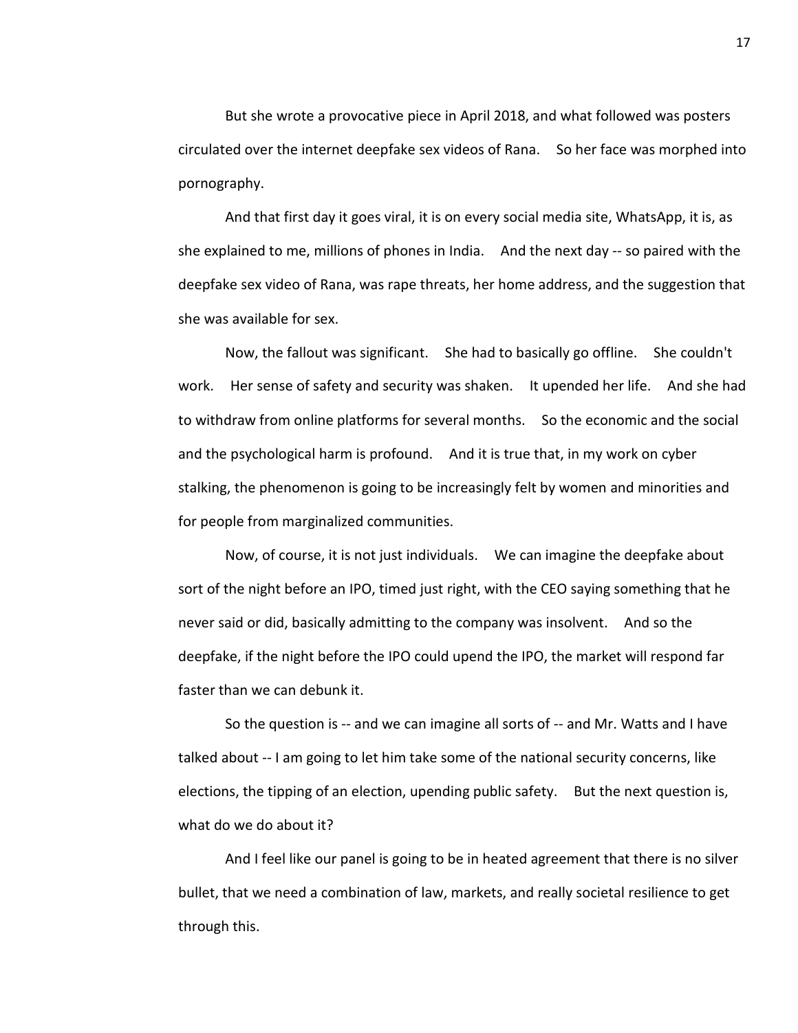But she wrote a provocative piece in April 2018, and what followed was posters circulated over the internet deepfake sex videos of Rana. So her face was morphed into pornography.

And that first day it goes viral, it is on every social media site, WhatsApp, it is, as she explained to me, millions of phones in India. And the next day -- so paired with the deepfake sex video of Rana, was rape threats, her home address, and the suggestion that she was available for sex.

Now, the fallout was significant. She had to basically go offline. She couldn't work. Her sense of safety and security was shaken. It upended her life. And she had to withdraw from online platforms for several months. So the economic and the social and the psychological harm is profound. And it is true that, in my work on cyber stalking, the phenomenon is going to be increasingly felt by women and minorities and for people from marginalized communities.

Now, of course, it is not just individuals. We can imagine the deepfake about sort of the night before an IPO, timed just right, with the CEO saying something that he never said or did, basically admitting to the company was insolvent. And so the deepfake, if the night before the IPO could upend the IPO, the market will respond far faster than we can debunk it.

So the question is -- and we can imagine all sorts of -- and Mr. Watts and I have talked about -- I am going to let him take some of the national security concerns, like elections, the tipping of an election, upending public safety. But the next question is, what do we do about it?

And I feel like our panel is going to be in heated agreement that there is no silver bullet, that we need a combination of law, markets, and really societal resilience to get through this.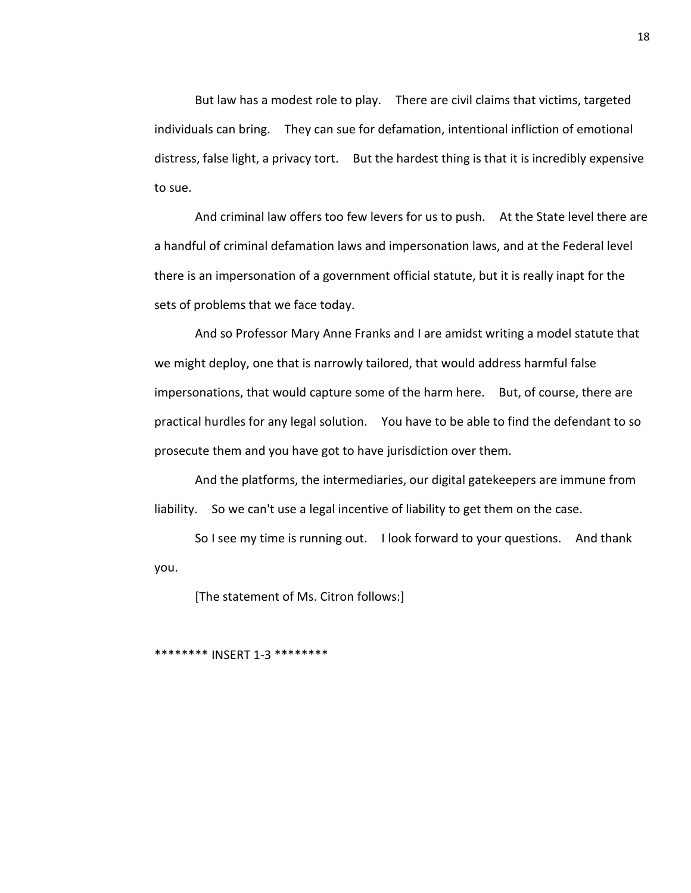But law has a modest role to play. There are civil claims that victims, targeted individuals can bring. They can sue for defamation, intentional infliction of emotional distress, false light, a privacy tort. But the hardest thing is that it is incredibly expensive to sue.

And criminal law offers too few levers for us to push. At the State level there are a handful of criminal defamation laws and impersonation laws, and at the Federal level there is an impersonation of a government official statute, but it is really inapt for the sets of problems that we face today.

And so Professor Mary Anne Franks and I are amidst writing a model statute that we might deploy, one that is narrowly tailored, that would address harmful false impersonations, that would capture some of the harm here. But, of course, there are practical hurdles for any legal solution. You have to be able to find the defendant to so prosecute them and you have got to have jurisdiction over them.

And the platforms, the intermediaries, our digital gatekeepers are immune from liability. So we can't use a legal incentive of liability to get them on the case.

So I see my time is running out. I look forward to your questions. And thank you.

[The statement of Ms. Citron follows:]

******** INSERT 1-3 ********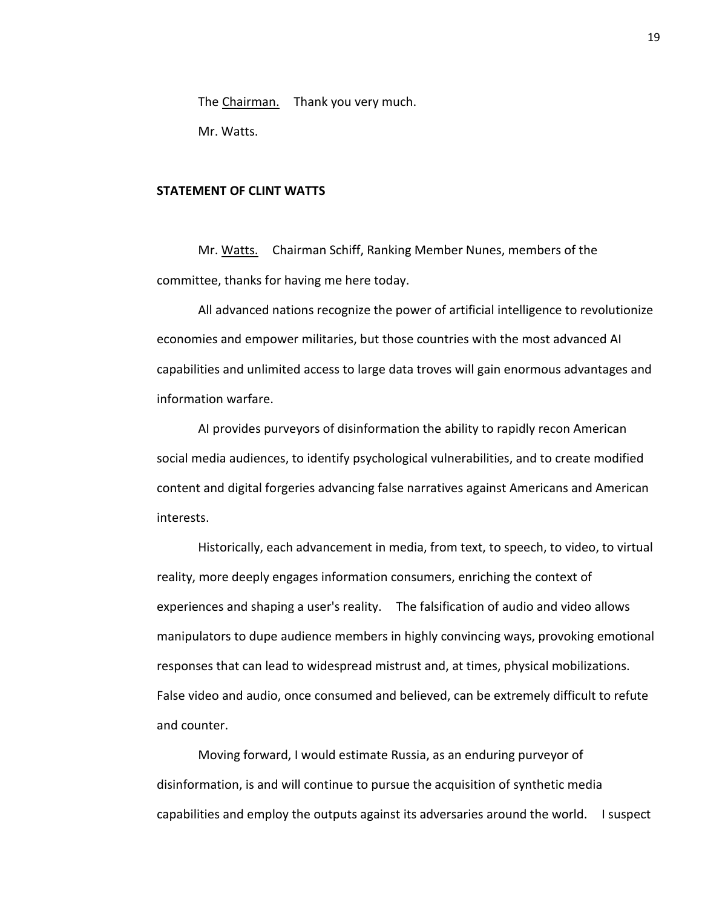The Chairman. Thank you very much.

Mr. Watts.

**STATEMENT OF CLINT WATTS**

Mr. Watts. Chairman Schiff, Ranking Member Nunes, members of the committee, thanks for having me here today.

All advanced nations recognize the power of artificial intelligence to revolutionize economies and empower militaries, but those countries with the most advanced AI capabilities and unlimited access to large data troves will gain enormous advantages and information warfare.

AI provides purveyors of disinformation the ability to rapidly recon American social media audiences, to identify psychological vulnerabilities, and to create modified content and digital forgeries advancing false narratives against Americans and American interests.

Historically, each advancement in media, from text, to speech, to video, to virtual reality, more deeply engages information consumers, enriching the context of experiences and shaping a user's reality. The falsification of audio and video allows manipulators to dupe audience members in highly convincing ways, provoking emotional responses that can lead to widespread mistrust and, at times, physical mobilizations. False video and audio, once consumed and believed, can be extremely difficult to refute and counter.

Moving forward, I would estimate Russia, as an enduring purveyor of disinformation, is and will continue to pursue the acquisition of synthetic media capabilities and employ the outputs against its adversaries around the world. I suspect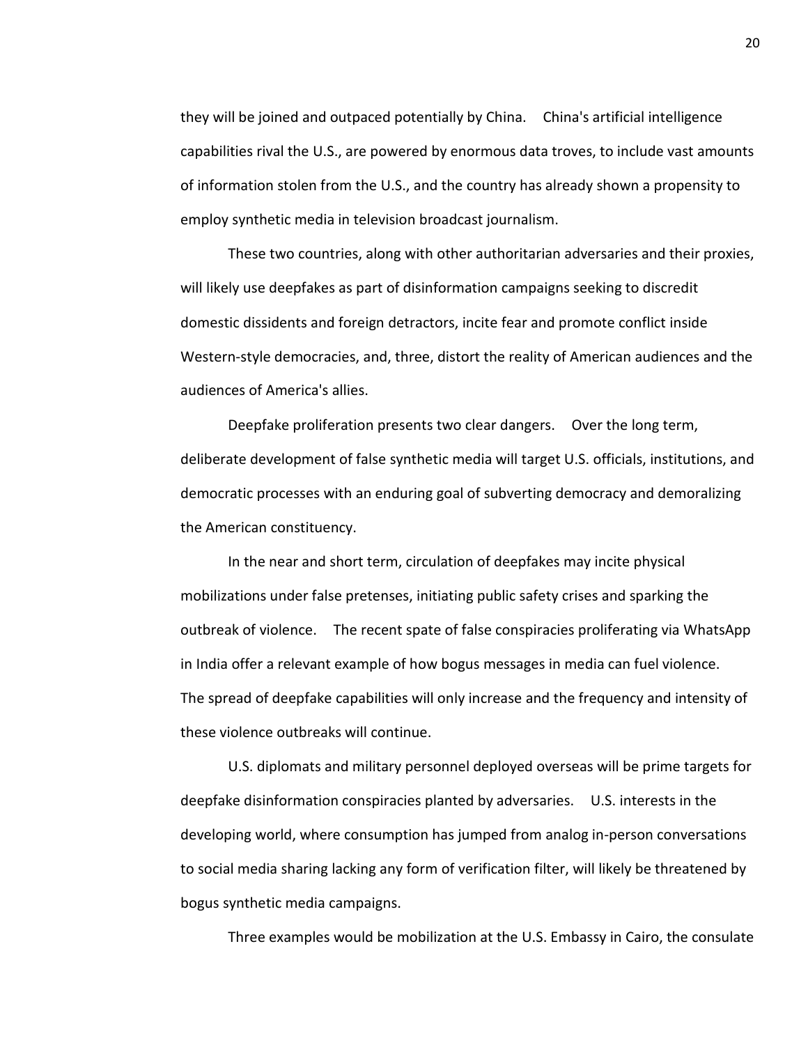they will be joined and outpaced potentially by China. China's artificial intelligence capabilities rival the U.S., are powered by enormous data troves, to include vast amounts of information stolen from the U.S., and the country has already shown a propensity to employ synthetic media in television broadcast journalism.

These two countries, along with other authoritarian adversaries and their proxies, will likely use deepfakes as part of disinformation campaigns seeking to discredit domestic dissidents and foreign detractors, incite fear and promote conflict inside Western-style democracies, and, three, distort the reality of American audiences and the audiences of America's allies.

Deepfake proliferation presents two clear dangers. Over the long term, deliberate development of false synthetic media will target U.S. officials, institutions, and democratic processes with an enduring goal of subverting democracy and demoralizing the American constituency.

In the near and short term, circulation of deepfakes may incite physical mobilizations under false pretenses, initiating public safety crises and sparking the outbreak of violence. The recent spate of false conspiracies proliferating via WhatsApp in India offer a relevant example of how bogus messages in media can fuel violence. The spread of deepfake capabilities will only increase and the frequency and intensity of these violence outbreaks will continue.

U.S. diplomats and military personnel deployed overseas will be prime targets for deepfake disinformation conspiracies planted by adversaries. U.S. interests in the developing world, where consumption has jumped from analog in-person conversations to social media sharing lacking any form of verification filter, will likely be threatened by bogus synthetic media campaigns.

Three examples would be mobilization at the U.S. Embassy in Cairo, the consulate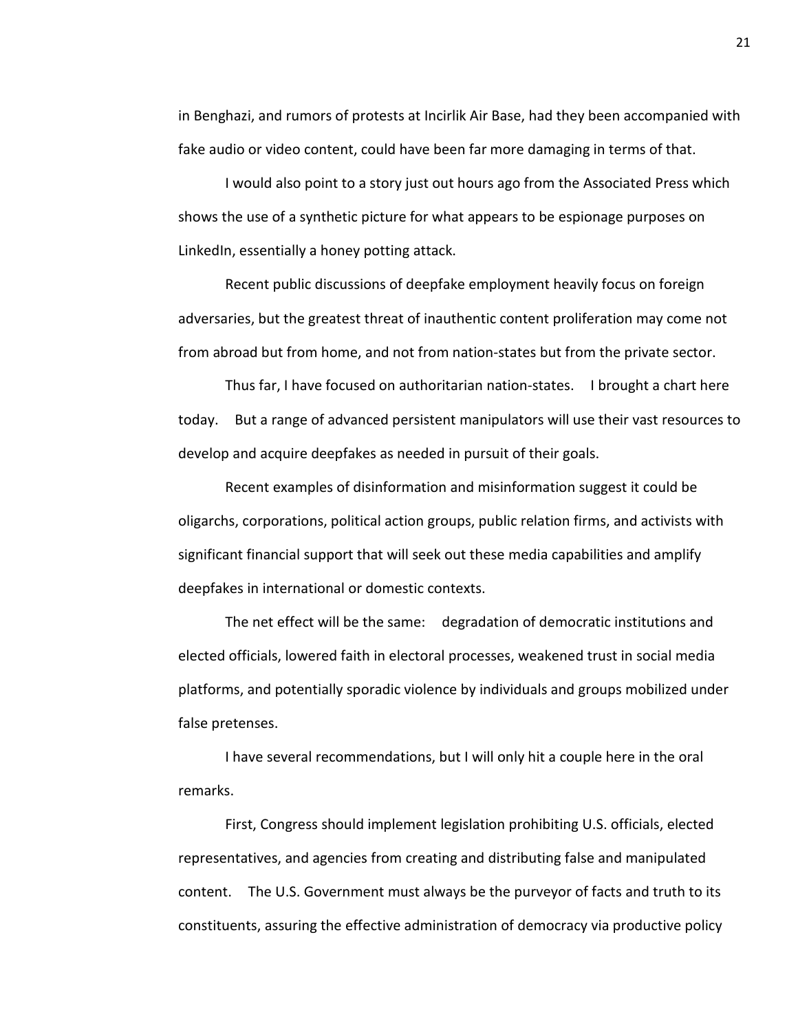in Benghazi, and rumors of protests at Incirlik Air Base, had they been accompanied with fake audio or video content, could have been far more damaging in terms of that.

I would also point to a story just out hours ago from the Associated Press which shows the use of a synthetic picture for what appears to be espionage purposes on LinkedIn, essentially a honey potting attack.

Recent public discussions of deepfake employment heavily focus on foreign adversaries, but the greatest threat of inauthentic content proliferation may come not from abroad but from home, and not from nation-states but from the private sector.

Thus far, I have focused on authoritarian nation-states. I brought a chart here today. But a range of advanced persistent manipulators will use their vast resources to develop and acquire deepfakes as needed in pursuit of their goals.

Recent examples of disinformation and misinformation suggest it could be oligarchs, corporations, political action groups, public relation firms, and activists with significant financial support that will seek out these media capabilities and amplify deepfakes in international or domestic contexts.

The net effect will be the same: degradation of democratic institutions and elected officials, lowered faith in electoral processes, weakened trust in social media platforms, and potentially sporadic violence by individuals and groups mobilized under false pretenses.

I have several recommendations, but I will only hit a couple here in the oral remarks.

First, Congress should implement legislation prohibiting U.S. officials, elected representatives, and agencies from creating and distributing false and manipulated content. The U.S. Government must always be the purveyor of facts and truth to its constituents, assuring the effective administration of democracy via productive policy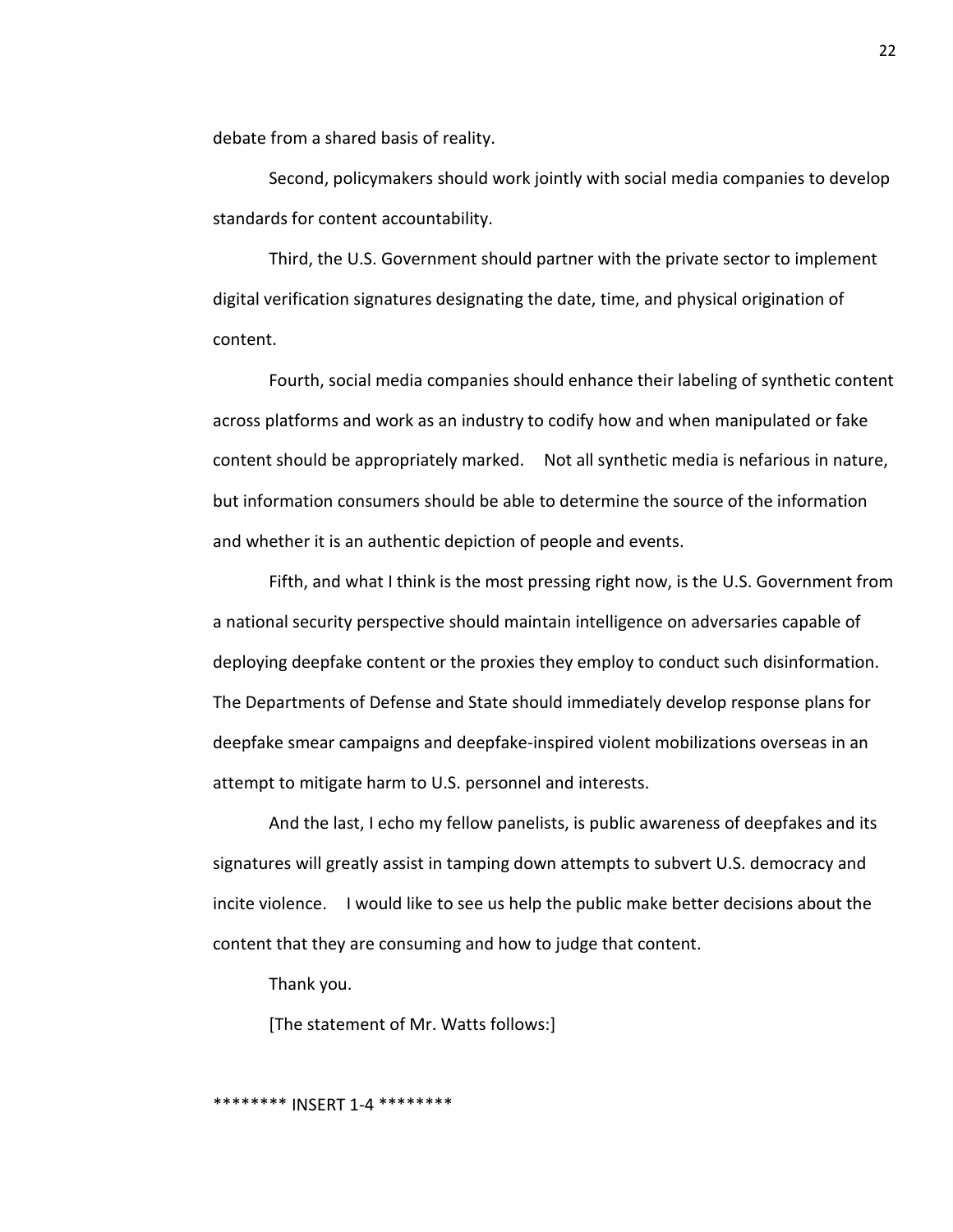debate from a shared basis of reality.

Second, policymakers should work jointly with social media companies to develop standards for content accountability.

Third, the U.S. Government should partner with the private sector to implement digital verification signatures designating the date, time, and physical origination of content.

Fourth, social media companies should enhance their labeling of synthetic content across platforms and work as an industry to codify how and when manipulated or fake content should be appropriately marked. Not all synthetic media is nefarious in nature, but information consumers should be able to determine the source of the information and whether it is an authentic depiction of people and events.

Fifth, and what I think is the most pressing right now, is the U.S. Government from a national security perspective should maintain intelligence on adversaries capable of deploying deepfake content or the proxies they employ to conduct such disinformation. The Departments of Defense and State should immediately develop response plans for deepfake smear campaigns and deepfake-inspired violent mobilizations overseas in an attempt to mitigate harm to U.S. personnel and interests.

And the last, I echo my fellow panelists, is public awareness of deepfakes and its signatures will greatly assist in tamping down attempts to subvert U.S. democracy and incite violence. I would like to see us help the public make better decisions about the content that they are consuming and how to judge that content.

Thank you.

[The statement of Mr. Watts follows:]

******** INSERT 1-4 ********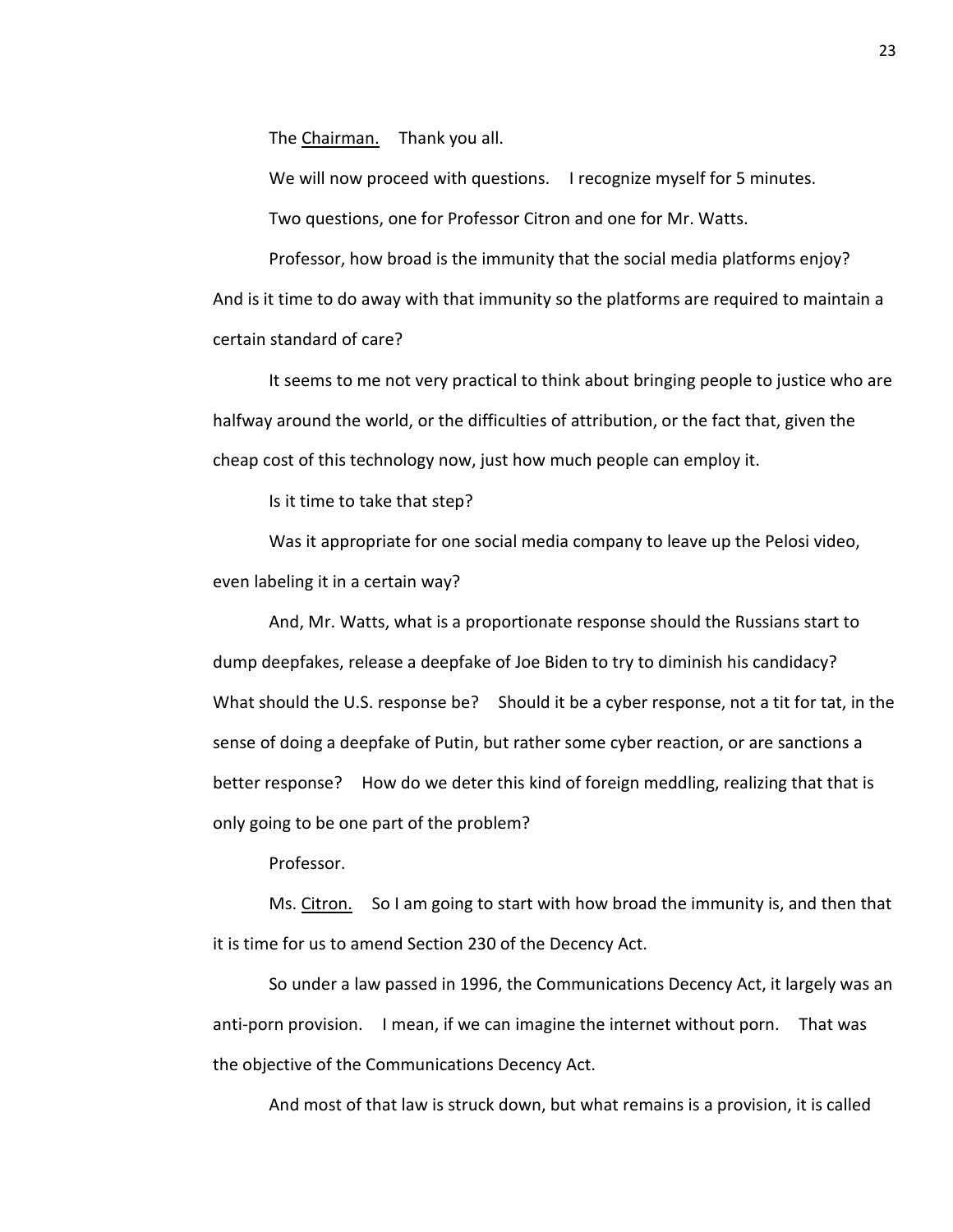The Chairman. Thank you all.

We will now proceed with questions. I recognize myself for 5 minutes.

Two questions, one for Professor Citron and one for Mr. Watts.

Professor, how broad is the immunity that the social media platforms enjoy? And is it time to do away with that immunity so the platforms are required to maintain a certain standard of care?

It seems to me not very practical to think about bringing people to justice who are halfway around the world, or the difficulties of attribution, or the fact that, given the cheap cost of this technology now, just how much people can employ it.

Is it time to take that step?

Was it appropriate for one social media company to leave up the Pelosi video, even labeling it in a certain way?

And, Mr. Watts, what is a proportionate response should the Russians start to dump deepfakes, release a deepfake of Joe Biden to try to diminish his candidacy? What should the U.S. response be? Should it be a cyber response, not a tit for tat, in the sense of doing a deepfake of Putin, but rather some cyber reaction, or are sanctions a better response? How do we deter this kind of foreign meddling, realizing that that is only going to be one part of the problem?

Professor.

Ms. Citron. So I am going to start with how broad the immunity is, and then that it is time for us to amend Section 230 of the Decency Act.

So under a law passed in 1996, the Communications Decency Act, it largely was an anti-porn provision. I mean, if we can imagine the internet without porn. That was the objective of the Communications Decency Act.

And most of that law is struck down, but what remains is a provision, it is called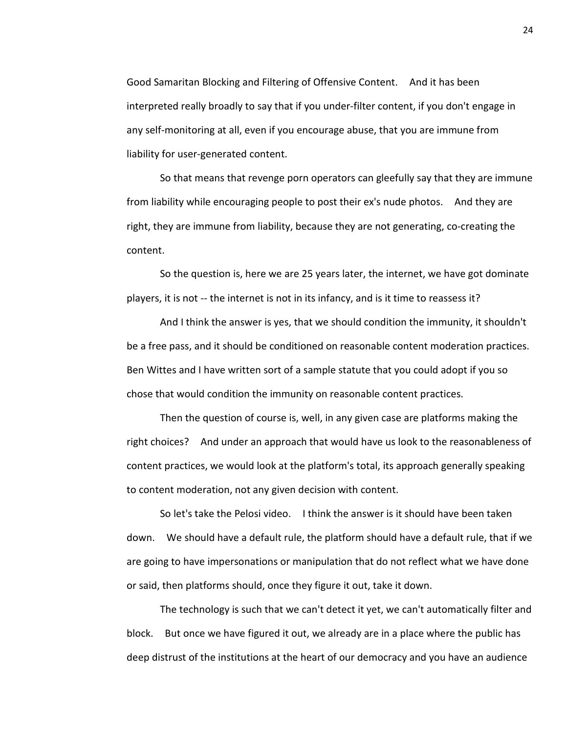Good Samaritan Blocking and Filtering of Offensive Content. And it has been interpreted really broadly to say that if you under-filter content, if you don't engage in any self-monitoring at all, even if you encourage abuse, that you are immune from liability for user-generated content.

So that means that revenge porn operators can gleefully say that they are immune from liability while encouraging people to post their ex's nude photos. And they are right, they are immune from liability, because they are not generating, co-creating the content.

So the question is, here we are 25 years later, the internet, we have got dominate players, it is not -- the internet is not in its infancy, and is it time to reassess it?

And I think the answer is yes, that we should condition the immunity, it shouldn't be a free pass, and it should be conditioned on reasonable content moderation practices. Ben Wittes and I have written sort of a sample statute that you could adopt if you so chose that would condition the immunity on reasonable content practices.

Then the question of course is, well, in any given case are platforms making the right choices? And under an approach that would have us look to the reasonableness of content practices, we would look at the platform's total, its approach generally speaking to content moderation, not any given decision with content.

So let's take the Pelosi video. I think the answer is it should have been taken down. We should have a default rule, the platform should have a default rule, that if we are going to have impersonations or manipulation that do not reflect what we have done or said, then platforms should, once they figure it out, take it down.

The technology is such that we can't detect it yet, we can't automatically filter and block. But once we have figured it out, we already are in a place where the public has deep distrust of the institutions at the heart of our democracy and you have an audience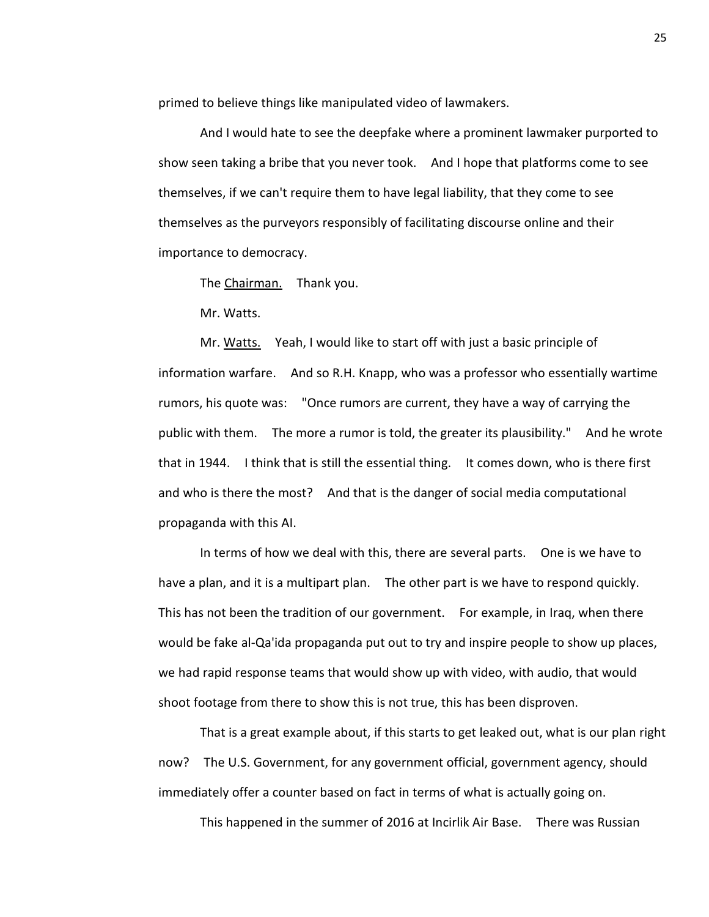primed to believe things like manipulated video of lawmakers.

And I would hate to see the deepfake where a prominent lawmaker purported to show seen taking a bribe that you never took. And I hope that platforms come to see themselves, if we can't require them to have legal liability, that they come to see themselves as the purveyors responsibly of facilitating discourse online and their importance to democracy.

The <u>Chairman.</u> Thank you.

Mr. Watts.

Mr. <u>Watts.</u> Yeah, I would like to start off with just a basic principle of information warfare. And so R.H. Knapp, who was a professor who essentially wartime rumors, his quote was: "Once rumors are current, they have a way of carrying the public with them. The more a rumor is told, the greater its plausibility." And he wrote that in 1944. I think that is still the essential thing. It comes down, who is there first and who is there the most? And that is the danger of social media computational propaganda with this AI.

In terms of how we deal with this, there are several parts. One is we have to have a plan, and it is a multipart plan. The other part is we have to respond quickly. This has not been the tradition of our government. For example, in Iraq, when there would be fake al-Qa'ida propaganda put out to try and inspire people to show up places, we had rapid response teams that would show up with video, with audio, that would shoot footage from there to show this is not true, this has been disproven.

That is a great example about, if this starts to get leaked out, what is our plan right now? The U.S. Government, for any government official, government agency, should immediately offer a counter based on fact in terms of what is actually going on.

This happened in the summer of 2016 at Incirlik Air Base. There was Russian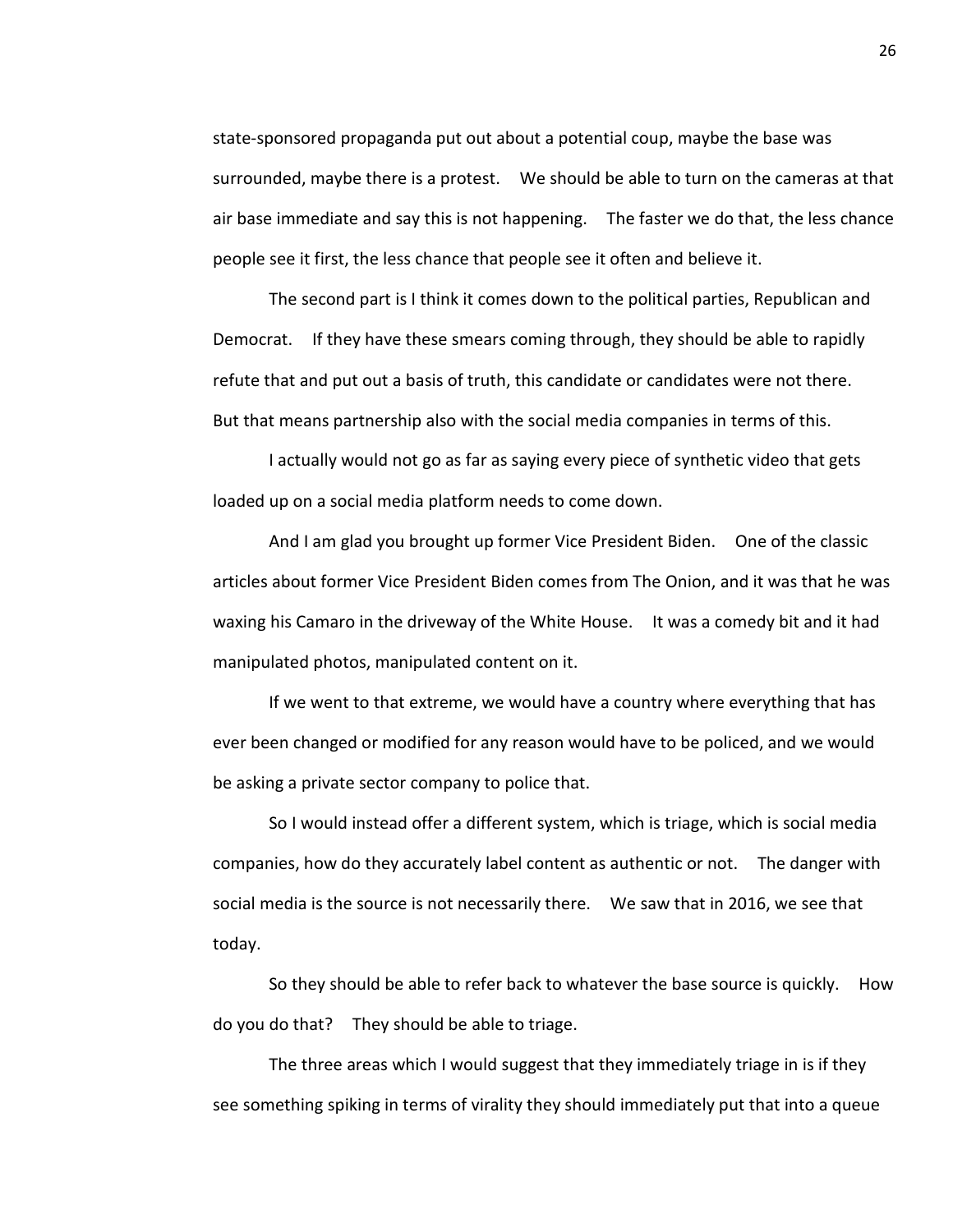state-sponsored propaganda put out about a potential coup, maybe the base was surrounded, maybe there is a protest. We should be able to turn on the cameras at that air base immediate and say this is not happening. The faster we do that, the less chance people see it first, the less chance that people see it often and believe it.

The second part is I think it comes down to the political parties, Republican and Democrat. If they have these smears coming through, they should be able to rapidly refute that and put out a basis of truth, this candidate or candidates were not there. But that means partnership also with the social media companies in terms of this.

I actually would not go as far as saying every piece of synthetic video that gets loaded up on a social media platform needs to come down.

And I am glad you brought up former Vice President Biden. One of the classic articles about former Vice President Biden comes from The Onion, and it was that he was waxing his Camaro in the driveway of the White House. It was a comedy bit and it had manipulated photos, manipulated content on it.

If we went to that extreme, we would have a country where everything that has ever been changed or modified for any reason would have to be policed, and we would be asking a private sector company to police that.

So I would instead offer a different system, which is triage, which is social media companies, how do they accurately label content as authentic or not. The danger with social media is the source is not necessarily there. We saw that in 2016, we see that today.

So they should be able to refer back to whatever the base source is quickly. How do you do that? They should be able to triage.

The three areas which I would suggest that they immediately triage in is if they see something spiking in terms of virality they should immediately put that into a queue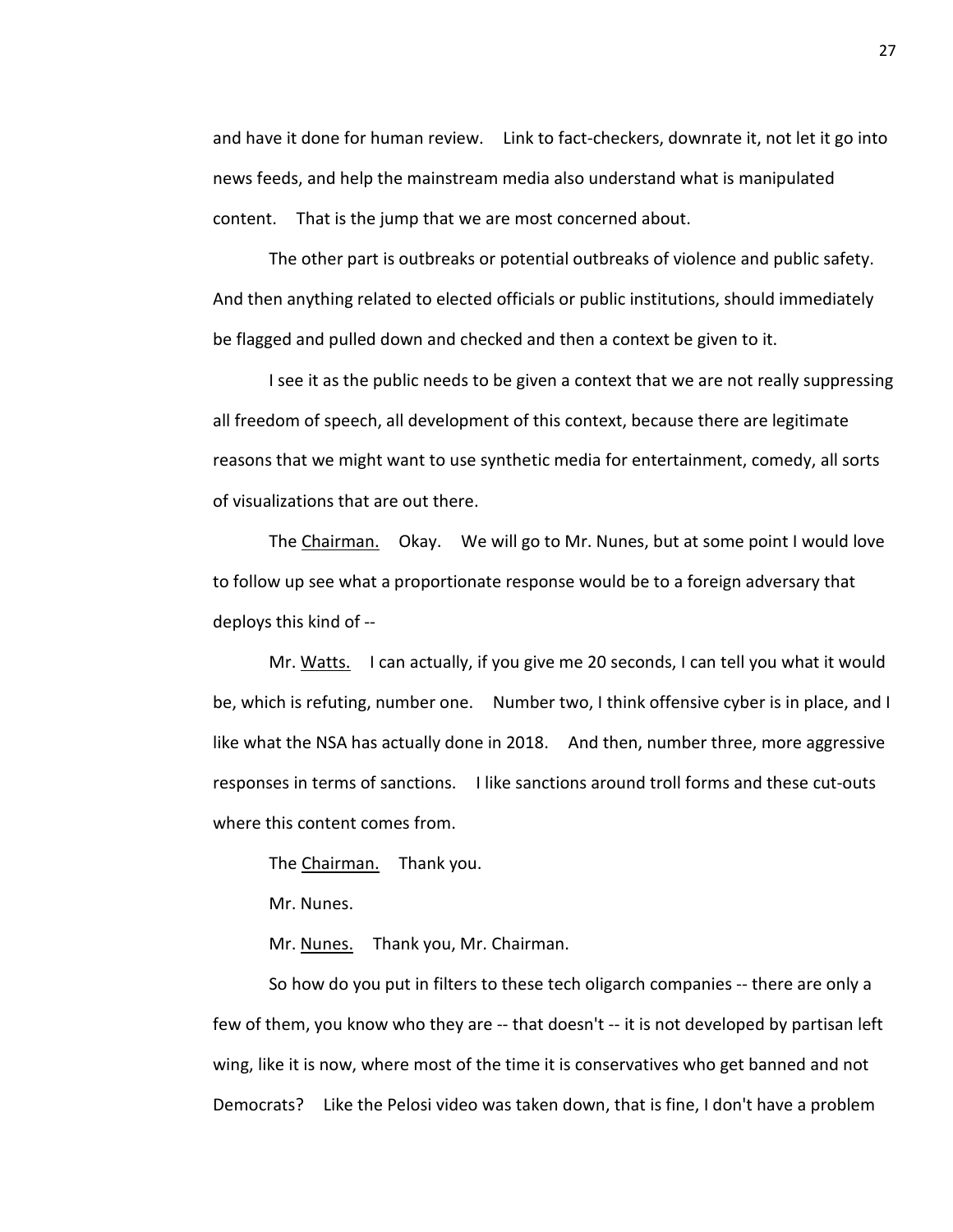and have it done for human review. Link to fact-checkers, downrate it, not let it go into news feeds, and help the mainstream media also understand what is manipulated content. That is the jump that we are most concerned about.

The other part is outbreaks or potential outbreaks of violence and public safety. And then anything related to elected officials or public institutions, should immediately be flagged and pulled down and checked and then a context be given to it.

I see it as the public needs to be given a context that we are not really suppressing all freedom of speech, all development of this context, because there are legitimate reasons that we might want to use synthetic media for entertainment, comedy, all sorts of visualizations that are out there.

The Chairman. Okay. We will go to Mr. Nunes, but at some point I would love to follow up see what a proportionate response would be to a foreign adversary that deploys this kind of --

Mr. Watts. I can actually, if you give me 20 seconds, I can tell you what it would be, which is refuting, number one. Number two, I think offensive cyber is in place, and I like what the NSA has actually done in 2018. And then, number three, more aggressive responses in terms of sanctions. I like sanctions around troll forms and these cut-outs where this content comes from.

The Chairman. Thank you.

Mr. Nunes.

Mr. Nunes. Thank you, Mr. Chairman.

So how do you put in filters to these tech oligarch companies -- there are only a few of them, you know who they are -- that doesn't -- it is not developed by partisan left wing, like it is now, where most of the time it is conservatives who get banned and not Democrats? Like the Pelosi video was taken down, that is fine, I don't have a problem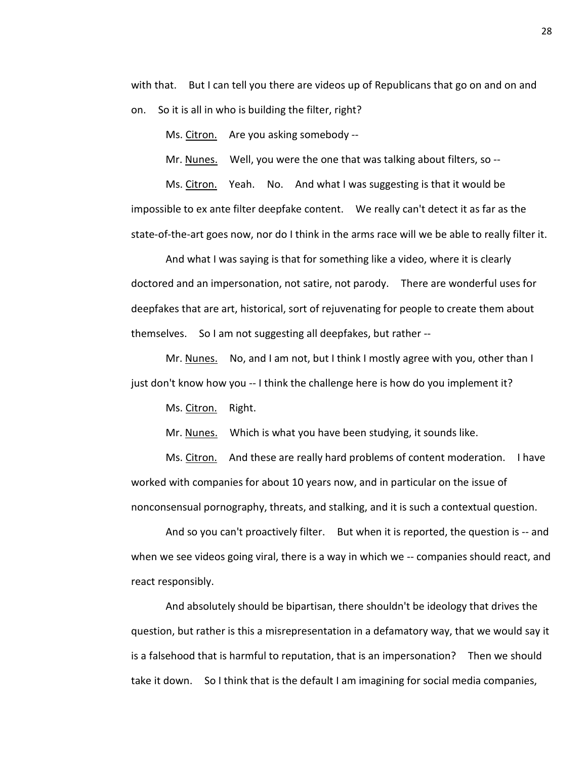with that. But I can tell you there are videos up of Republicans that go on and on and on. So it is all in who is building the filter, right?

Ms. Citron. Are you asking somebody --

Mr. Nunes. Well, you were the one that was talking about filters, so --

Ms. Citron. Yeah. No. And what I was suggesting is that it would be impossible to ex ante filter deepfake content. We really can't detect it as far as the state-of-the-art goes now, nor do I think in the arms race will we be able to really filter it.

And what I was saying is that for something like a video, where it is clearly doctored and an impersonation, not satire, not parody. There are wonderful uses for deepfakes that are art, historical, sort of rejuvenating for people to create them about themselves. So I am not suggesting all deepfakes, but rather --

Mr. Nunes. No, and I am not, but I think I mostly agree with you, other than I just don't know how you -- I think the challenge here is how do you implement it?

Ms. Citron. Right.

Mr. Nunes. Which is what you have been studying, it sounds like.

Ms. Citron. And these are really hard problems of content moderation. I have worked with companies for about 10 years now, and in particular on the issue of nonconsensual pornography, threats, and stalking, and it is such a contextual question.

And so you can't proactively filter. But when it is reported, the question is -- and when we see videos going viral, there is a way in which we -- companies should react, and react responsibly.

And absolutely should be bipartisan, there shouldn't be ideology that drives the question, but rather is this a misrepresentation in a defamatory way, that we would say it is a falsehood that is harmful to reputation, that is an impersonation? Then we should take it down. So I think that is the default I am imagining for social media companies,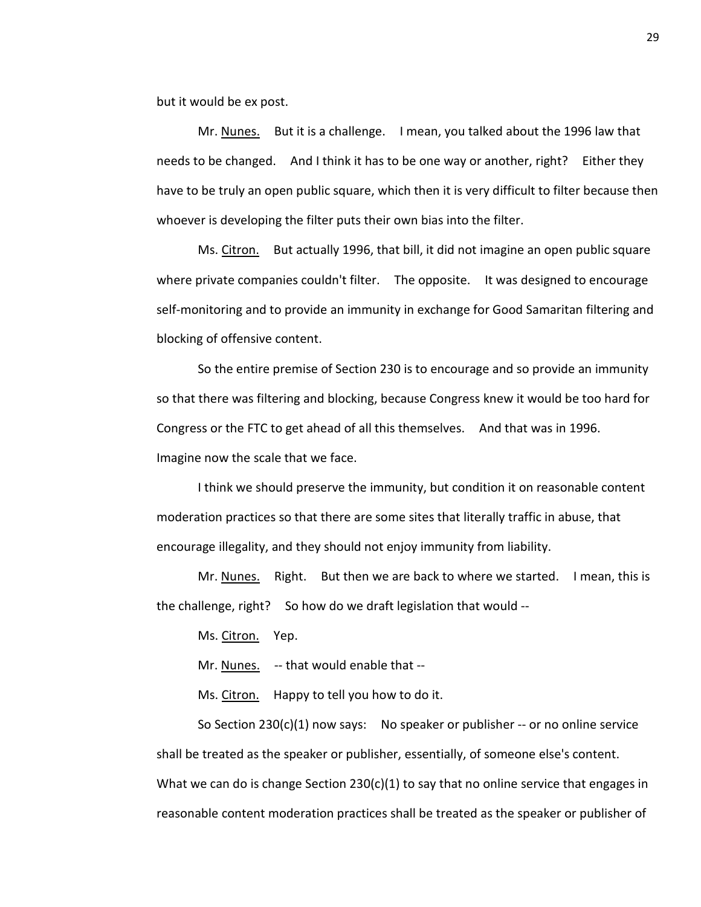but it would be ex post.

Mr. Nunes. But it is a challenge. I mean, you talked about the 1996 law that needs to be changed. And I think it has to be one way or another, right? Either they have to be truly an open public square, which then it is very difficult to filter because then whoever is developing the filter puts their own bias into the filter.

Ms. Citron. But actually 1996, that bill, it did not imagine an open public square where private companies couldn't filter. The opposite. It was designed to encourage self-monitoring and to provide an immunity in exchange for Good Samaritan filtering and blocking of offensive content.

So the entire premise of Section 230 is to encourage and so provide an immunity so that there was filtering and blocking, because Congress knew it would be too hard for Congress or the FTC to get ahead of all this themselves. And that was in 1996. Imagine now the scale that we face.

I think we should preserve the immunity, but condition it on reasonable content moderation practices so that there are some sites that literally traffic in abuse, that encourage illegality, and they should not enjoy immunity from liability.

Mr. Nunes. Right. But then we are back to where we started. I mean, this is the challenge, right? So how do we draft legislation that would --

Ms. Citron. Yep.

Mr. Nunes. -- that would enable that --

Ms. Citron. Happy to tell you how to do it.

So Section 230(c)(1) now says: No speaker or publisher -- or no online service shall be treated as the speaker or publisher, essentially, of someone else's content. What we can do is change Section 230(c)(1) to say that no online service that engages in reasonable content moderation practices shall be treated as the speaker or publisher of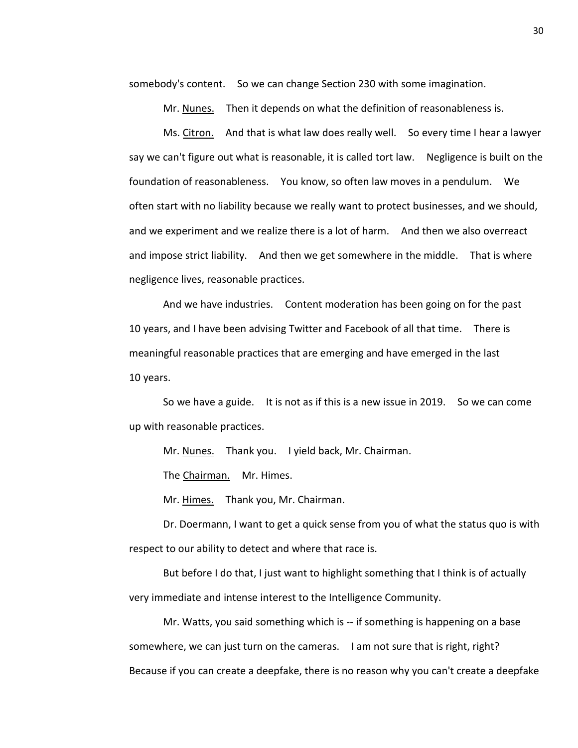somebody's content. So we can change Section 230 with some imagination.

Mr. Nunes. Then it depends on what the definition of reasonableness is.

Ms. Citron. And that is what law does really well. So every time I hear a lawyer say we can't figure out what is reasonable, it is called tort law. Negligence is built on the foundation of reasonableness. You know, so often law moves in a pendulum. We often start with no liability because we really want to protect businesses, and we should, and we experiment and we realize there is a lot of harm. And then we also overreact and impose strict liability. And then we get somewhere in the middle. That is where negligence lives, reasonable practices.

And we have industries. Content moderation has been going on for the past 10 years, and I have been advising Twitter and Facebook of all that time. There is meaningful reasonable practices that are emerging and have emerged in the last 10 years.

So we have a guide. It is not as if this is a new issue in 2019. So we can come up with reasonable practices.

Mr. Nunes. Thank you. I yield back, Mr. Chairman.

The Chairman. Mr. Himes.

Mr. Himes. Thank you, Mr. Chairman.

Dr. Doermann, I want to get a quick sense from you of what the status quo is with respect to our ability to detect and where that race is.

But before I do that, I just want to highlight something that I think is of actually very immediate and intense interest to the Intelligence Community.

Mr. Watts, you said something which is -- if something is happening on a base somewhere, we can just turn on the cameras. I am not sure that is right, right? Because if you can create a deepfake, there is no reason why you can't create a deepfake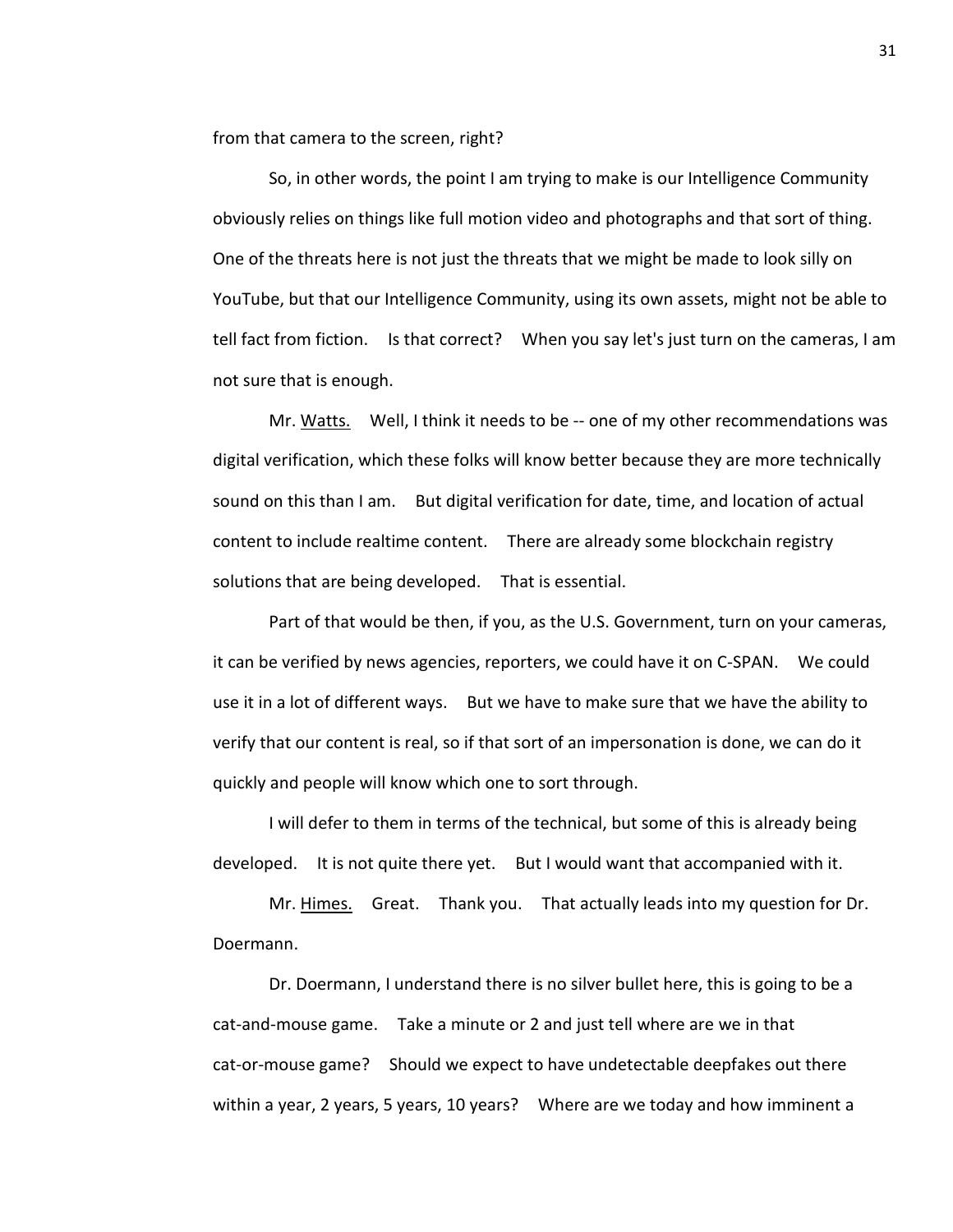from that camera to the screen, right?

So, in other words, the point I am trying to make is our Intelligence Community obviously relies on things like full motion video and photographs and that sort of thing. One of the threats here is not just the threats that we might be made to look silly on YouTube, but that our Intelligence Community, using its own assets, might not be able to tell fact from fiction. Is that correct? When you say let's just turn on the cameras, I am not sure that is enough.

Mr. Watts. Well, I think it needs to be -- one of my other recommendations was digital verification, which these folks will know better because they are more technically sound on this than I am. But digital verification for date, time, and location of actual content to include realtime content. There are already some blockchain registry solutions that are being developed. That is essential.

Part of that would be then, if you, as the U.S. Government, turn on your cameras, it can be verified by news agencies, reporters, we could have it on C-SPAN. We could use it in a lot of different ways. But we have to make sure that we have the ability to verify that our content is real, so if that sort of an impersonation is done, we can do it quickly and people will know which one to sort through.

I will defer to them in terms of the technical, but some of this is already being developed. It is not quite there yet. But I would want that accompanied with it.

Mr. Himes. Great. Thank you. That actually leads into my question for Dr. Doermann.

Dr. Doermann, I understand there is no silver bullet here, this is going to be a cat-and-mouse game. Take a minute or 2 and just tell where are we in that cat-or-mouse game? Should we expect to have undetectable deepfakes out there within a year, 2 years, 5 years, 10 years? Where are we today and how imminent a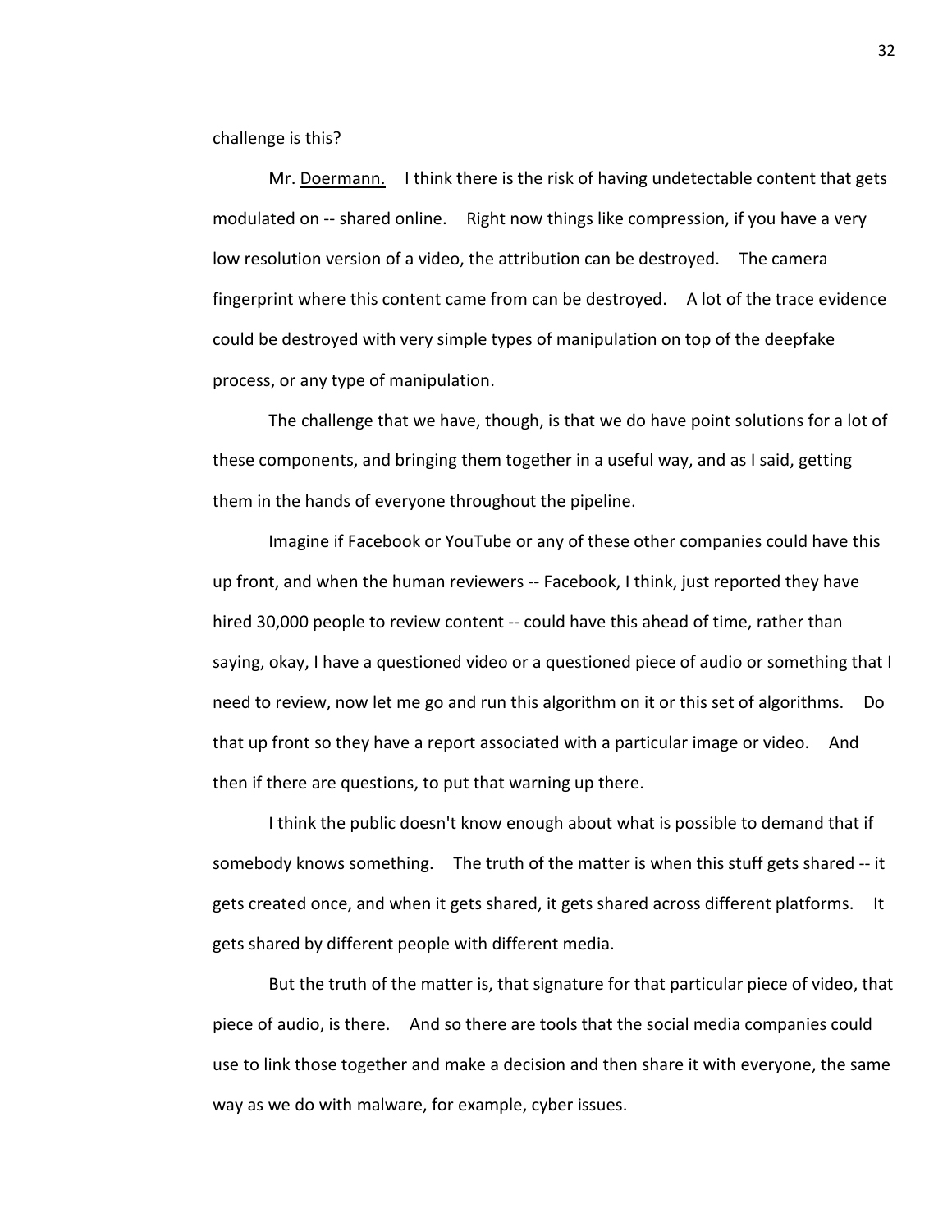challenge is this?

Mr. Doermann. I think there is the risk of having undetectable content that gets modulated on -- shared online. Right now things like compression, if you have a very low resolution version of a video, the attribution can be destroyed. The camera fingerprint where this content came from can be destroyed. A lot of the trace evidence could be destroyed with very simple types of manipulation on top of the deepfake process, or any type of manipulation.

The challenge that we have, though, is that we do have point solutions for a lot of these components, and bringing them together in a useful way, and as I said, getting them in the hands of everyone throughout the pipeline.

Imagine if Facebook or YouTube or any of these other companies could have this up front, and when the human reviewers -- Facebook, I think, just reported they have hired 30,000 people to review content -- could have this ahead of time, rather than saying, okay, I have a questioned video or a questioned piece of audio or something that I need to review, now let me go and run this algorithm on it or this set of algorithms. Do that up front so they have a report associated with a particular image or video. And then if there are questions, to put that warning up there.

I think the public doesn't know enough about what is possible to demand that if somebody knows something. The truth of the matter is when this stuff gets shared -- it gets created once, and when it gets shared, it gets shared across different platforms. It gets shared by different people with different media.

But the truth of the matter is, that signature for that particular piece of video, that piece of audio, is there. And so there are tools that the social media companies could use to link those together and make a decision and then share it with everyone, the same way as we do with malware, for example, cyber issues.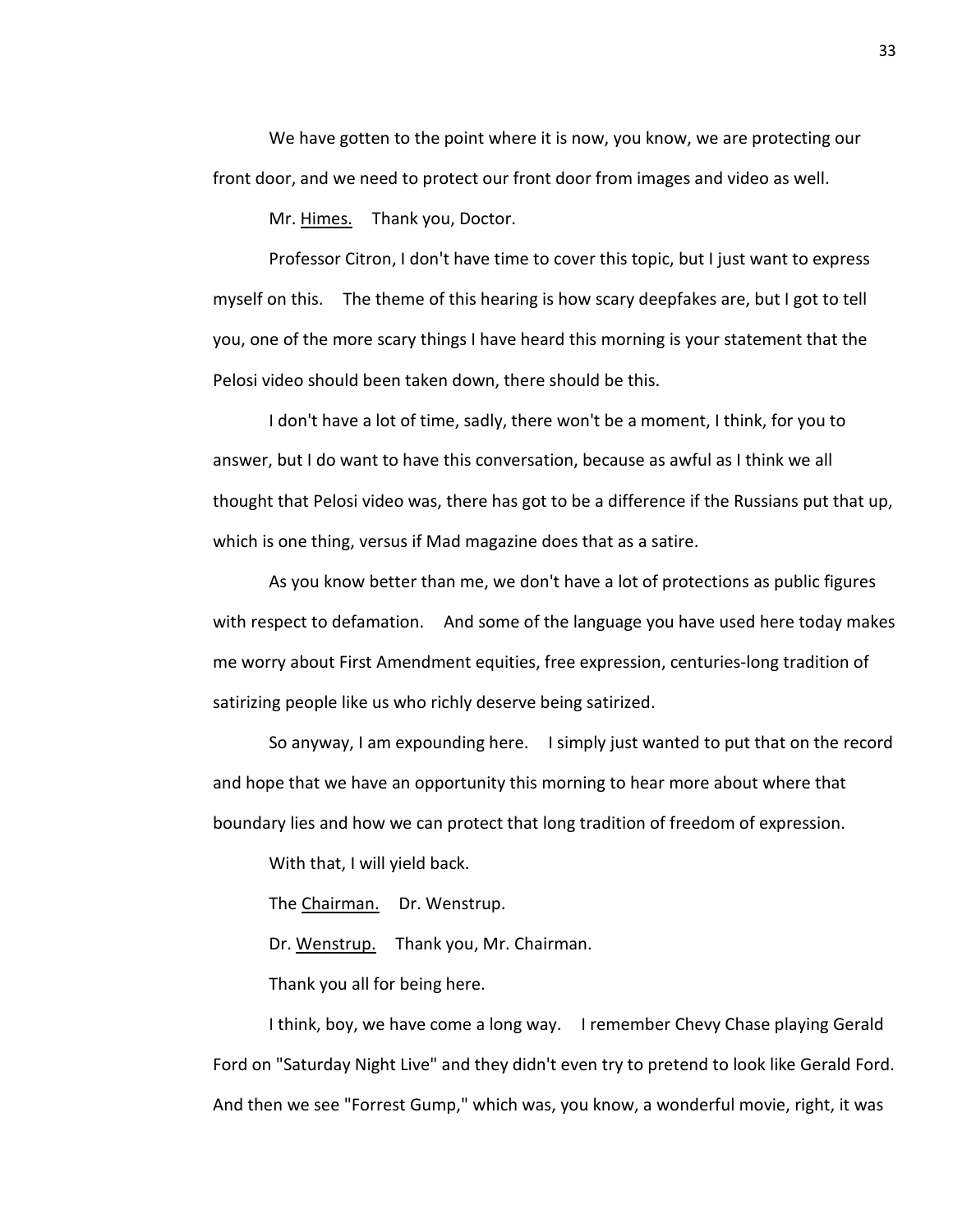We have gotten to the point where it is now, you know, we are protecting our front door, and we need to protect our front door from images and video as well.

Mr. Himes. Thank you, Doctor.

Professor Citron, I don't have time to cover this topic, but I just want to express myself on this. The theme of this hearing is how scary deepfakes are, but I got to tell you, one of the more scary things I have heard this morning is your statement that the Pelosi video should been taken down, there should be this.

I don't have a lot of time, sadly, there won't be a moment, I think, for you to answer, but I do want to have this conversation, because as awful as I think we all thought that Pelosi video was, there has got to be a difference if the Russians put that up, which is one thing, versus if Mad magazine does that as a satire.

As you know better than me, we don't have a lot of protections as public figures with respect to defamation. And some of the language you have used here today makes me worry about First Amendment equities, free expression, centuries-long tradition of satirizing people like us who richly deserve being satirized.

So anyway, I am expounding here. I simply just wanted to put that on the record and hope that we have an opportunity this morning to hear more about where that boundary lies and how we can protect that long tradition of freedom of expression.

With that, I will yield back.

The Chairman. Dr. Wenstrup.

Dr. Wenstrup. Thank you, Mr. Chairman.

Thank you all for being here.

I think, boy, we have come a long way. I remember Chevy Chase playing Gerald Ford on "Saturday Night Live" and they didn't even try to pretend to look like Gerald Ford. And then we see "Forrest Gump," which was, you know, a wonderful movie, right, it was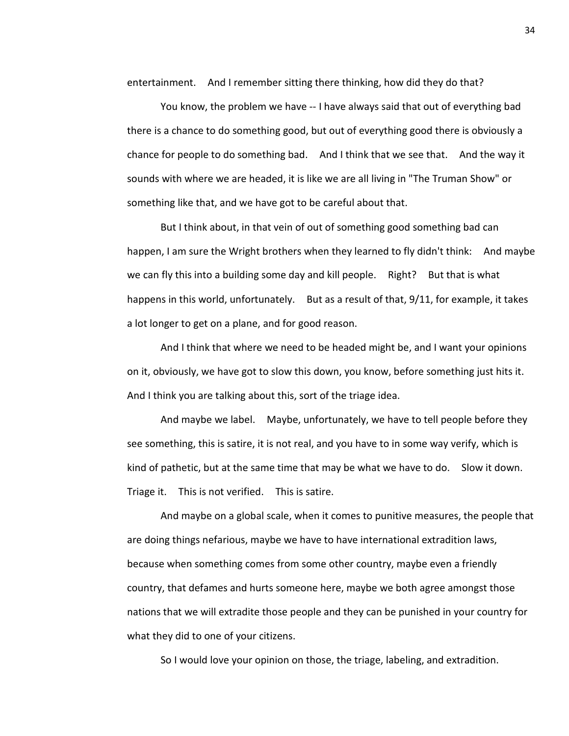entertainment. And I remember sitting there thinking, how did they do that?

You know, the problem we have -- I have always said that out of everything bad there is a chance to do something good, but out of everything good there is obviously a chance for people to do something bad. And I think that we see that. And the way it sounds with where we are headed, it is like we are all living in "The Truman Show" or something like that, and we have got to be careful about that.

But I think about, in that vein of out of something good something bad can happen, I am sure the Wright brothers when they learned to fly didn't think: And maybe we can fly this into a building some day and kill people. Right? But that is what happens in this world, unfortunately. But as a result of that, 9/11, for example, it takes a lot longer to get on a plane, and for good reason.

And I think that where we need to be headed might be, and I want your opinions on it, obviously, we have got to slow this down, you know, before something just hits it. And I think you are talking about this, sort of the triage idea.

And maybe we label. Maybe, unfortunately, we have to tell people before they see something, this is satire, it is not real, and you have to in some way verify, which is kind of pathetic, but at the same time that may be what we have to do. Slow it down. Triage it. This is not verified. This is satire.

And maybe on a global scale, when it comes to punitive measures, the people that are doing things nefarious, maybe we have to have international extradition laws, because when something comes from some other country, maybe even a friendly country, that defames and hurts someone here, maybe we both agree amongst those nations that we will extradite those people and they can be punished in your country for what they did to one of your citizens.

So I would love your opinion on those, the triage, labeling, and extradition.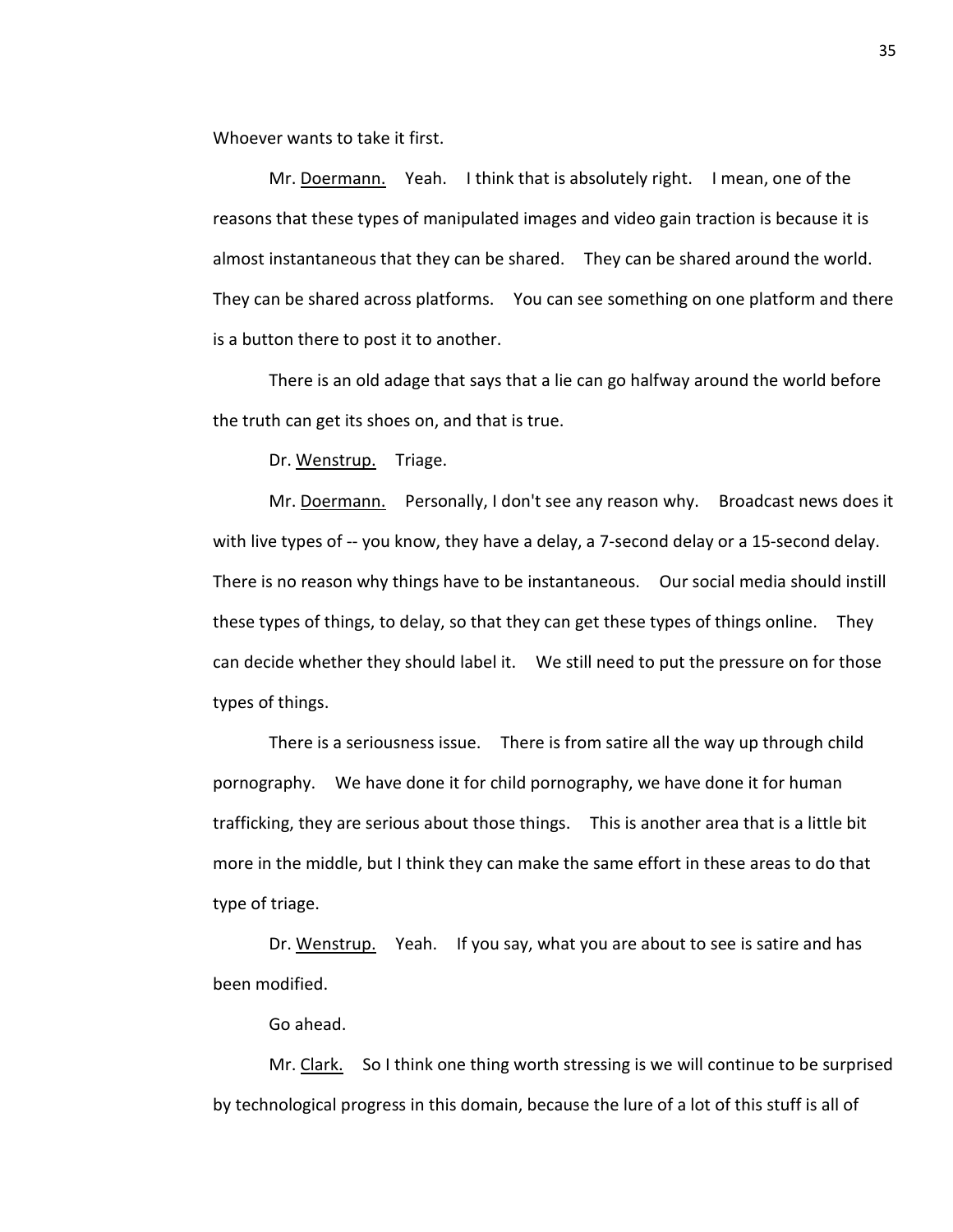Whoever wants to take it first.

Mr. Doermann. Yeah. I think that is absolutely right. I mean, one of the reasons that these types of manipulated images and video gain traction is because it is almost instantaneous that they can be shared. They can be shared around the world. They can be shared across platforms. You can see something on one platform and there is a button there to post it to another.

There is an old adage that says that a lie can go halfway around the world before the truth can get its shoes on, and that is true.

Dr. Wenstrup. Triage.

Mr. Doermann. Personally, I don't see any reason why. Broadcast news does it with live types of -- you know, they have a delay, a 7-second delay or a 15-second delay. There is no reason why things have to be instantaneous. Our social media should instill these types of things, to delay, so that they can get these types of things online. They can decide whether they should label it. We still need to put the pressure on for those types of things.

There is a seriousness issue. There is from satire all the way up through child pornography. We have done it for child pornography, we have done it for human trafficking, they are serious about those things. This is another area that is a little bit more in the middle, but I think they can make the same effort in these areas to do that type of triage.

Dr. Wenstrup. Yeah. If you say, what you are about to see is satire and has been modified.

Go ahead.

Mr. Clark. So I think one thing worth stressing is we will continue to be surprised by technological progress in this domain, because the lure of a lot of this stuff is all of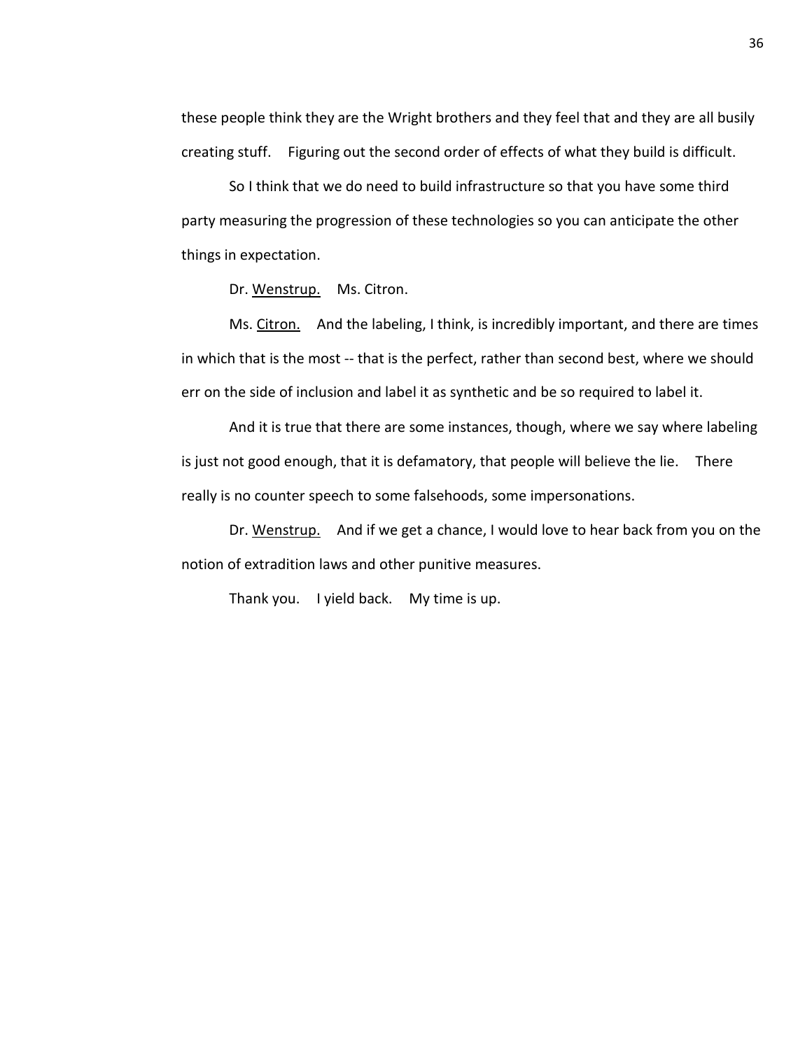these people think they are the Wright brothers and they feel that and they are all busily creating stuff. Figuring out the second order of effects of what they build is difficult.

So I think that we do need to build infrastructure so that you have some third party measuring the progression of these technologies so you can anticipate the other things in expectation.

Dr. Wenstrup. Ms. Citron.

Ms. Citron. And the labeling, I think, is incredibly important, and there are times in which that is the most -- that is the perfect, rather than second best, where we should err on the side of inclusion and label it as synthetic and be so required to label it.

And it is true that there are some instances, though, where we say where labeling is just not good enough, that it is defamatory, that people will believe the lie. There really is no counter speech to some falsehoods, some impersonations.

Dr. Wenstrup. And if we get a chance, I would love to hear back from you on the notion of extradition laws and other punitive measures.

Thank you. I yield back. My time is up.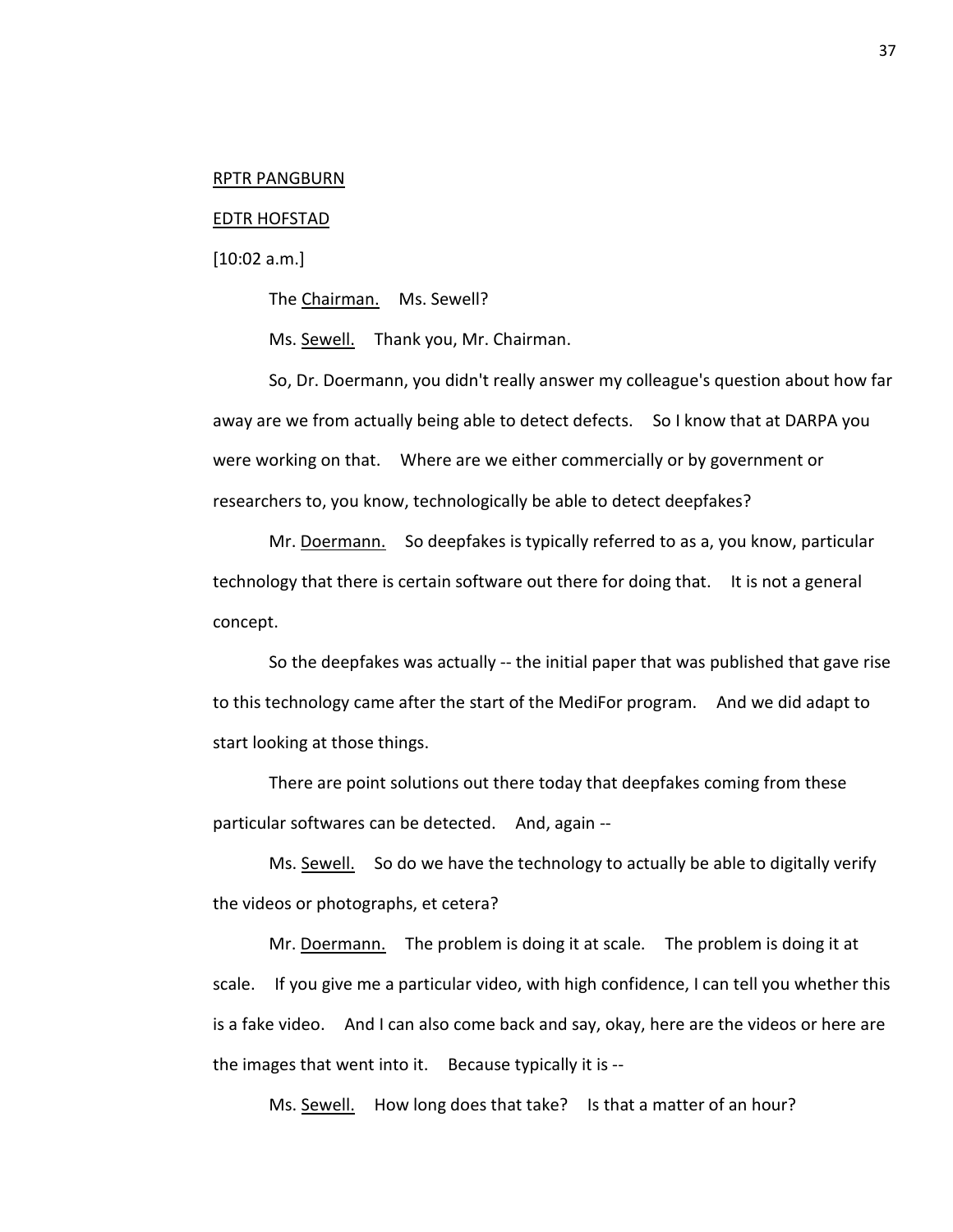RPTR PANGBURN

EDTR HOFSTAD

[10:02 a.m.]

The Chairman. Ms. Sewell?

Ms. Sewell. Thank you, Mr. Chairman.

So, Dr. Doermann, you didn't really answer my colleague's question about how far away are we from actually being able to detect defects. So I know that at DARPA you were working on that. Where are we either commercially or by government or researchers to, you know, technologically be able to detect deepfakes?

Mr. Doermann. So deepfakes is typically referred to as a, you know, particular technology that there is certain software out there for doing that. It is not a general concept.

So the deepfakes was actually -- the initial paper that was published that gave rise to this technology came after the start of the MediFor program. And we did adapt to start looking at those things.

There are point solutions out there today that deepfakes coming from these particular softwares can be detected. And, again --

Ms. Sewell. So do we have the technology to actually be able to digitally verify the videos or photographs, et cetera?

Mr. Doermann. The problem is doing it at scale. The problem is doing it at scale. If you give me a particular video, with high confidence, I can tell you whether this is a fake video. And I can also come back and say, okay, here are the videos or here are the images that went into it. Because typically it is --

Ms. Sewell. How long does that take? Is that a matter of an hour?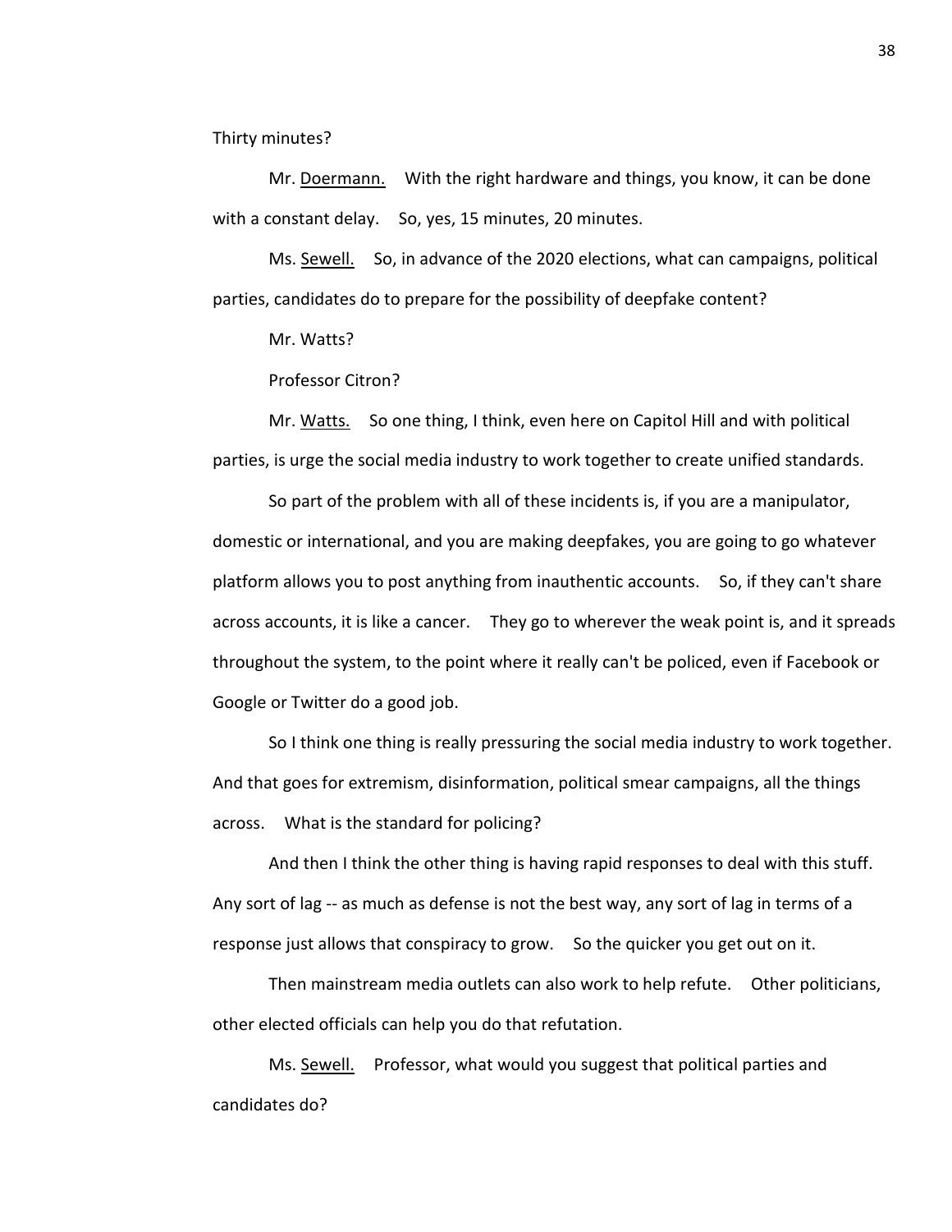Thirty minutes?

Mr. Doermann. With the right hardware and things, you know, it can be done with a constant delay. So, yes, 15 minutes, 20 minutes.

Ms. Sewell. So, in advance of the 2020 elections, what can campaigns, political parties, candidates do to prepare for the possibility of deepfake content?

Mr. Watts?

Professor Citron?

Mr. Watts. So one thing, I think, even here on Capitol Hill and with political parties, is urge the social media industry to work together to create unified standards.

So part of the problem with all of these incidents is, if you are a manipulator, domestic or international, and you are making deepfakes, you are going to go whatever platform allows you to post anything from inauthentic accounts. So, if they can't share across accounts, it is like a cancer. They go to wherever the weak point is, and it spreads throughout the system, to the point where it really can't be policed, even if Facebook or Google or Twitter do a good job.

So I think one thing is really pressuring the social media industry to work together. And that goes for extremism, disinformation, political smear campaigns, all the things across. What is the standard for policing?

And then I think the other thing is having rapid responses to deal with this stuff. Any sort of lag -- as much as defense is not the best way, any sort of lag in terms of a response just allows that conspiracy to grow. So the quicker you get out on it.

Then mainstream media outlets can also work to help refute. Other politicians, other elected officials can help you do that refutation.

Ms. Sewell. Professor, what would you suggest that political parties and candidates do?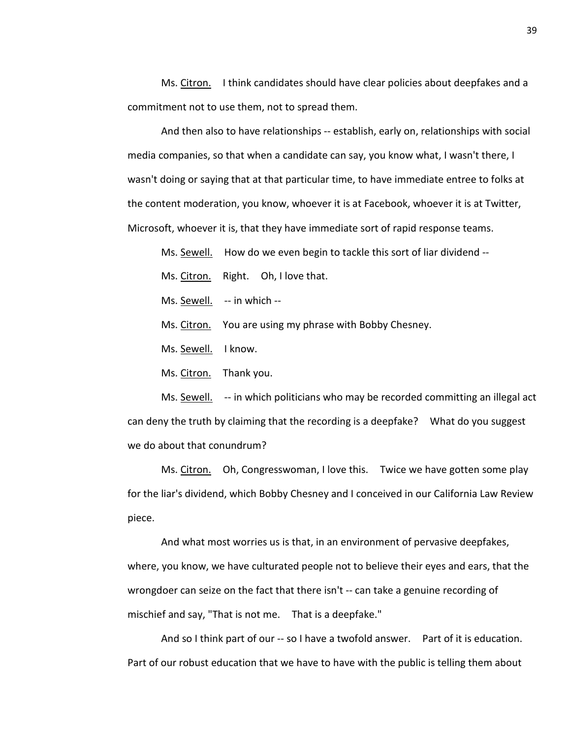Ms. Citron. I think candidates should have clear policies about deepfakes and a commitment not to use them, not to spread them.

And then also to have relationships -- establish, early on, relationships with social media companies, so that when a candidate can say, you know what, I wasn't there, I wasn't doing or saying that at that particular time, to have immediate entree to folks at the content moderation, you know, whoever it is at Facebook, whoever it is at Twitter, Microsoft, whoever it is, that they have immediate sort of rapid response teams.

Ms. Sewell. How do we even begin to tackle this sort of liar dividend --

Ms. Citron. Right. Oh, I love that.

Ms. Sewell. -- in which --

Ms. Citron. You are using my phrase with Bobby Chesney.

Ms. Sewell. I know.

Ms. Citron. Thank you.

Ms. Sewell. -- in which politicians who may be recorded committing an illegal act can deny the truth by claiming that the recording is a deepfake? What do you suggest we do about that conundrum?

Ms. Citron. Oh, Congresswoman, I love this. Twice we have gotten some play for the liar's dividend, which Bobby Chesney and I conceived in our California Law Review piece.

And what most worries us is that, in an environment of pervasive deepfakes, where, you know, we have culturated people not to believe their eyes and ears, that the wrongdoer can seize on the fact that there isn't -- can take a genuine recording of mischief and say, "That is not me. That is a deepfake."

And so I think part of our -- so I have a twofold answer. Part of it is education. Part of our robust education that we have to have with the public is telling them about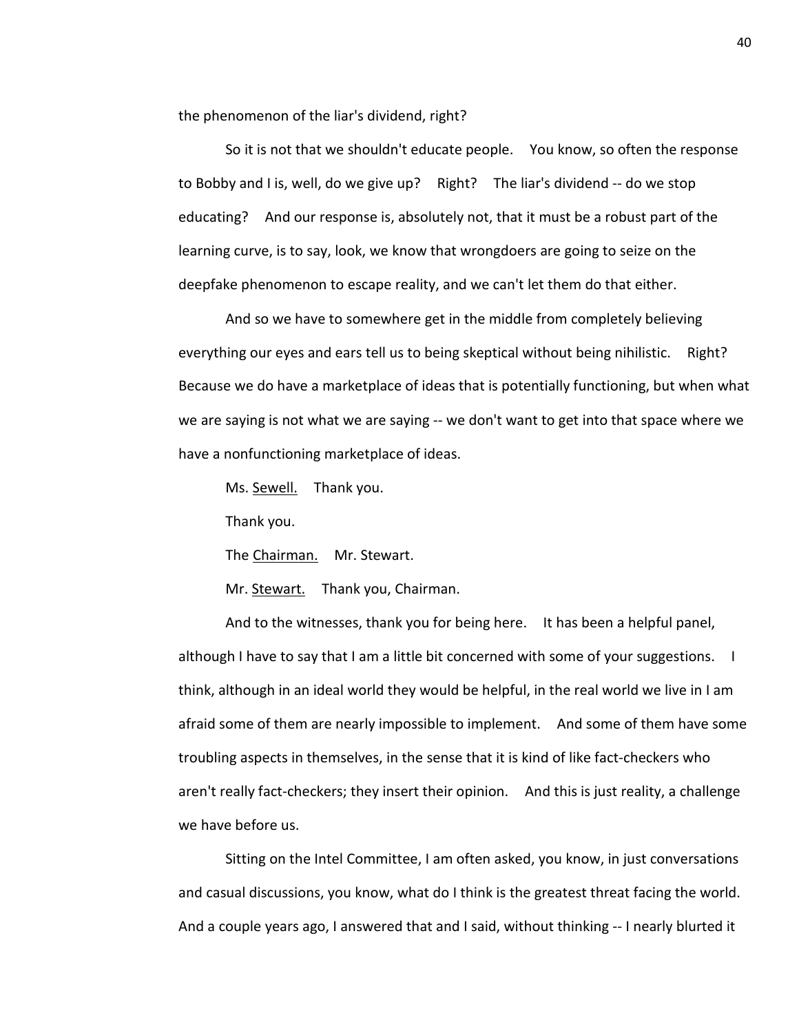the phenomenon of the liar's dividend, right?

So it is not that we shouldn't educate people. You know, so often the response to Bobby and I is, well, do we give up? Right? The liar's dividend -- do we stop educating? And our response is, absolutely not, that it must be a robust part of the learning curve, is to say, look, we know that wrongdoers are going to seize on the deepfake phenomenon to escape reality, and we can't let them do that either.

And so we have to somewhere get in the middle from completely believing everything our eyes and ears tell us to being skeptical without being nihilistic. Right? Because we do have a marketplace of ideas that is potentially functioning, but when what we are saying is not what we are saying -- we don't want to get into that space where we have a nonfunctioning marketplace of ideas.

Ms. Sewell. Thank you.

Thank you.

The Chairman. Mr. Stewart.

Mr. Stewart. Thank you, Chairman.

And to the witnesses, thank you for being here. It has been a helpful panel, although I have to say that I am a little bit concerned with some of your suggestions. I think, although in an ideal world they would be helpful, in the real world we live in I am afraid some of them are nearly impossible to implement. And some of them have some troubling aspects in themselves, in the sense that it is kind of like fact-checkers who aren't really fact-checkers; they insert their opinion. And this is just reality, a challenge we have before us.

Sitting on the Intel Committee, I am often asked, you know, in just conversations and casual discussions, you know, what do I think is the greatest threat facing the world. And a couple years ago, I answered that and I said, without thinking -- I nearly blurted it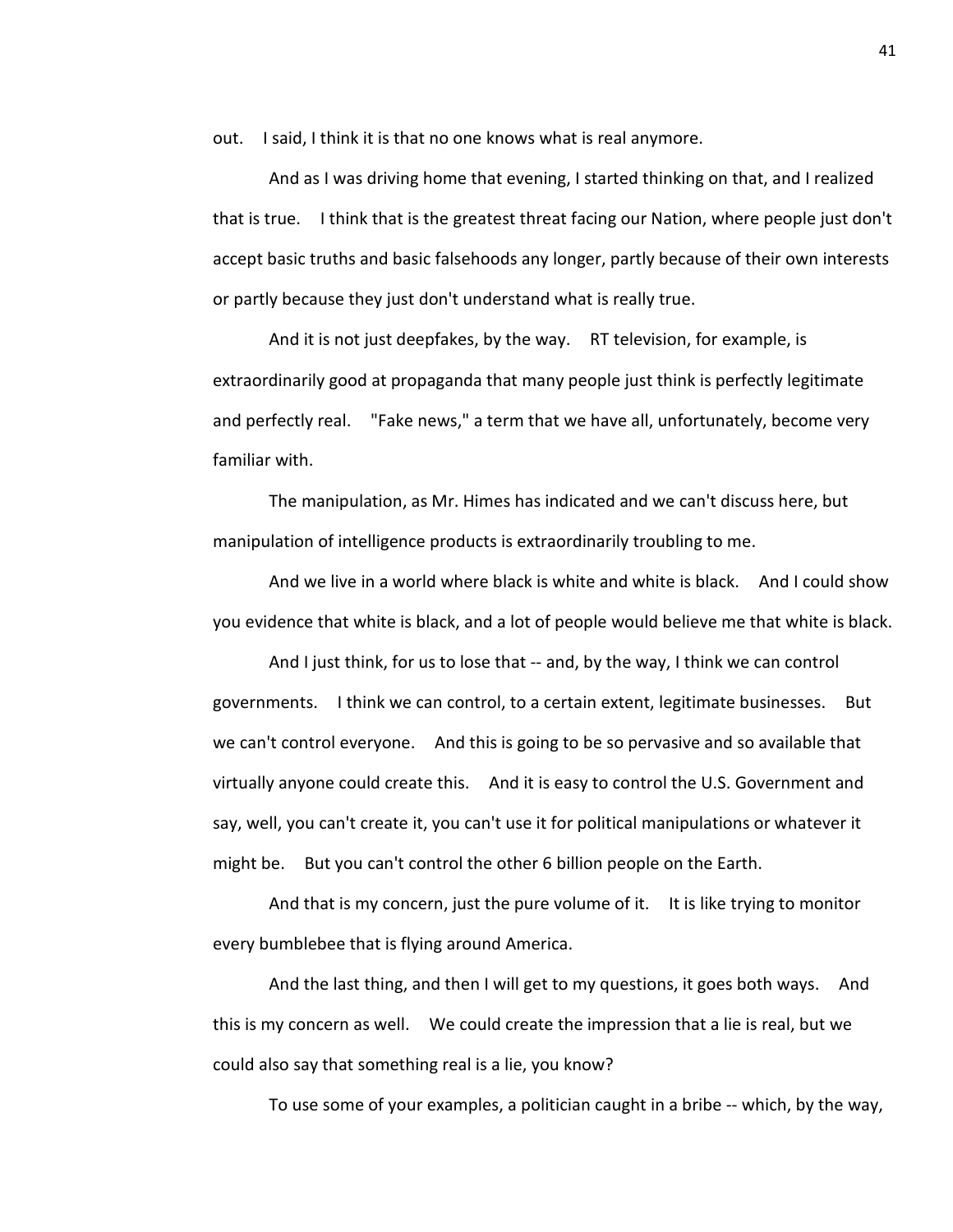out. I said, I think it is that no one knows what is real anymore.

And as I was driving home that evening, I started thinking on that, and I realized that is true. I think that is the greatest threat facing our Nation, where people just don't accept basic truths and basic falsehoods any longer, partly because of their own interests or partly because they just don't understand what is really true.

And it is not just deepfakes, by the way. RT television, for example, is extraordinarily good at propaganda that many people just think is perfectly legitimate and perfectly real. "Fake news," a term that we have all, unfortunately, become very familiar with.

The manipulation, as Mr. Himes has indicated and we can't discuss here, but manipulation of intelligence products is extraordinarily troubling to me.

And we live in a world where black is white and white is black. And I could show you evidence that white is black, and a lot of people would believe me that white is black.

And I just think, for us to lose that -- and, by the way, I think we can control governments. I think we can control, to a certain extent, legitimate businesses. But we can't control everyone. And this is going to be so pervasive and so available that virtually anyone could create this. And it is easy to control the U.S. Government and say, well, you can't create it, you can't use it for political manipulations or whatever it might be. But you can't control the other 6 billion people on the Earth.

And that is my concern, just the pure volume of it. It is like trying to monitor every bumblebee that is flying around America.

And the last thing, and then I will get to my questions, it goes both ways. And this is my concern as well. We could create the impression that a lie is real, but we could also say that something real is a lie, you know?

To use some of your examples, a politician caught in a bribe -- which, by the way,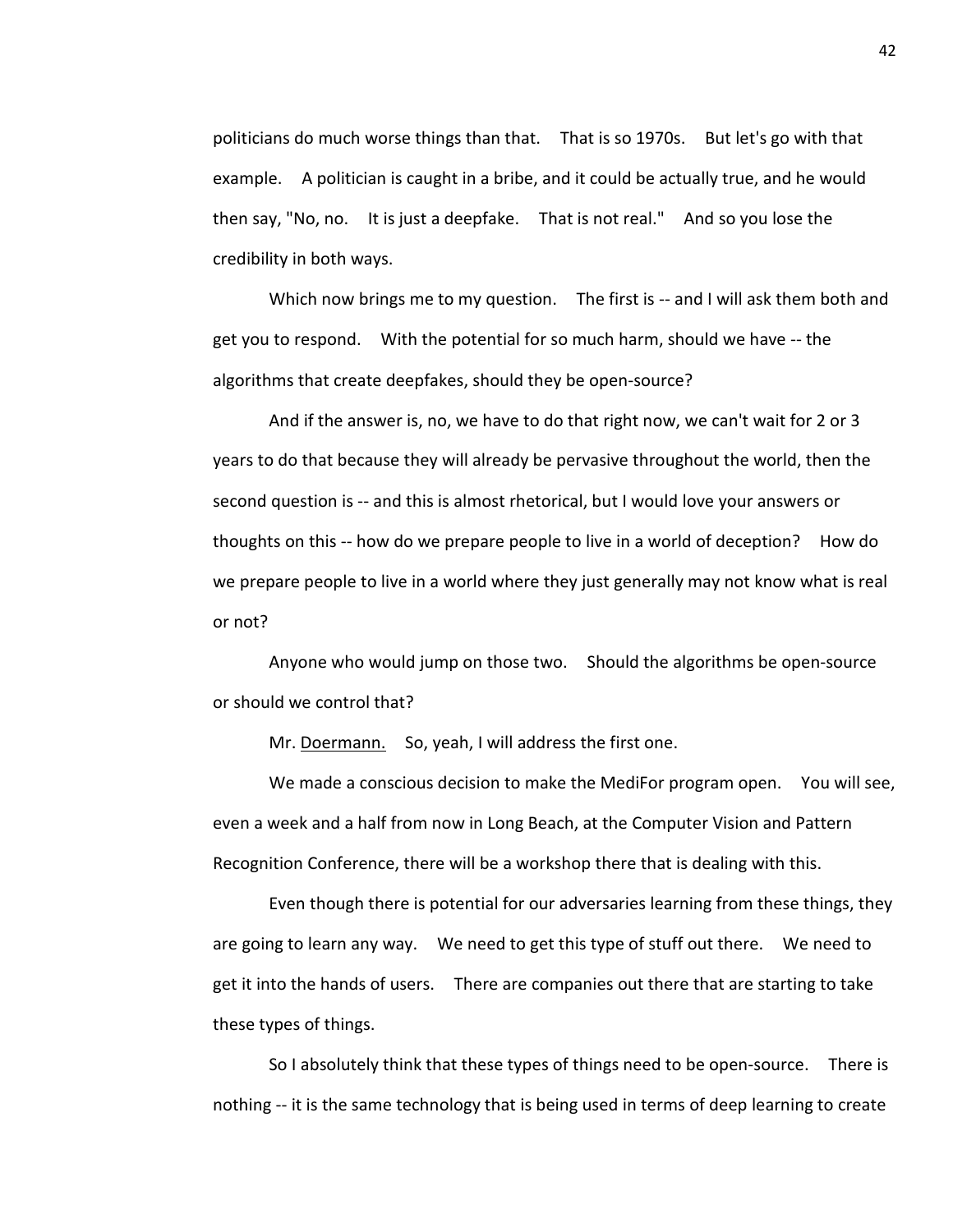politicians do much worse things than that. That is so 1970s. But let's go with that example. A politician is caught in a bribe, and it could be actually true, and he would then say, "No, no. It is just a deepfake. That is not real." And so you lose the credibility in both ways.

Which now brings me to my question. The first is -- and I will ask them both and get you to respond. With the potential for so much harm, should we have -- the algorithms that create deepfakes, should they be open-source?

And if the answer is, no, we have to do that right now, we can't wait for 2 or 3 years to do that because they will already be pervasive throughout the world, then the second question is -- and this is almost rhetorical, but I would love your answers or thoughts on this -- how do we prepare people to live in a world of deception? How do we prepare people to live in a world where they just generally may not know what is real or not?

Anyone who would jump on those two. Should the algorithms be open-source or should we control that?

Mr. Doermann. So, yeah, I will address the first one.

We made a conscious decision to make the MediFor program open. You will see, even a week and a half from now in Long Beach, at the Computer Vision and Pattern Recognition Conference, there will be a workshop there that is dealing with this.

Even though there is potential for our adversaries learning from these things, they are going to learn any way. We need to get this type of stuff out there. We need to get it into the hands of users. There are companies out there that are starting to take these types of things.

So I absolutely think that these types of things need to be open-source. There is nothing -- it is the same technology that is being used in terms of deep learning to create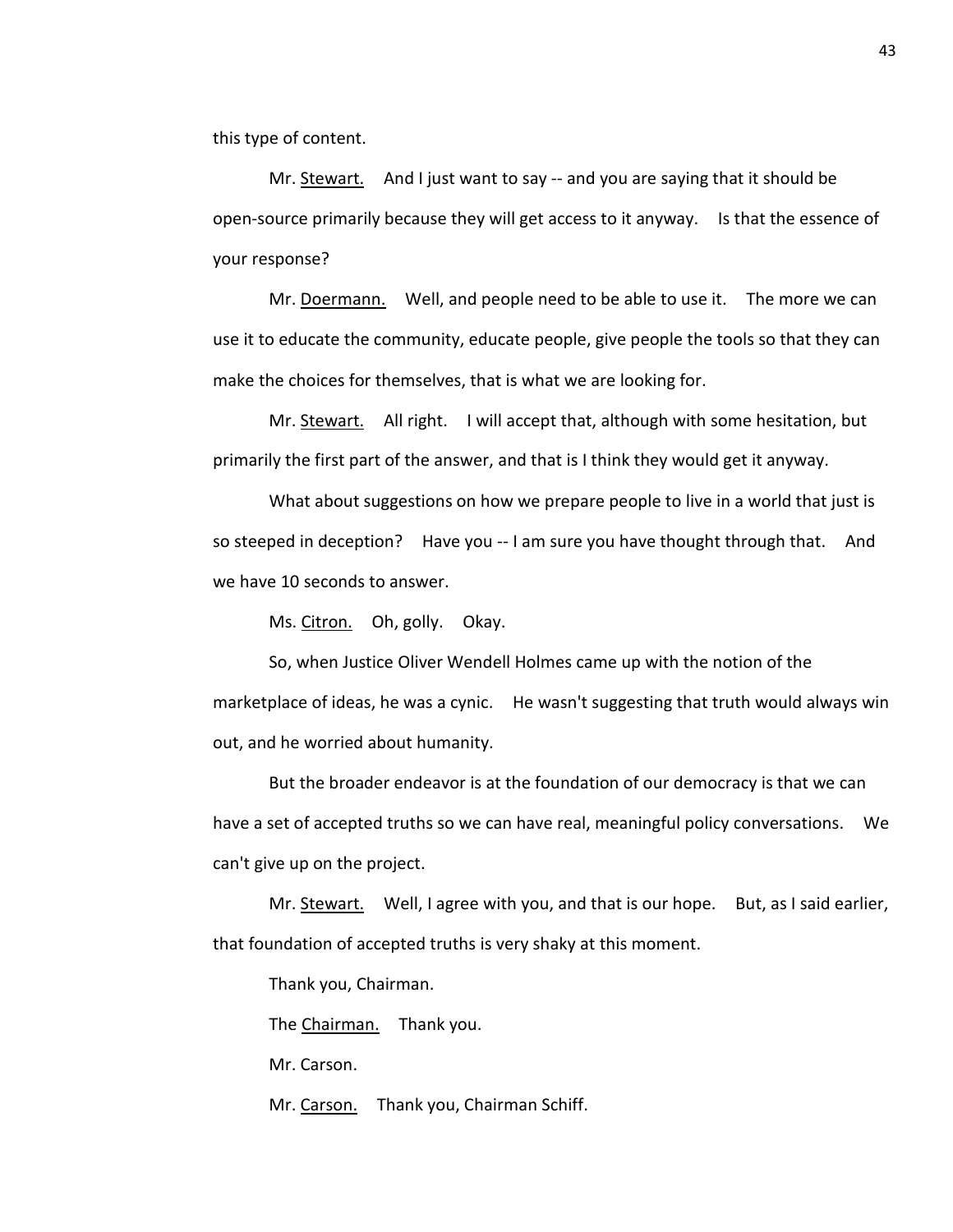this type of content.

Mr. Stewart. And I just want to say -- and you are saying that it should be open-source primarily because they will get access to it anyway. Is that the essence of your response?

Mr. Doermann. Well, and people need to be able to use it. The more we can use it to educate the community, educate people, give people the tools so that they can make the choices for themselves, that is what we are looking for.

Mr. Stewart. All right. I will accept that, although with some hesitation, but primarily the first part of the answer, and that is I think they would get it anyway.

What about suggestions on how we prepare people to live in a world that just is so steeped in deception? Have you -- I am sure you have thought through that. And we have 10 seconds to answer.

Ms. Citron. Oh, golly. Okay.

So, when Justice Oliver Wendell Holmes came up with the notion of the marketplace of ideas, he was a cynic. He wasn't suggesting that truth would always win out, and he worried about humanity.

But the broader endeavor is at the foundation of our democracy is that we can have a set of accepted truths so we can have real, meaningful policy conversations. We can't give up on the project.

Mr. Stewart. Well, I agree with you, and that is our hope. But, as I said earlier, that foundation of accepted truths is very shaky at this moment.

Thank you, Chairman.

The Chairman. Thank you.

Mr. Carson.

Mr. Carson. Thank you, Chairman Schiff.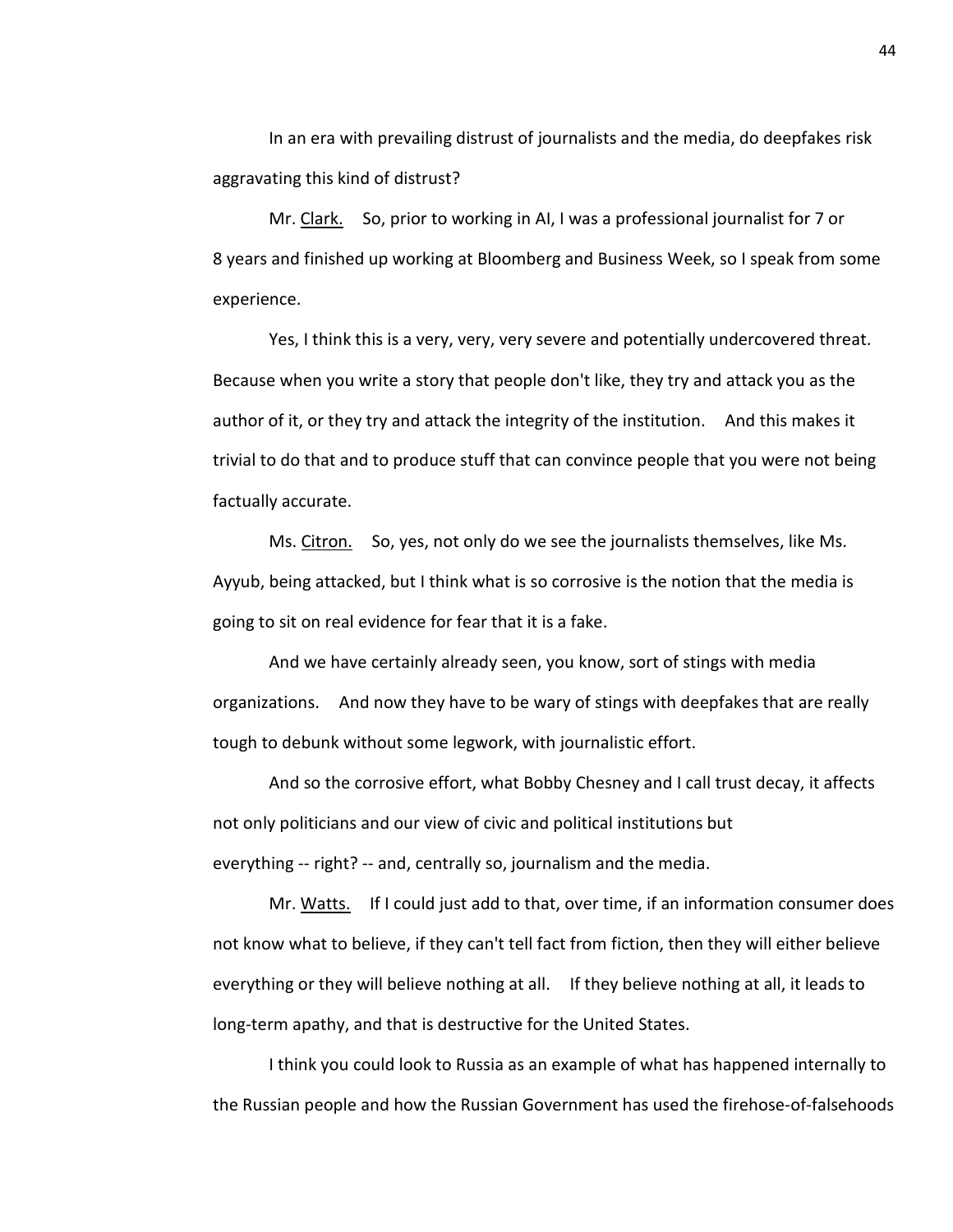In an era with prevailing distrust of journalists and the media, do deepfakes risk aggravating this kind of distrust?

Mr. Clark. So, prior to working in AI, I was a professional journalist for 7 or 8 years and finished up working at Bloomberg and Business Week, so I speak from some experience.

Yes, I think this is a very, very, very severe and potentially undercovered threat. Because when you write a story that people don't like, they try and attack you as the author of it, or they try and attack the integrity of the institution. And this makes it trivial to do that and to produce stuff that can convince people that you were not being factually accurate.

Ms. Citron. So, yes, not only do we see the journalists themselves, like Ms. Ayyub, being attacked, but I think what is so corrosive is the notion that the media is going to sit on real evidence for fear that it is a fake.

And we have certainly already seen, you know, sort of stings with media organizations. And now they have to be wary of stings with deepfakes that are really tough to debunk without some legwork, with journalistic effort.

And so the corrosive effort, what Bobby Chesney and I call trust decay, it affects not only politicians and our view of civic and political institutions but everything -- right? -- and, centrally so, journalism and the media.

Mr. Watts. If I could just add to that, over time, if an information consumer does not know what to believe, if they can't tell fact from fiction, then they will either believe everything or they will believe nothing at all. If they believe nothing at all, it leads to long-term apathy, and that is destructive for the United States.

I think you could look to Russia as an example of what has happened internally to the Russian people and how the Russian Government has used the firehose-of-falsehoods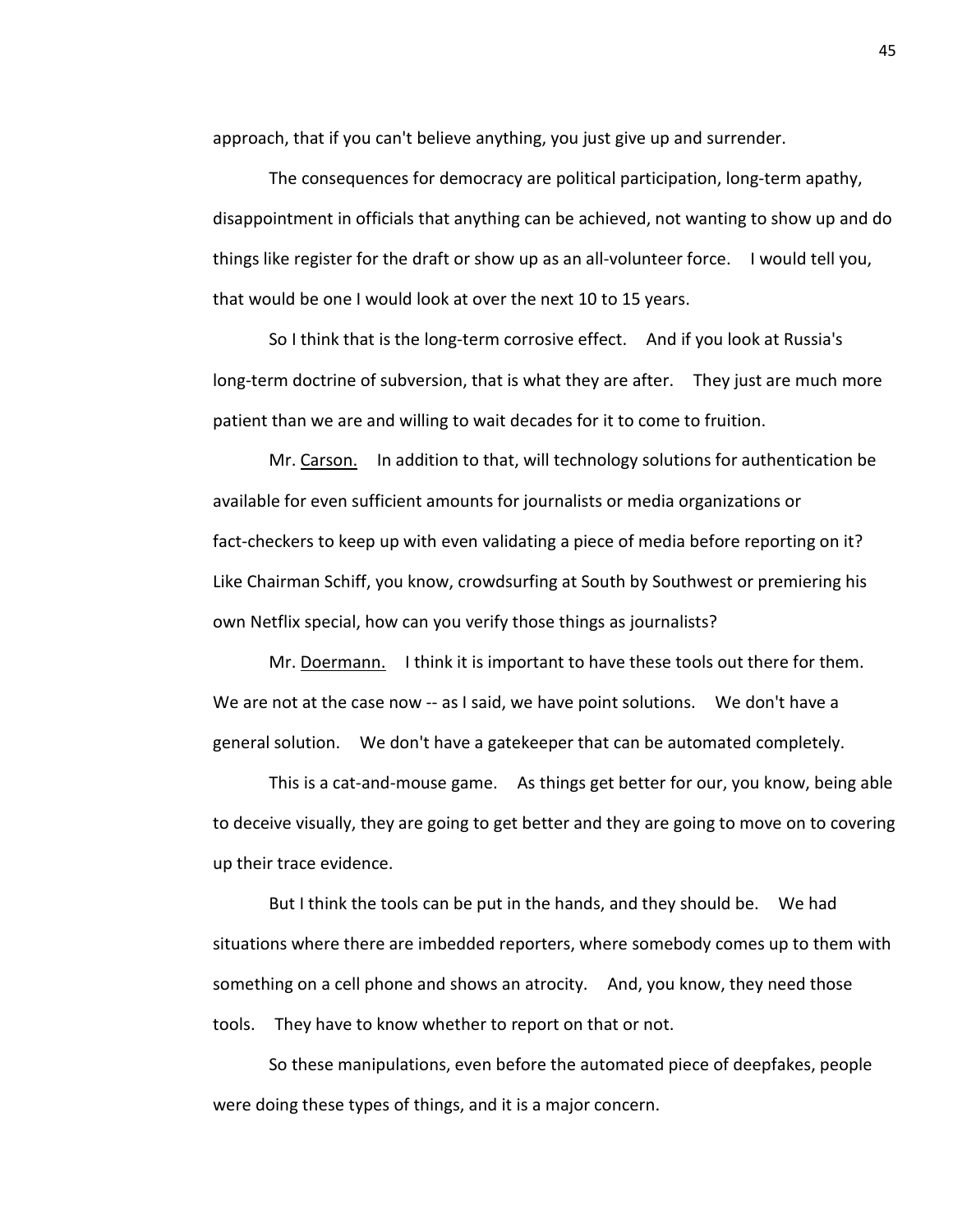approach, that if you can't believe anything, you just give up and surrender.

The consequences for democracy are political participation, long-term apathy, disappointment in officials that anything can be achieved, not wanting to show up and do things like register for the draft or show up as an all-volunteer force. I would tell you, that would be one I would look at over the next 10 to 15 years.

So I think that is the long-term corrosive effect. And if you look at Russia's long-term doctrine of subversion, that is what they are after. They just are much more patient than we are and willing to wait decades for it to come to fruition.

Mr. Carson. In addition to that, will technology solutions for authentication be available for even sufficient amounts for journalists or media organizations or fact-checkers to keep up with even validating a piece of media before reporting on it? Like Chairman Schiff, you know, crowdsurfing at South by Southwest or premiering his own Netflix special, how can you verify those things as journalists?

Mr. Doermann. I think it is important to have these tools out there for them. We are not at the case now -- as I said, we have point solutions. We don't have a general solution. We don't have a gatekeeper that can be automated completely.

This is a cat-and-mouse game. As things get better for our, you know, being able to deceive visually, they are going to get better and they are going to move on to covering up their trace evidence.

But I think the tools can be put in the hands, and they should be. We had situations where there are imbedded reporters, where somebody comes up to them with something on a cell phone and shows an atrocity. And, you know, they need those tools. They have to know whether to report on that or not.

So these manipulations, even before the automated piece of deepfakes, people were doing these types of things, and it is a major concern.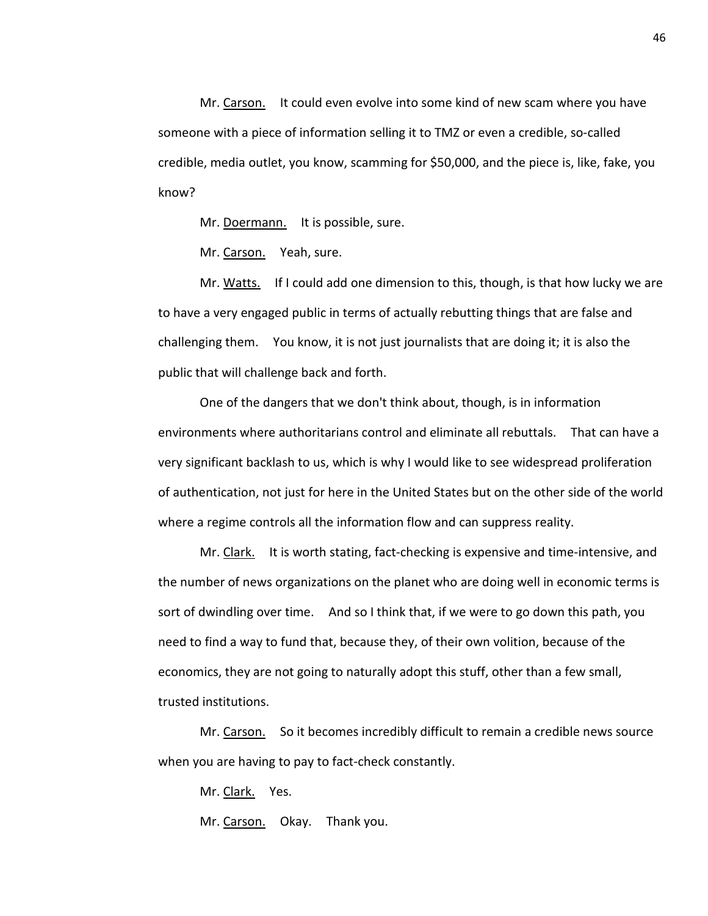Mr. Carson. It could even evolve into some kind of new scam where you have someone with a piece of information selling it to TMZ or even a credible, so-called credible, media outlet, you know, scamming for $50,000, and the piece is, like, fake, you know?

Mr. Doermann. It is possible, sure.

Mr. Carson. Yeah, sure.

Mr. Watts. If I could add one dimension to this, though, is that how lucky we are to have a very engaged public in terms of actually rebutting things that are false and challenging them. You know, it is not just journalists that are doing it; it is also the public that will challenge back and forth.

One of the dangers that we don't think about, though, is in information environments where authoritarians control and eliminate all rebuttals. That can have a very significant backlash to us, which is why I would like to see widespread proliferation of authentication, not just for here in the United States but on the other side of the world where a regime controls all the information flow and can suppress reality.

Mr. Clark. It is worth stating, fact-checking is expensive and time-intensive, and the number of news organizations on the planet who are doing well in economic terms is sort of dwindling over time. And so I think that, if we were to go down this path, you need to find a way to fund that, because they, of their own volition, because of the economics, they are not going to naturally adopt this stuff, other than a few small, trusted institutions.

Mr. Carson. So it becomes incredibly difficult to remain a credible news source when you are having to pay to fact-check constantly.

Mr. Clark. Yes.

Mr. Carson. Okay. Thank you.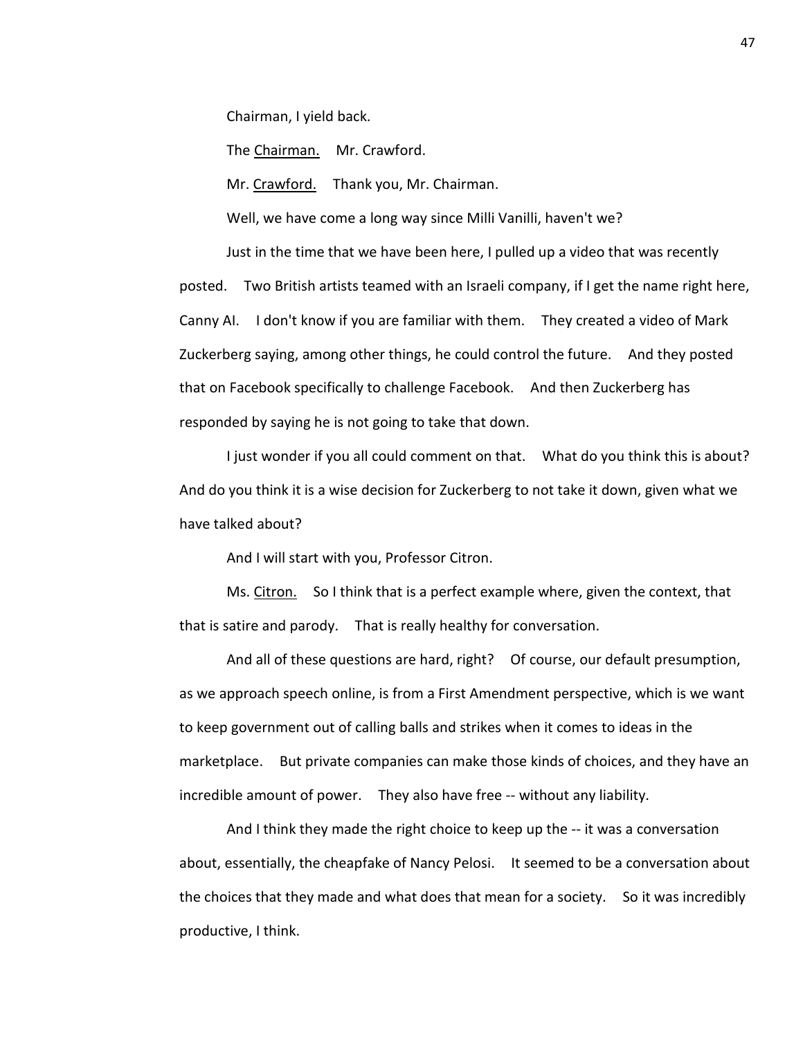Chairman, I yield back.

The Chairman. Mr. Crawford.

Mr. Crawford. Thank you, Mr. Chairman.

Well, we have come a long way since Milli Vanilli, haven't we?

Just in the time that we have been here, I pulled up a video that was recently posted. Two British artists teamed with an Israeli company, if I get the name right here, Canny AI. I don't know if you are familiar with them. They created a video of Mark Zuckerberg saying, among other things, he could control the future. And they posted that on Facebook specifically to challenge Facebook. And then Zuckerberg has responded by saying he is not going to take that down.

I just wonder if you all could comment on that. What do you think this is about? And do you think it is a wise decision for Zuckerberg to not take it down, given what we have talked about?

And I will start with you, Professor Citron.

Ms. Citron. So I think that is a perfect example where, given the context, that that is satire and parody. That is really healthy for conversation.

And all of these questions are hard, right? Of course, our default presumption, as we approach speech online, is from a First Amendment perspective, which is we want to keep government out of calling balls and strikes when it comes to ideas in the marketplace. But private companies can make those kinds of choices, and they have an incredible amount of power. They also have free -- without any liability.

And I think they made the right choice to keep up the -- it was a conversation about, essentially, the cheapfake of Nancy Pelosi. It seemed to be a conversation about the choices that they made and what does that mean for a society. So it was incredibly productive, I think.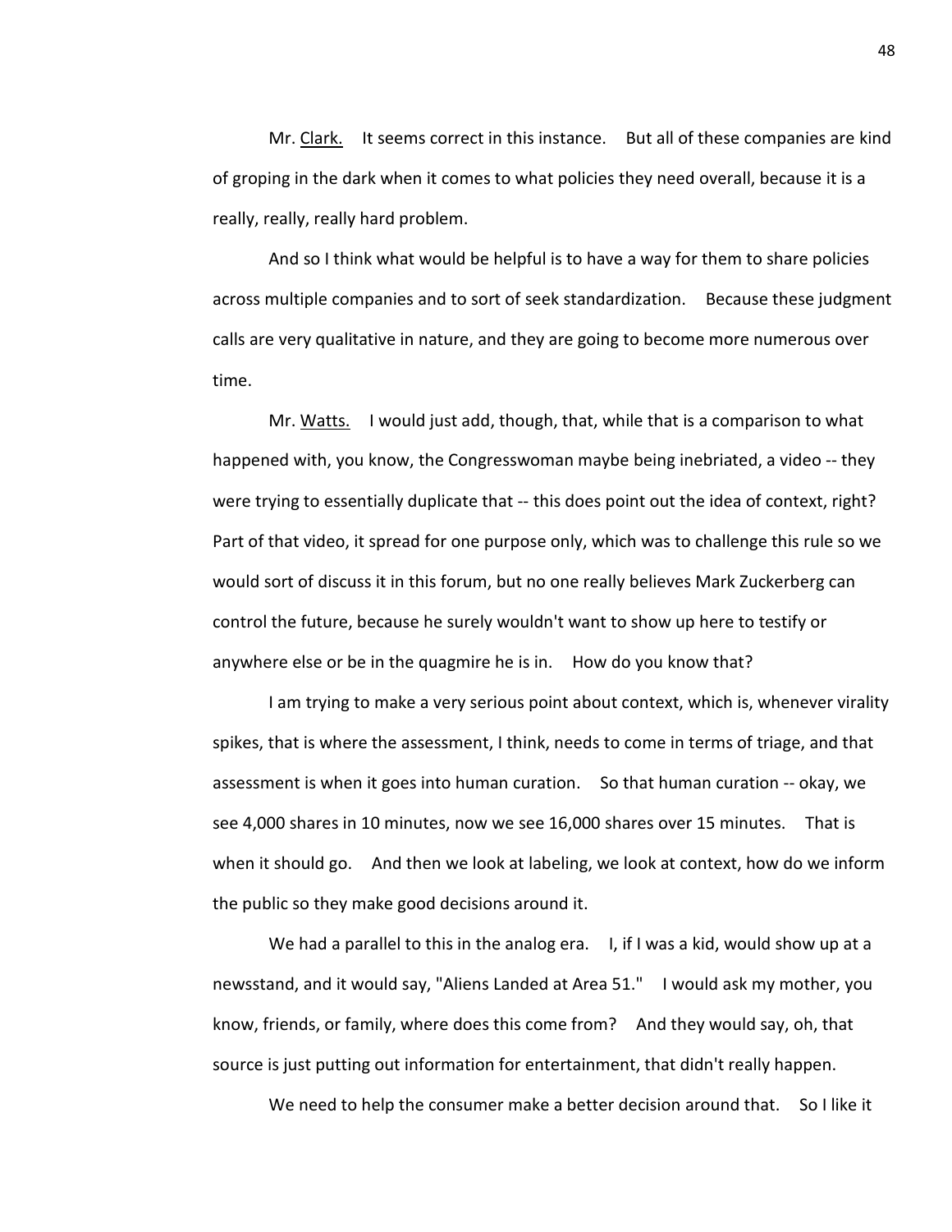Mr. Clark. It seems correct in this instance. But all of these companies are kind of groping in the dark when it comes to what policies they need overall, because it is a really, really, really hard problem.

And so I think what would be helpful is to have a way for them to share policies across multiple companies and to sort of seek standardization. Because these judgment calls are very qualitative in nature, and they are going to become more numerous over time.

Mr. Watts. I would just add, though, that, while that is a comparison to what happened with, you know, the Congresswoman maybe being inebriated, a video -- they were trying to essentially duplicate that -- this does point out the idea of context, right? Part of that video, it spread for one purpose only, which was to challenge this rule so we would sort of discuss it in this forum, but no one really believes Mark Zuckerberg can control the future, because he surely wouldn't want to show up here to testify or anywhere else or be in the quagmire he is in. How do you know that?

I am trying to make a very serious point about context, which is, whenever virality spikes, that is where the assessment, I think, needs to come in terms of triage, and that assessment is when it goes into human curation. So that human curation -- okay, we see 4,000 shares in 10 minutes, now we see 16,000 shares over 15 minutes. That is when it should go. And then we look at labeling, we look at context, how do we inform the public so they make good decisions around it.

We had a parallel to this in the analog era. I, if I was a kid, would show up at a newsstand, and it would say, "Aliens Landed at Area 51." I would ask my mother, you know, friends, or family, where does this come from? And they would say, oh, that source is just putting out information for entertainment, that didn't really happen.

We need to help the consumer make a better decision around that. So I like it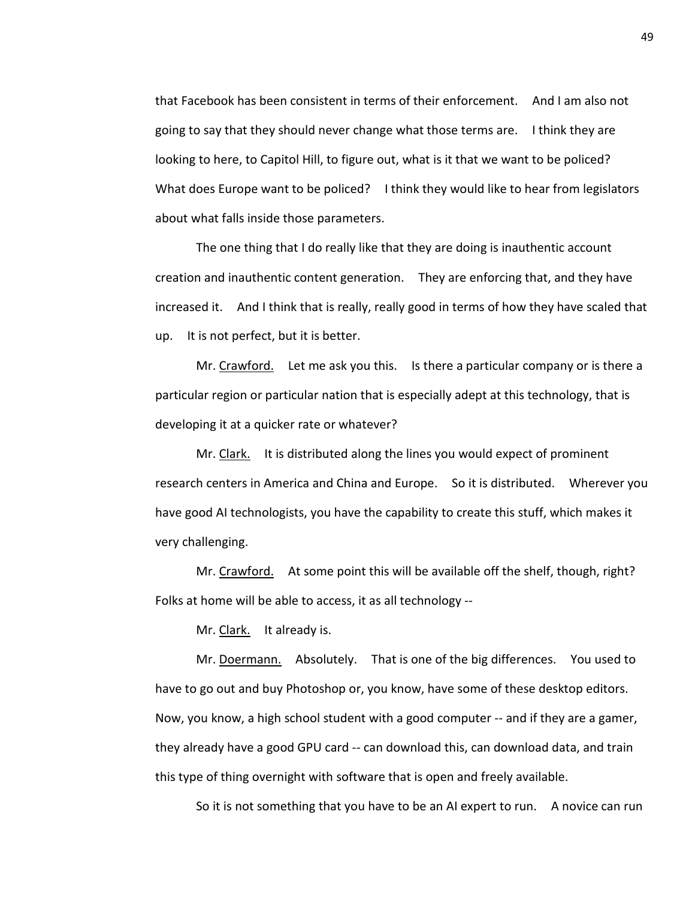that Facebook has been consistent in terms of their enforcement. And I am also not going to say that they should never change what those terms are. I think they are looking to here, to Capitol Hill, to figure out, what is it that we want to be policed? What does Europe want to be policed? I think they would like to hear from legislators about what falls inside those parameters.

The one thing that I do really like that they are doing is inauthentic account creation and inauthentic content generation. They are enforcing that, and they have increased it. And I think that is really, really good in terms of how they have scaled that up. It is not perfect, but it is better.

Mr. Crawford. Let me ask you this. Is there a particular company or is there a particular region or particular nation that is especially adept at this technology, that is developing it at a quicker rate or whatever?

Mr. Clark. It is distributed along the lines you would expect of prominent research centers in America and China and Europe. So it is distributed. Wherever you have good AI technologists, you have the capability to create this stuff, which makes it very challenging.

Mr. Crawford. At some point this will be available off the shelf, though, right? Folks at home will be able to access, it as all technology --

Mr. Clark. It already is.

Mr. Doermann. Absolutely. That is one of the big differences. You used to have to go out and buy Photoshop or, you know, have some of these desktop editors. Now, you know, a high school student with a good computer -- and if they are a gamer, they already have a good GPU card -- can download this, can download data, and train this type of thing overnight with software that is open and freely available.

So it is not something that you have to be an AI expert to run. A novice can run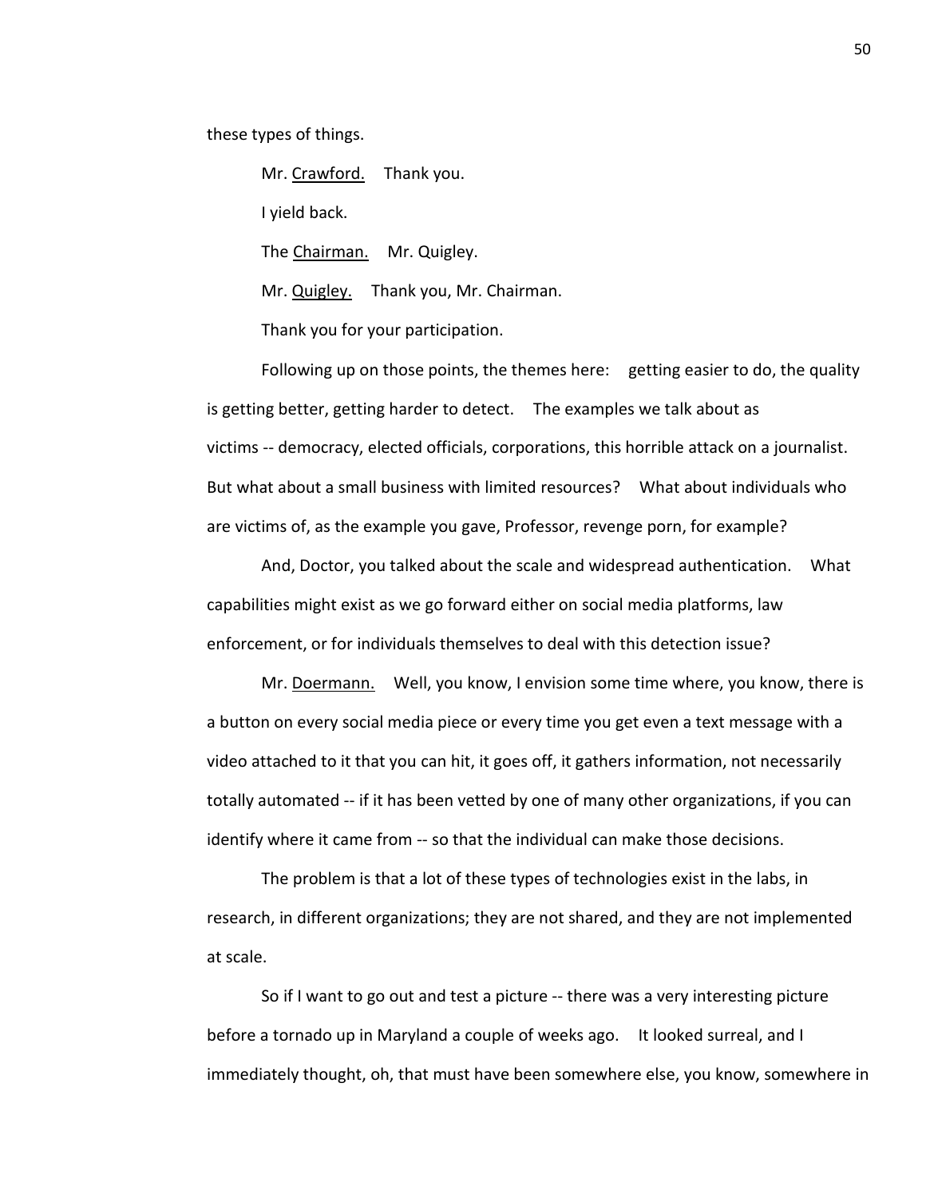these types of things.

Mr. Crawford. Thank you.

I yield back.

The Chairman. Mr. Quigley.

Mr. Quigley. Thank you, Mr. Chairman.

Thank you for your participation.

Following up on those points, the themes here: getting easier to do, the quality is getting better, getting harder to detect. The examples we talk about as victims -- democracy, elected officials, corporations, this horrible attack on a journalist. But what about a small business with limited resources? What about individuals who are victims of, as the example you gave, Professor, revenge porn, for example?

And, Doctor, you talked about the scale and widespread authentication. What capabilities might exist as we go forward either on social media platforms, law enforcement, or for individuals themselves to deal with this detection issue?

Mr. Doermann. Well, you know, I envision some time where, you know, there is a button on every social media piece or every time you get even a text message with a video attached to it that you can hit, it goes off, it gathers information, not necessarily totally automated -- if it has been vetted by one of many other organizations, if you can identify where it came from -- so that the individual can make those decisions.

The problem is that a lot of these types of technologies exist in the labs, in research, in different organizations; they are not shared, and they are not implemented at scale.

So if I want to go out and test a picture -- there was a very interesting picture before a tornado up in Maryland a couple of weeks ago. It looked surreal, and I immediately thought, oh, that must have been somewhere else, you know, somewhere in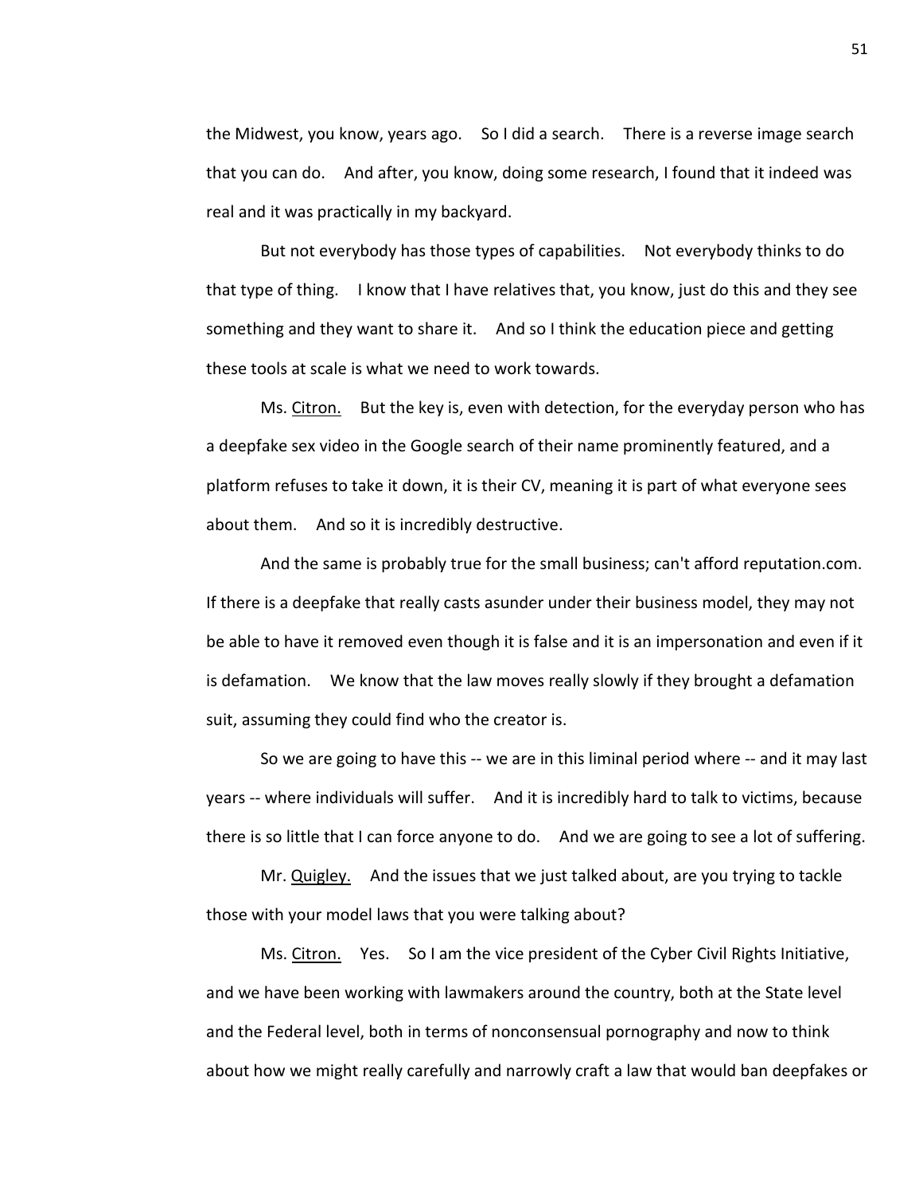the Midwest, you know, years ago. So I did a search. There is a reverse image search that you can do. And after, you know, doing some research, I found that it indeed was real and it was practically in my backyard.

But not everybody has those types of capabilities. Not everybody thinks to do that type of thing. I know that I have relatives that, you know, just do this and they see something and they want to share it. And so I think the education piece and getting these tools at scale is what we need to work towards.

Ms. Citron. But the key is, even with detection, for the everyday person who has a deepfake sex video in the Google search of their name prominently featured, and a platform refuses to take it down, it is their CV, meaning it is part of what everyone sees about them. And so it is incredibly destructive.

And the same is probably true for the small business; can't afford reputation.com. If there is a deepfake that really casts asunder under their business model, they may not be able to have it removed even though it is false and it is an impersonation and even if it is defamation. We know that the law moves really slowly if they brought a defamation suit, assuming they could find who the creator is.

So we are going to have this -- we are in this liminal period where -- and it may last years -- where individuals will suffer. And it is incredibly hard to talk to victims, because there is so little that I can force anyone to do. And we are going to see a lot of suffering.

Mr. Quigley. And the issues that we just talked about, are you trying to tackle those with your model laws that you were talking about?

Ms. Citron. Yes. So I am the vice president of the Cyber Civil Rights Initiative, and we have been working with lawmakers around the country, both at the State level and the Federal level, both in terms of nonconsensual pornography and now to think about how we might really carefully and narrowly craft a law that would ban deepfakes or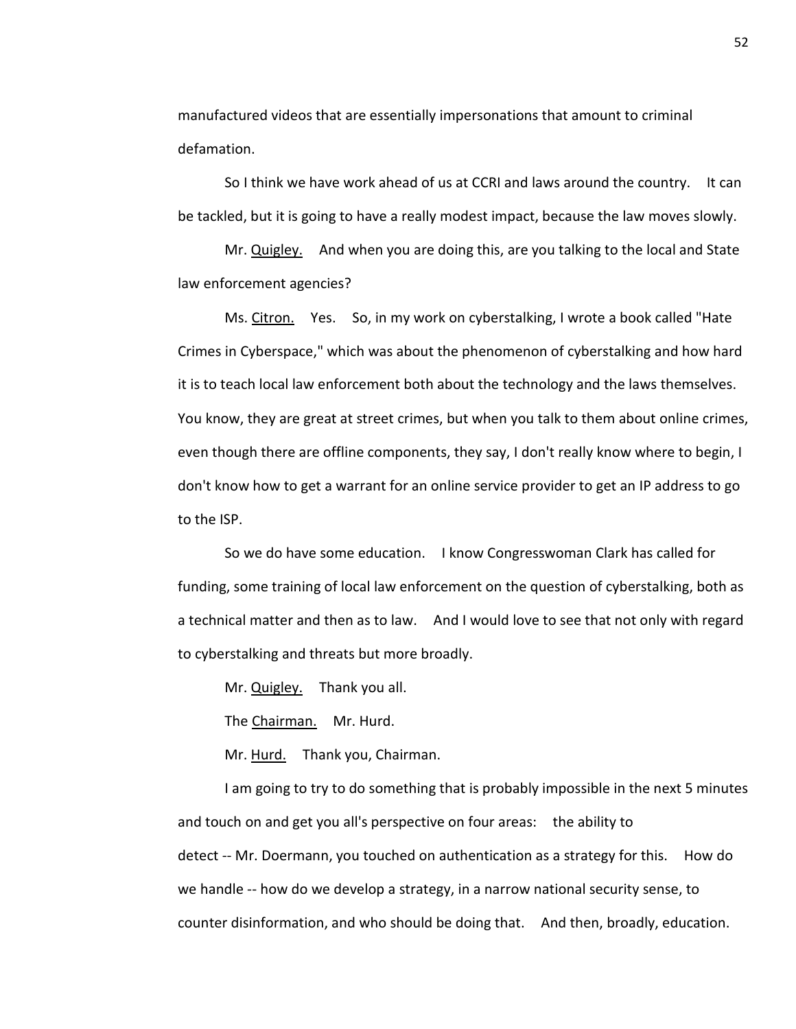manufactured videos that are essentially impersonations that amount to criminal defamation.

So I think we have work ahead of us at CCRI and laws around the country. It can be tackled, but it is going to have a really modest impact, because the law moves slowly.

Mr. Quigley. And when you are doing this, are you talking to the local and State law enforcement agencies?

Ms. Citron. Yes. So, in my work on cyberstalking, I wrote a book called "Hate Crimes in Cyberspace," which was about the phenomenon of cyberstalking and how hard it is to teach local law enforcement both about the technology and the laws themselves. You know, they are great at street crimes, but when you talk to them about online crimes, even though there are offline components, they say, I don't really know where to begin, I don't know how to get a warrant for an online service provider to get an IP address to go to the ISP.

So we do have some education. I know Congresswoman Clark has called for funding, some training of local law enforcement on the question of cyberstalking, both as a technical matter and then as to law. And I would love to see that not only with regard to cyberstalking and threats but more broadly.

Mr. Quigley. Thank you all.

The Chairman. Mr. Hurd.

Mr. Hurd. Thank you, Chairman.

I am going to try to do something that is probably impossible in the next 5 minutes and touch on and get you all's perspective on four areas: the ability to detect -- Mr. Doermann, you touched on authentication as a strategy for this. How do we handle -- how do we develop a strategy, in a narrow national security sense, to counter disinformation, and who should be doing that. And then, broadly, education.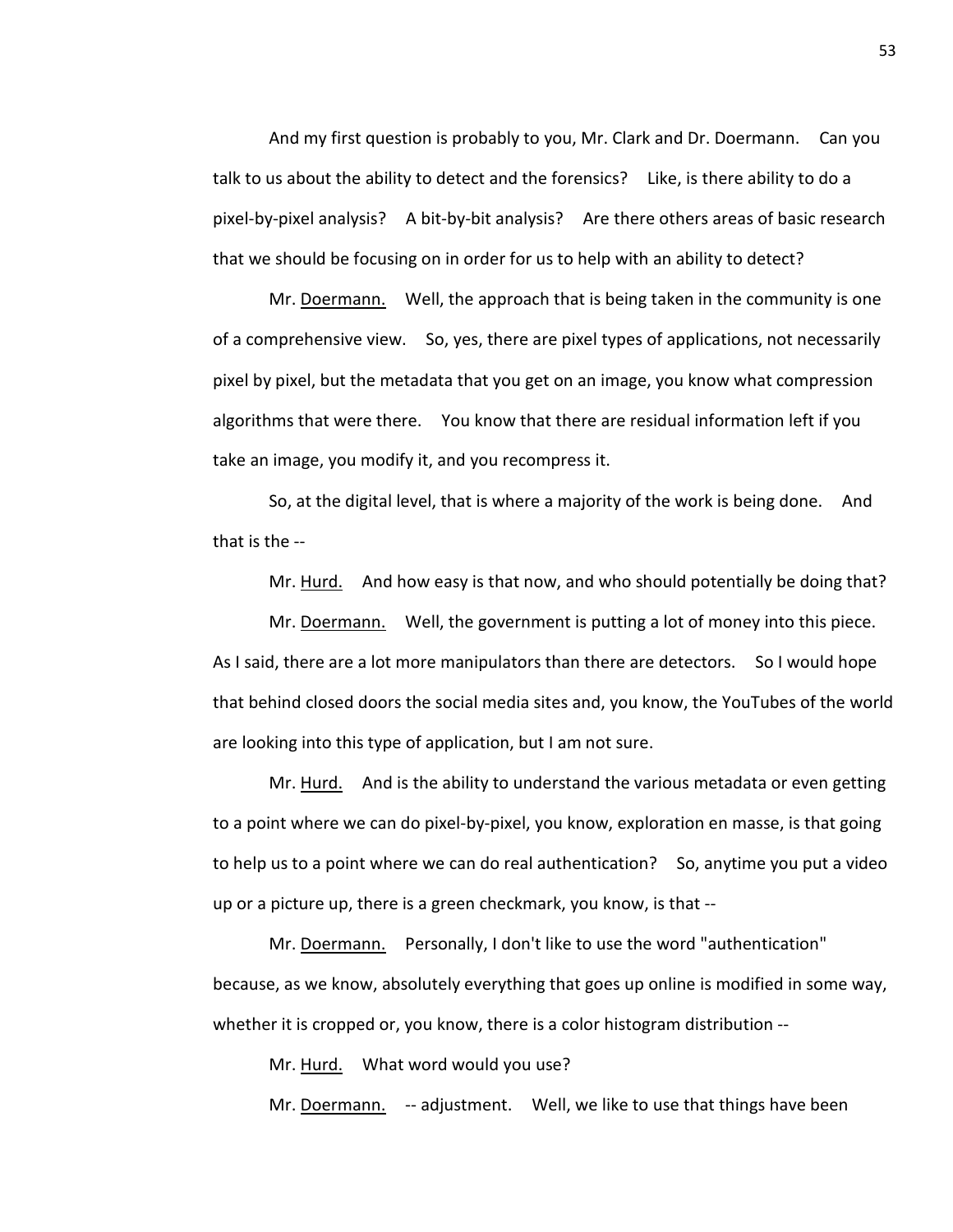And my first question is probably to you, Mr. Clark and Dr. Doermann. Can you talk to us about the ability to detect and the forensics? Like, is there ability to do a pixel-by-pixel analysis? A bit-by-bit analysis? Are there others areas of basic research that we should be focusing on in order for us to help with an ability to detect?

Mr. Doermann. Well, the approach that is being taken in the community is one of a comprehensive view. So, yes, there are pixel types of applications, not necessarily pixel by pixel, but the metadata that you get on an image, you know what compression algorithms that were there. You know that there are residual information left if you take an image, you modify it, and you recompress it.

So, at the digital level, that is where a majority of the work is being done. And that is the --

Mr. Hurd. And how easy is that now, and who should potentially be doing that?

Mr. Doermann. Well, the government is putting a lot of money into this piece. As I said, there are a lot more manipulators than there are detectors. So I would hope that behind closed doors the social media sites and, you know, the YouTubes of the world are looking into this type of application, but I am not sure.

Mr. Hurd. And is the ability to understand the various metadata or even getting to a point where we can do pixel-by-pixel, you know, exploration en masse, is that going to help us to a point where we can do real authentication? So, anytime you put a video up or a picture up, there is a green checkmark, you know, is that --

Mr. Doermann. Personally, I don't like to use the word "authentication" because, as we know, absolutely everything that goes up online is modified in some way, whether it is cropped or, you know, there is a color histogram distribution --

Mr. Hurd. What word would you use?

Mr. Doermann. -- adjustment. Well, we like to use that things have been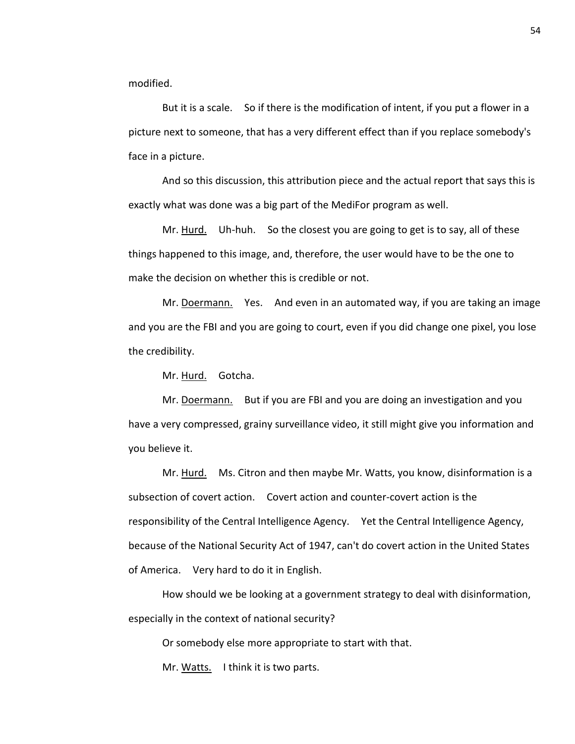modified.

But it is a scale. So if there is the modification of intent, if you put a flower in a picture next to someone, that has a very different effect than if you replace somebody's face in a picture.

And so this discussion, this attribution piece and the actual report that says this is exactly what was done was a big part of the MediFor program as well.

Mr. Hurd. Uh-huh. So the closest you are going to get is to say, all of these things happened to this image, and, therefore, the user would have to be the one to make the decision on whether this is credible or not.

Mr. Doermann. Yes. And even in an automated way, if you are taking an image and you are the FBI and you are going to court, even if you did change one pixel, you lose the credibility.

Mr. Hurd. Gotcha.

Mr. Doermann. But if you are FBI and you are doing an investigation and you have a very compressed, grainy surveillance video, it still might give you information and you believe it.

Mr. Hurd. Ms. Citron and then maybe Mr. Watts, you know, disinformation is a subsection of covert action. Covert action and counter-covert action is the responsibility of the Central Intelligence Agency. Yet the Central Intelligence Agency, because of the National Security Act of 1947, can't do covert action in the United States of America. Very hard to do it in English.

How should we be looking at a government strategy to deal with disinformation, especially in the context of national security?

Or somebody else more appropriate to start with that.

Mr. Watts. I think it is two parts.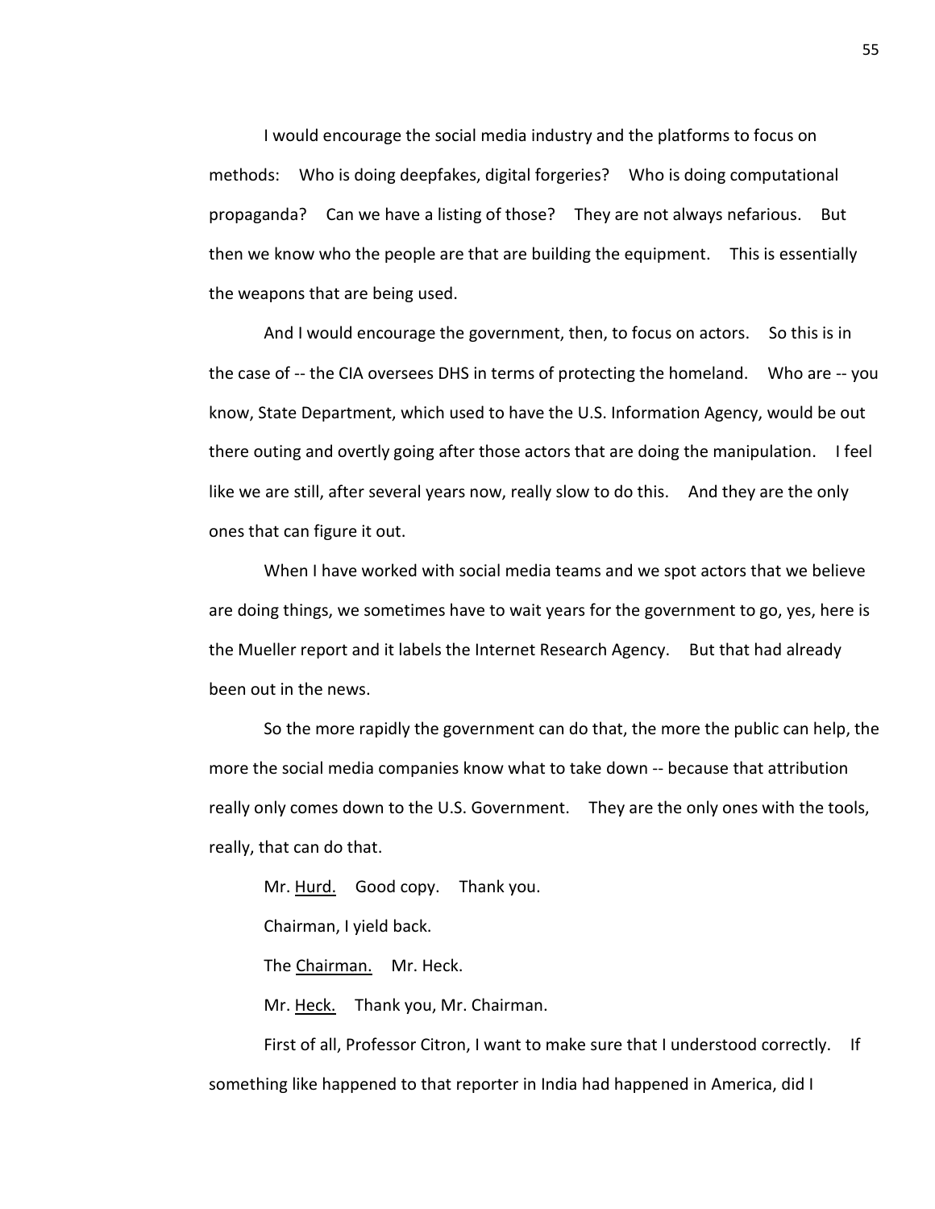I would encourage the social media industry and the platforms to focus on methods: Who is doing deepfakes, digital forgeries? Who is doing computational propaganda? Can we have a listing of those? They are not always nefarious. But then we know who the people are that are building the equipment. This is essentially the weapons that are being used.

And I would encourage the government, then, to focus on actors. So this is in the case of -- the CIA oversees DHS in terms of protecting the homeland. Who are -- you know, State Department, which used to have the U.S. Information Agency, would be out there outing and overtly going after those actors that are doing the manipulation. I feel like we are still, after several years now, really slow to do this. And they are the only ones that can figure it out.

When I have worked with social media teams and we spot actors that we believe are doing things, we sometimes have to wait years for the government to go, yes, here is the Mueller report and it labels the Internet Research Agency. But that had already been out in the news.

So the more rapidly the government can do that, the more the public can help, the more the social media companies know what to take down -- because that attribution really only comes down to the U.S. Government. They are the only ones with the tools, really, that can do that.

Mr. Hurd. Good copy. Thank you.

Chairman, I yield back.

The Chairman. Mr. Heck.

Mr. Heck. Thank you, Mr. Chairman.

First of all, Professor Citron, I want to make sure that I understood correctly. If something like happened to that reporter in India had happened in America, did I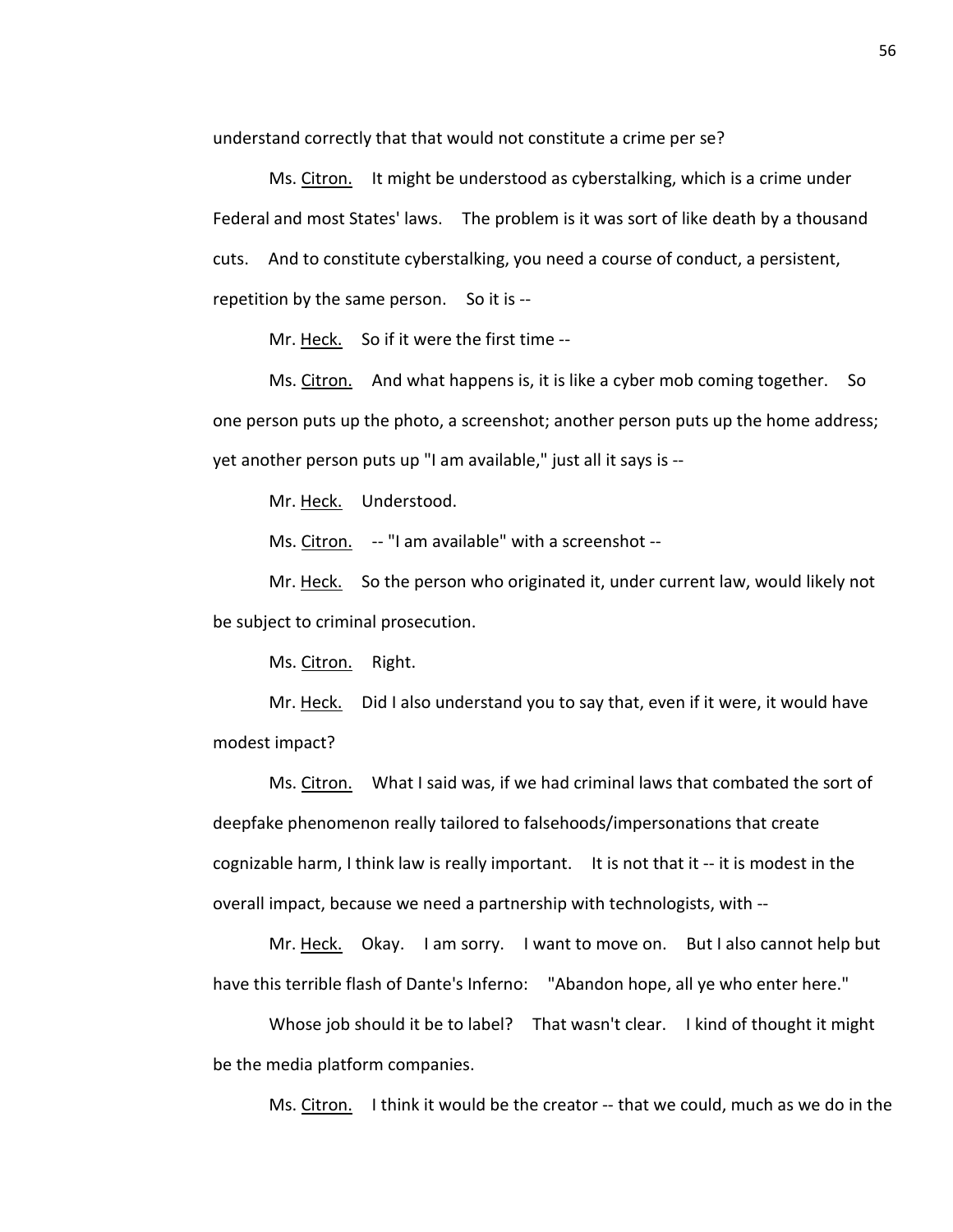understand correctly that that would not constitute a crime per se?

Ms. Citron. It might be understood as cyberstalking, which is a crime under Federal and most States' laws. The problem is it was sort of like death by a thousand cuts. And to constitute cyberstalking, you need a course of conduct, a persistent, repetition by the same person. So it is --

Mr. Heck. So if it were the first time --

Ms. Citron. And what happens is, it is like a cyber mob coming together. So one person puts up the photo, a screenshot; another person puts up the home address; yet another person puts up "I am available," just all it says is --

Mr. Heck. Understood.

Ms. Citron. -- "I am available" with a screenshot --

Mr. Heck. So the person who originated it, under current law, would likely not be subject to criminal prosecution.

Ms. Citron. Right.

Mr. Heck. Did I also understand you to say that, even if it were, it would have modest impact?

Ms. Citron. What I said was, if we had criminal laws that combated the sort of deepfake phenomenon really tailored to falsehoods/impersonations that create cognizable harm, I think law is really important. It is not that it -- it is modest in the overall impact, because we need a partnership with technologists, with --

Mr. Heck. Okay. I am sorry. I want to move on. But I also cannot help but have this terrible flash of Dante's Inferno: "Abandon hope, all ye who enter here."

Whose job should it be to label? That wasn't clear. I kind of thought it might be the media platform companies.

Ms. Citron. I think it would be the creator -- that we could, much as we do in the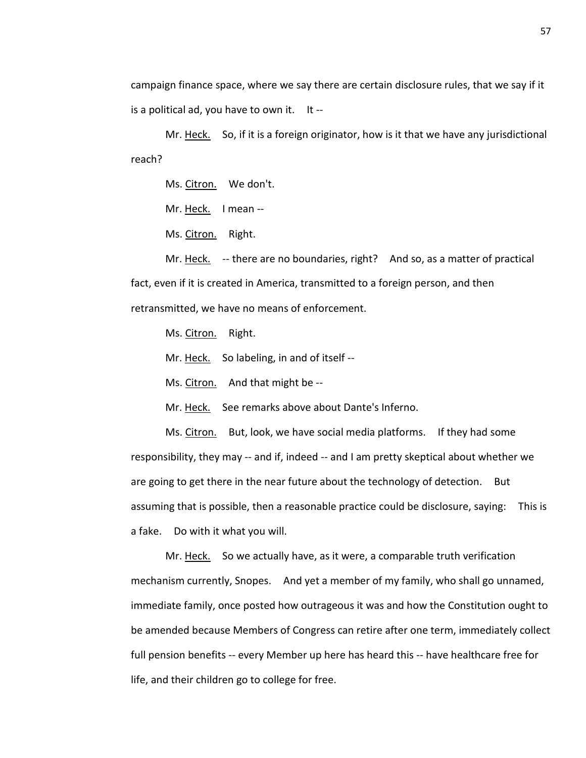campaign finance space, where we say there are certain disclosure rules, that we say if it is a political ad, you have to own it. It --

Mr. Heck. So, if it is a foreign originator, how is it that we have any jurisdictional reach?

Ms. Citron. We don't.

Mr. Heck. I mean --

Ms. Citron. Right.

Mr. Heck. -- there are no boundaries, right? And so, as a matter of practical fact, even if it is created in America, transmitted to a foreign person, and then retransmitted, we have no means of enforcement.

Ms. Citron. Right.

Mr. Heck. So labeling, in and of itself --

Ms. Citron. And that might be --

Mr. Heck. See remarks above about Dante's Inferno.

Ms. Citron. But, look, we have social media platforms. If they had some responsibility, they may -- and if, indeed -- and I am pretty skeptical about whether we are going to get there in the near future about the technology of detection. But assuming that is possible, then a reasonable practice could be disclosure, saying: This is a fake. Do with it what you will.

Mr. Heck. So we actually have, as it were, a comparable truth verification mechanism currently, Snopes. And yet a member of my family, who shall go unnamed, immediate family, once posted how outrageous it was and how the Constitution ought to be amended because Members of Congress can retire after one term, immediately collect full pension benefits -- every Member up here has heard this -- have healthcare free for life, and their children go to college for free.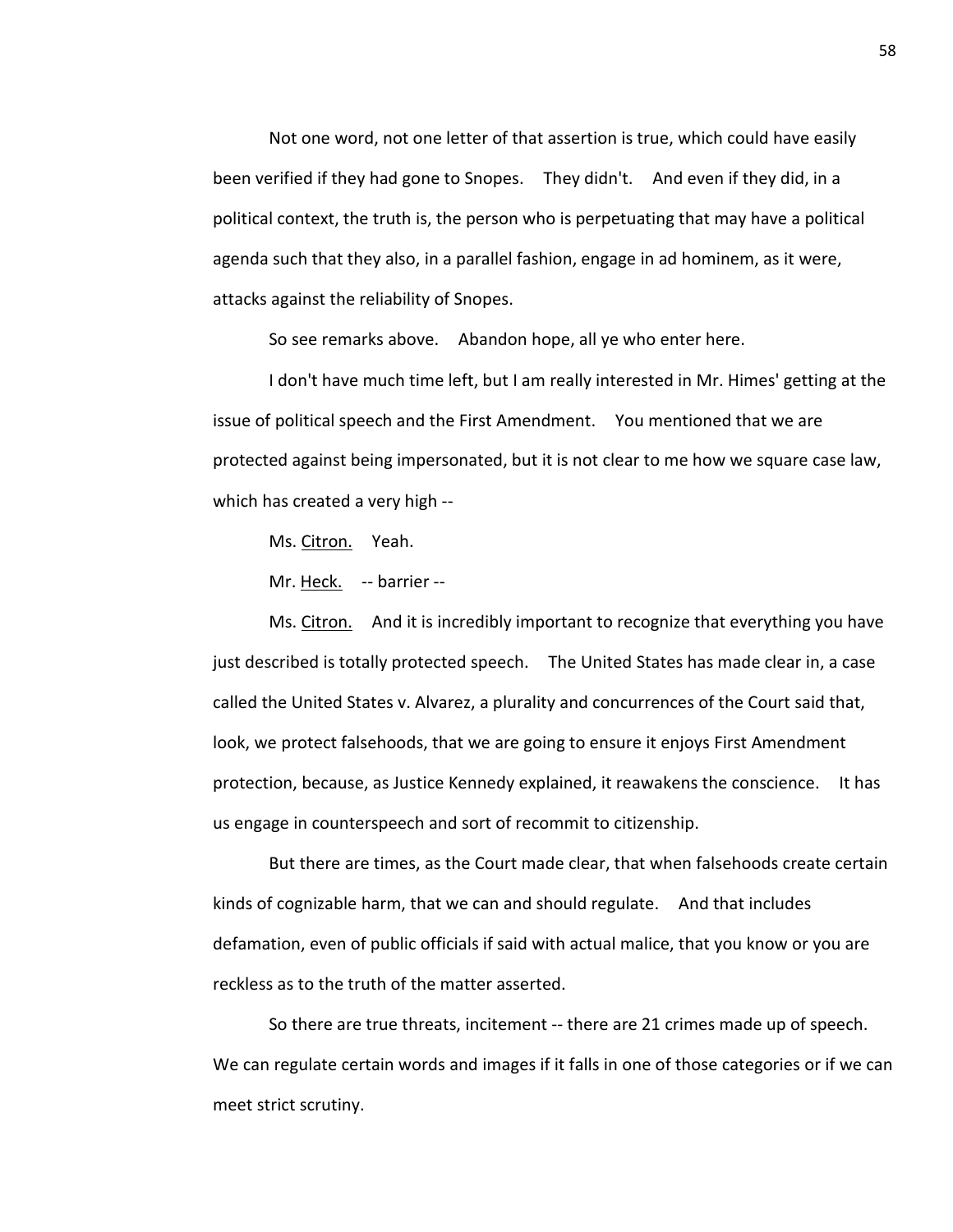Not one word, not one letter of that assertion is true, which could have easily been verified if they had gone to Snopes. They didn't. And even if they did, in a political context, the truth is, the person who is perpetuating that may have a political agenda such that they also, in a parallel fashion, engage in ad hominem, as it were, attacks against the reliability of Snopes.

So see remarks above. Abandon hope, all ye who enter here.

I don't have much time left, but I am really interested in Mr. Himes' getting at the issue of political speech and the First Amendment. You mentioned that we are protected against being impersonated, but it is not clear to me how we square case law, which has created a very high --

Ms. Citron. Yeah.

Mr. Heck. -- barrier --

Ms. Citron. And it is incredibly important to recognize that everything you have just described is totally protected speech. The United States has made clear in, a case called the United States v. Alvarez, a plurality and concurrences of the Court said that, look, we protect falsehoods, that we are going to ensure it enjoys First Amendment protection, because, as Justice Kennedy explained, it reawakens the conscience. It has us engage in counterspeech and sort of recommit to citizenship.

But there are times, as the Court made clear, that when falsehoods create certain kinds of cognizable harm, that we can and should regulate. And that includes defamation, even of public officials if said with actual malice, that you know or you are reckless as to the truth of the matter asserted.

So there are true threats, incitement -- there are 21 crimes made up of speech. We can regulate certain words and images if it falls in one of those categories or if we can meet strict scrutiny.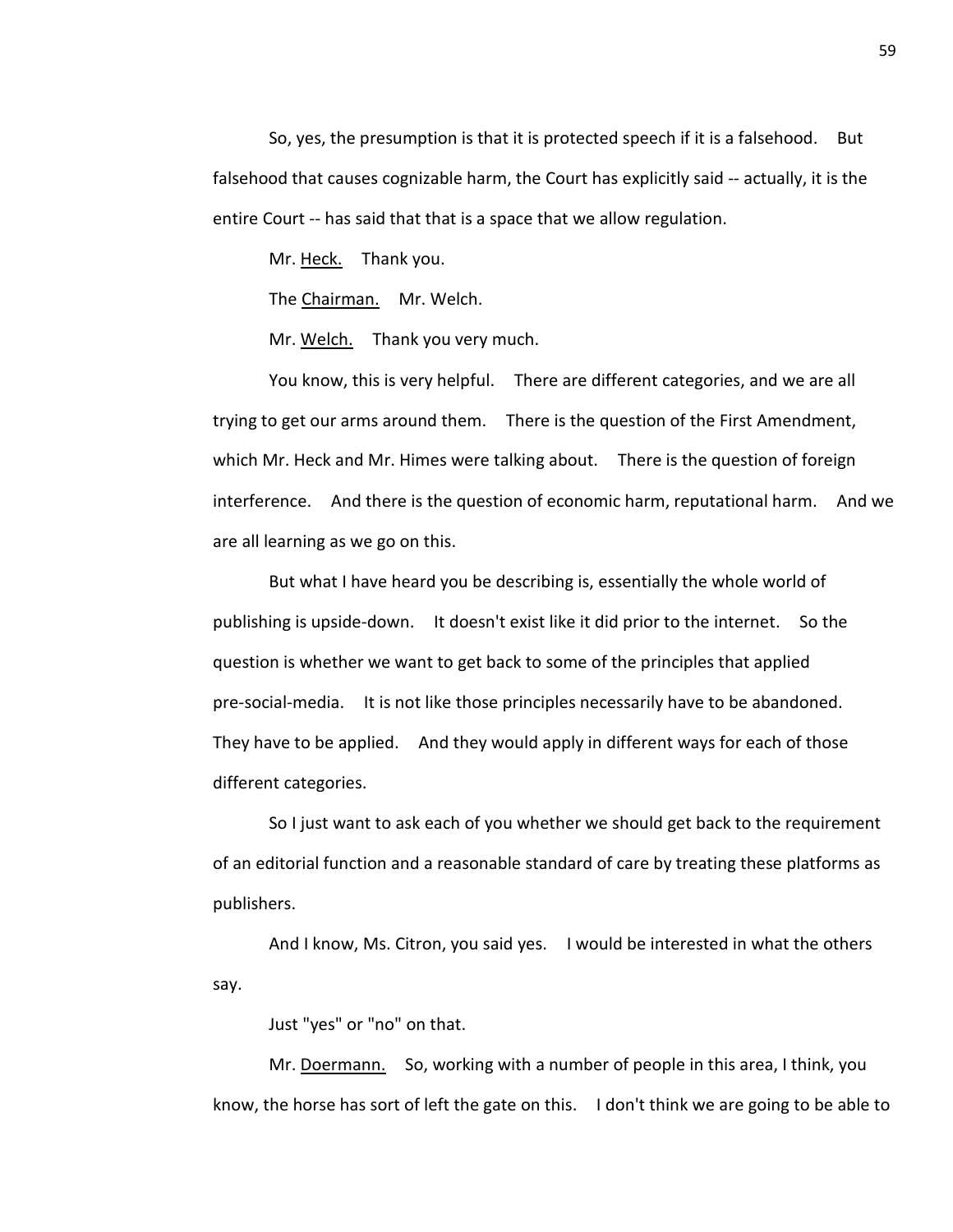So, yes, the presumption is that it is protected speech if it is a falsehood. But falsehood that causes cognizable harm, the Court has explicitly said -- actually, it is the entire Court -- has said that that is a space that we allow regulation.

Mr. Heck. Thank you.

The Chairman. Mr. Welch.

Mr. Welch. Thank you very much.

You know, this is very helpful. There are different categories, and we are all trying to get our arms around them. There is the question of the First Amendment, which Mr. Heck and Mr. Himes were talking about. There is the question of foreign interference. And there is the question of economic harm, reputational harm. And we are all learning as we go on this.

But what I have heard you be describing is, essentially the whole world of publishing is upside-down. It doesn't exist like it did prior to the internet. So the question is whether we want to get back to some of the principles that applied pre-social-media. It is not like those principles necessarily have to be abandoned. They have to be applied. And they would apply in different ways for each of those different categories.

So I just want to ask each of you whether we should get back to the requirement of an editorial function and a reasonable standard of care by treating these platforms as publishers.

And I know, Ms. Citron, you said yes. I would be interested in what the others say.

Just "yes" or "no" on that.

Mr. Doermann. So, working with a number of people in this area, I think, you know, the horse has sort of left the gate on this. I don't think we are going to be able to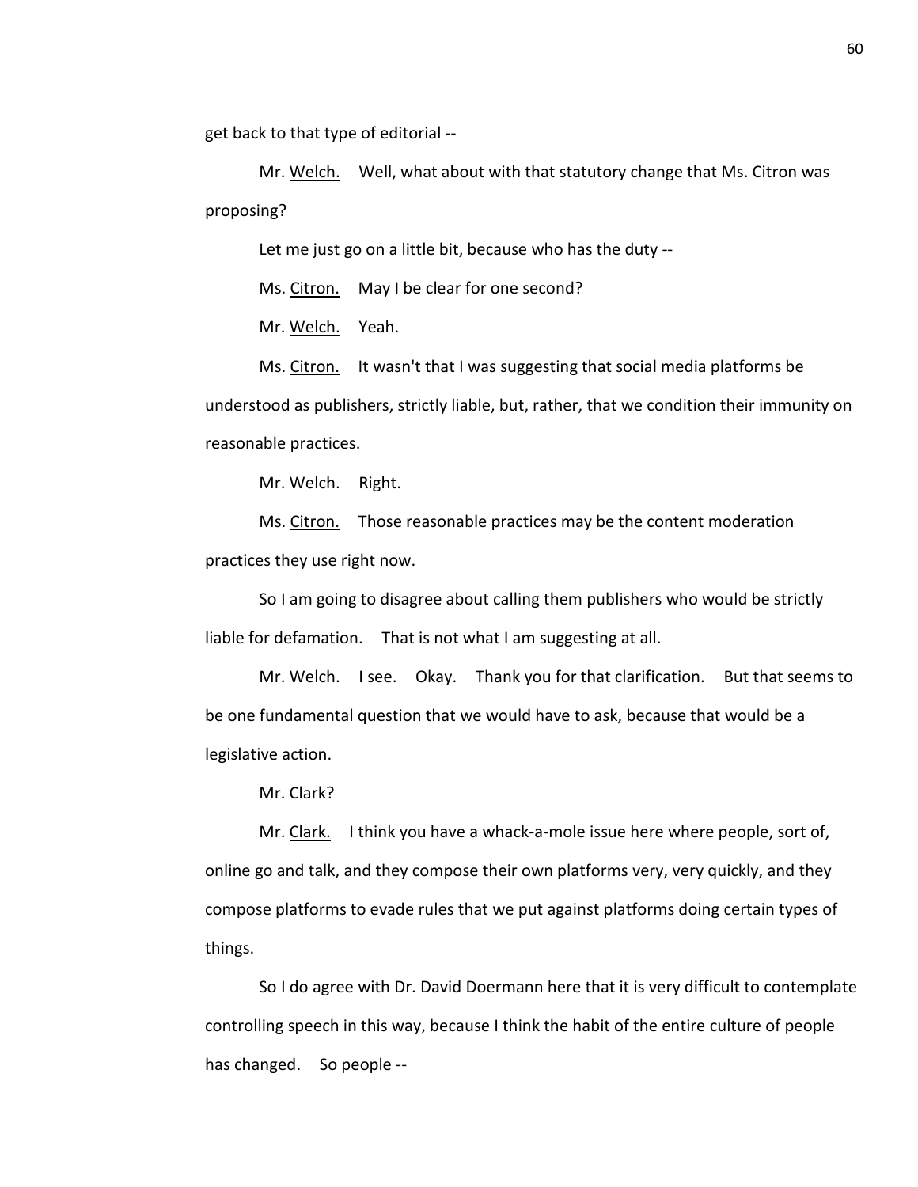get back to that type of editorial --

Mr. Welch. Well, what about with that statutory change that Ms. Citron was proposing?

Let me just go on a little bit, because who has the duty --

Ms. Citron. May I be clear for one second?

Mr. Welch. Yeah.

Ms. Citron. It wasn't that I was suggesting that social media platforms be understood as publishers, strictly liable, but, rather, that we condition their immunity on reasonable practices.

Mr. Welch. Right.

Ms. Citron. Those reasonable practices may be the content moderation practices they use right now.

So I am going to disagree about calling them publishers who would be strictly liable for defamation. That is not what I am suggesting at all.

Mr. Welch. I see. Okay. Thank you for that clarification. But that seems to be one fundamental question that we would have to ask, because that would be a legislative action.

Mr. Clark?

Mr. Clark. I think you have a whack-a-mole issue here where people, sort of, online go and talk, and they compose their own platforms very, very quickly, and they compose platforms to evade rules that we put against platforms doing certain types of things.

So I do agree with Dr. David Doermann here that it is very difficult to contemplate controlling speech in this way, because I think the habit of the entire culture of people has changed. So people --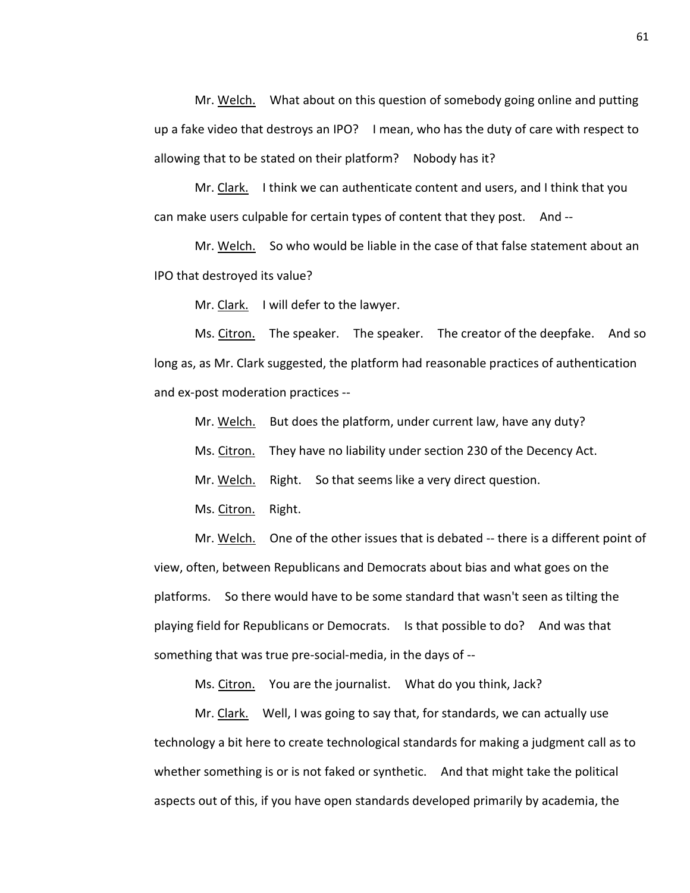Mr. Welch. What about on this question of somebody going online and putting up a fake video that destroys an IPO? I mean, who has the duty of care with respect to allowing that to be stated on their platform? Nobody has it?

Mr. Clark. I think we can authenticate content and users, and I think that you can make users culpable for certain types of content that they post. And --

Mr. Welch. So who would be liable in the case of that false statement about an IPO that destroyed its value?

Mr. Clark. I will defer to the lawyer.

Ms. Citron. The speaker. The speaker. The creator of the deepfake. And so long as, as Mr. Clark suggested, the platform had reasonable practices of authentication and ex-post moderation practices --

Mr. Welch. But does the platform, under current law, have any duty?

Ms. Citron. They have no liability under section 230 of the Decency Act.

Mr. Welch. Right. So that seems like a very direct question.

Ms. Citron. Right.

Mr. Welch. One of the other issues that is debated -- there is a different point of view, often, between Republicans and Democrats about bias and what goes on the platforms. So there would have to be some standard that wasn't seen as tilting the playing field for Republicans or Democrats. Is that possible to do? And was that something that was true pre-social-media, in the days of --

Ms. Citron. You are the journalist. What do you think, Jack?

Mr. Clark. Well, I was going to say that, for standards, we can actually use technology a bit here to create technological standards for making a judgment call as to whether something is or is not faked or synthetic. And that might take the political aspects out of this, if you have open standards developed primarily by academia, the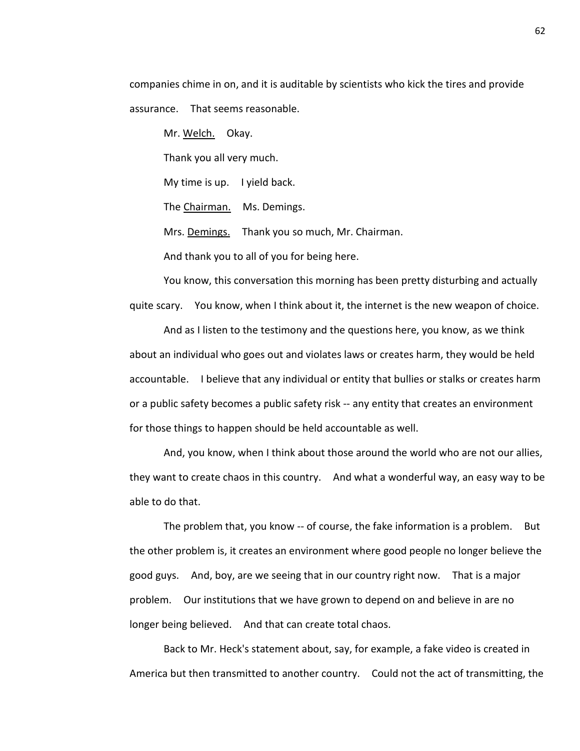companies chime in on, and it is auditable by scientists who kick the tires and provide assurance. That seems reasonable.

Mr. Welch. Okay.

Thank you all very much.

My time is up. I yield back.

The Chairman. Ms. Demings.

Mrs. Demings. Thank you so much, Mr. Chairman.

And thank you to all of you for being here.

You know, this conversation this morning has been pretty disturbing and actually quite scary. You know, when I think about it, the internet is the new weapon of choice.

And as I listen to the testimony and the questions here, you know, as we think about an individual who goes out and violates laws or creates harm, they would be held accountable. I believe that any individual or entity that bullies or stalks or creates harm or a public safety becomes a public safety risk -- any entity that creates an environment for those things to happen should be held accountable as well.

And, you know, when I think about those around the world who are not our allies, they want to create chaos in this country. And what a wonderful way, an easy way to be able to do that.

The problem that, you know -- of course, the fake information is a problem. But the other problem is, it creates an environment where good people no longer believe the good guys. And, boy, are we seeing that in our country right now. That is a major problem. Our institutions that we have grown to depend on and believe in are no longer being believed. And that can create total chaos.

Back to Mr. Heck's statement about, say, for example, a fake video is created in America but then transmitted to another country. Could not the act of transmitting, the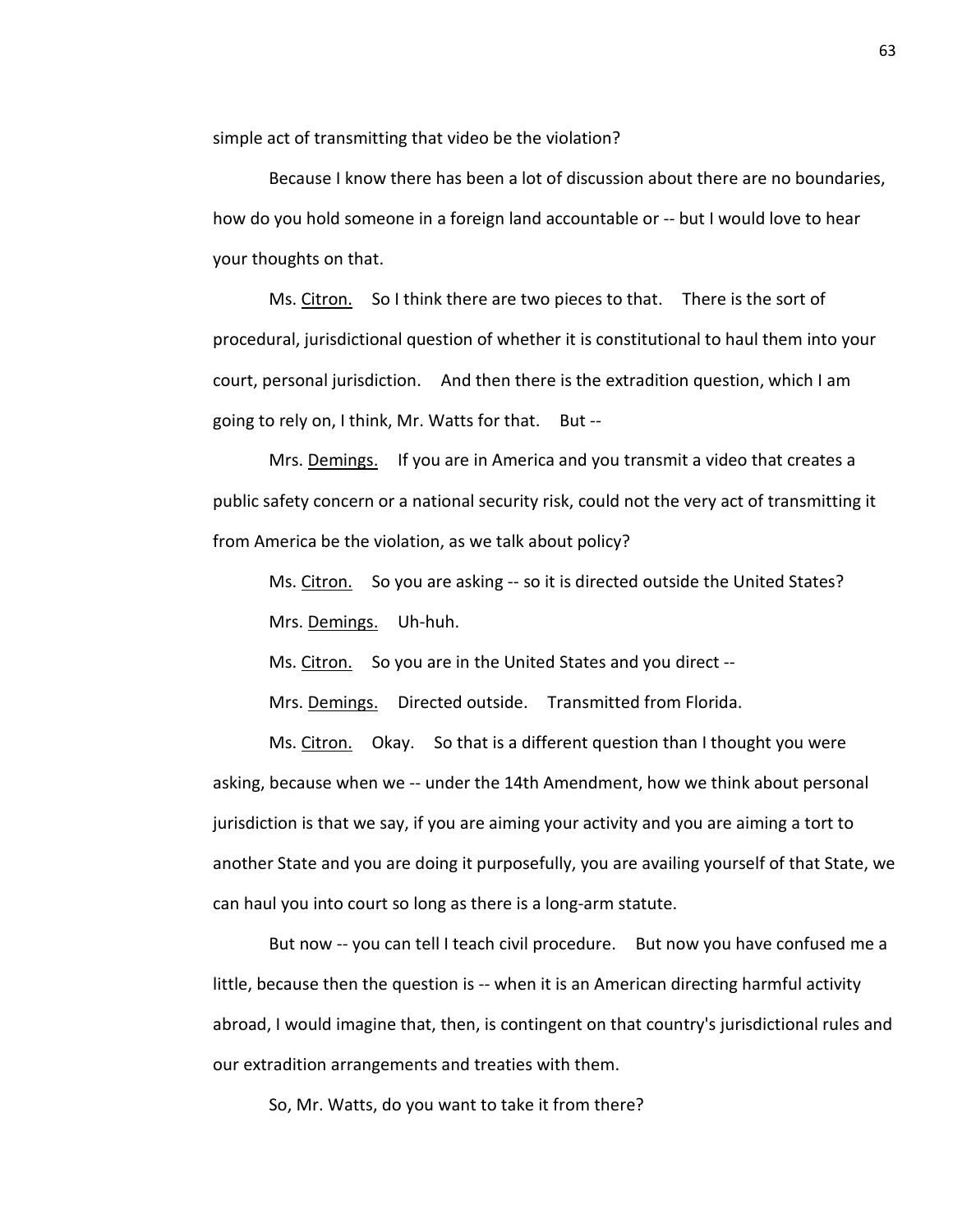simple act of transmitting that video be the violation?

Because I know there has been a lot of discussion about there are no boundaries, how do you hold someone in a foreign land accountable or -- but I would love to hear your thoughts on that.

Ms. Citron. So I think there are two pieces to that. There is the sort of procedural, jurisdictional question of whether it is constitutional to haul them into your court, personal jurisdiction. And then there is the extradition question, which I am going to rely on, I think, Mr. Watts for that. But --

Mrs. Demings. If you are in America and you transmit a video that creates a public safety concern or a national security risk, could not the very act of transmitting it from America be the violation, as we talk about policy?

Ms. Citron. So you are asking -- so it is directed outside the United States?

Mrs. Demings. Uh-huh.

Ms. Citron. So you are in the United States and you direct --

Mrs. Demings. Directed outside. Transmitted from Florida.

Ms. Citron. Okay. So that is a different question than I thought you were asking, because when we -- under the 14th Amendment, how we think about personal jurisdiction is that we say, if you are aiming your activity and you are aiming a tort to another State and you are doing it purposefully, you are availing yourself of that State, we can haul you into court so long as there is a long-arm statute.

But now -- you can tell I teach civil procedure. But now you have confused me a little, because then the question is -- when it is an American directing harmful activity abroad, I would imagine that, then, is contingent on that country's jurisdictional rules and our extradition arrangements and treaties with them.

So, Mr. Watts, do you want to take it from there?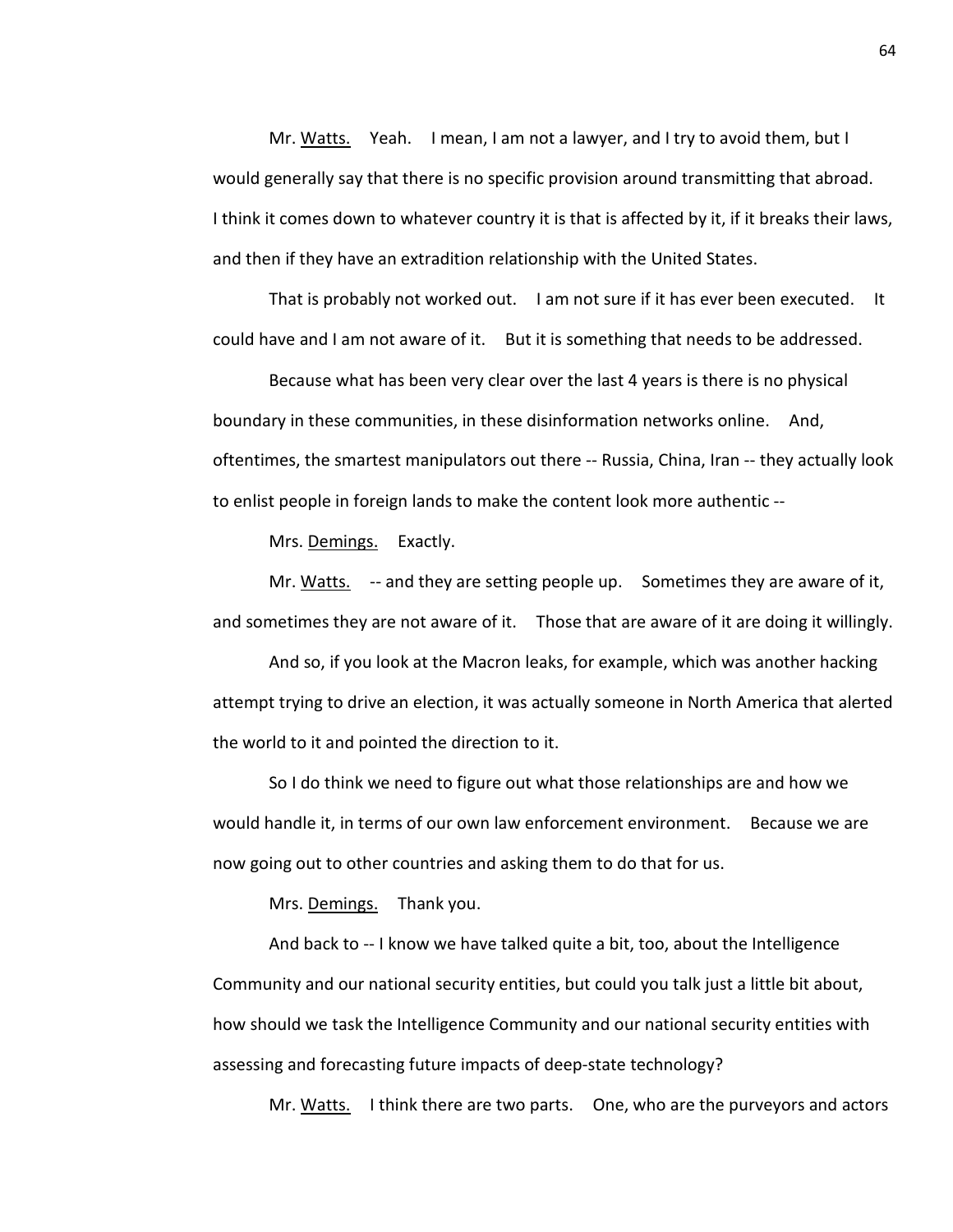Mr. Watts. Yeah. I mean, I am not a lawyer, and I try to avoid them, but I would generally say that there is no specific provision around transmitting that abroad. I think it comes down to whatever country it is that is affected by it, if it breaks their laws, and then if they have an extradition relationship with the United States.

That is probably not worked out. I am not sure if it has ever been executed. It could have and I am not aware of it. But it is something that needs to be addressed.

Because what has been very clear over the last 4 years is there is no physical boundary in these communities, in these disinformation networks online. And, oftentimes, the smartest manipulators out there -- Russia, China, Iran -- they actually look to enlist people in foreign lands to make the content look more authentic --

Mrs. Demings. Exactly.

Mr. Watts. -- and they are setting people up. Sometimes they are aware of it, and sometimes they are not aware of it. Those that are aware of it are doing it willingly.

And so, if you look at the Macron leaks, for example, which was another hacking attempt trying to drive an election, it was actually someone in North America that alerted the world to it and pointed the direction to it.

So I do think we need to figure out what those relationships are and how we would handle it, in terms of our own law enforcement environment. Because we are now going out to other countries and asking them to do that for us.

Mrs. Demings. Thank you.

And back to -- I know we have talked quite a bit, too, about the Intelligence Community and our national security entities, but could you talk just a little bit about, how should we task the Intelligence Community and our national security entities with assessing and forecasting future impacts of deep-state technology?

Mr. Watts. I think there are two parts. One, who are the purveyors and actors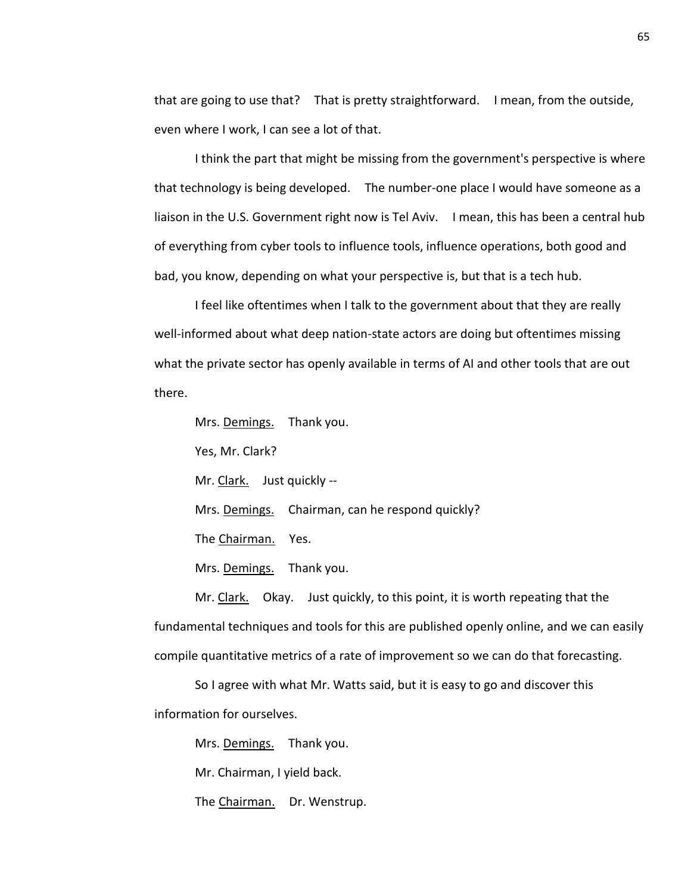that are going to use that? That is pretty straightforward. I mean, from the outside, even where I work, I can see a lot of that.

I think the part that might be missing from the government's perspective is where that technology is being developed. The number-one place I would have someone as a liaison in the U.S. Government right now is Tel Aviv. I mean, this has been a central hub of everything from cyber tools to influence tools, influence operations, both good and bad, you know, depending on what your perspective is, but that is a tech hub.

I feel like oftentimes when I talk to the government about that they are really well-informed about what deep nation-state actors are doing but oftentimes missing what the private sector has openly available in terms of AI and other tools that are out there.

Mrs. Demings. Thank you.

Yes, Mr. Clark?

Mr. Clark. Just quickly --

Mrs. Demings. Chairman, can he respond quickly?

The Chairman. Yes.

Mrs. Demings. Thank you.

Mr. Clark. Okay. Just quickly, to this point, it is worth repeating that the fundamental techniques and tools for this are published openly online, and we can easily compile quantitative metrics of a rate of improvement so we can do that forecasting.

So I agree with what Mr. Watts said, but it is easy to go and discover this information for ourselves.

Mrs. Demings. Thank you.

Mr. Chairman, I yield back.

The Chairman. Dr. Wenstrup.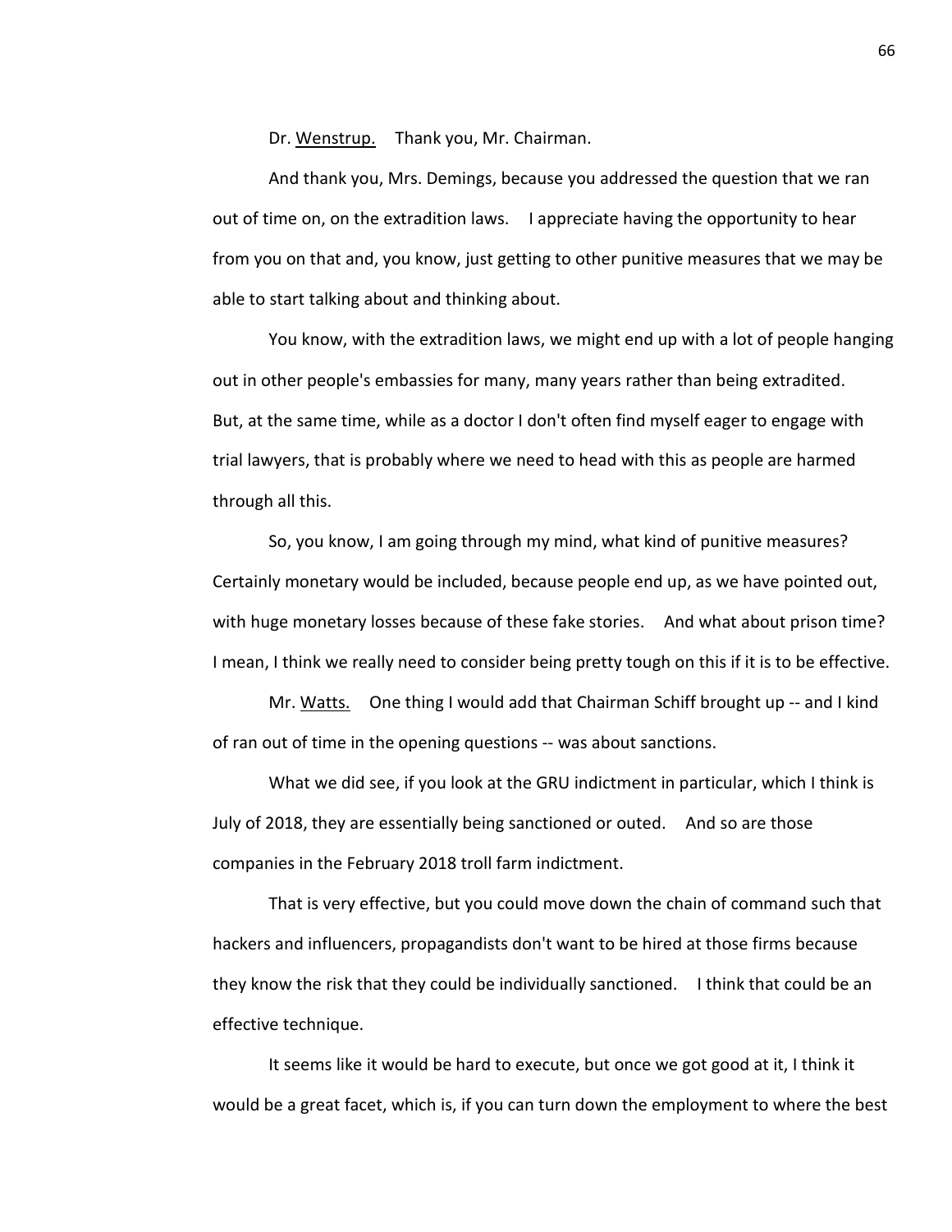Dr. <u>Wenstrup.</u> Thank you, Mr. Chairman.

And thank you, Mrs. Demings, because you addressed the question that we ran out of time on, on the extradition laws. I appreciate having the opportunity to hear from you on that and, you know, just getting to other punitive measures that we may be able to start talking about and thinking about.

You know, with the extradition laws, we might end up with a lot of people hanging out in other people's embassies for many, many years rather than being extradited. But, at the same time, while as a doctor I don't often find myself eager to engage with trial lawyers, that is probably where we need to head with this as people are harmed through all this.

So, you know, I am going through my mind, what kind of punitive measures? Certainly monetary would be included, because people end up, as we have pointed out, with huge monetary losses because of these fake stories. And what about prison time? I mean, I think we really need to consider being pretty tough on this if it is to be effective.

Mr. <u>Watts.</u> One thing I would add that Chairman Schiff brought up -- and I kind of ran out of time in the opening questions -- was about sanctions.

What we did see, if you look at the GRU indictment in particular, which I think is July of 2018, they are essentially being sanctioned or outed. And so are those companies in the February 2018 troll farm indictment.

That is very effective, but you could move down the chain of command such that hackers and influencers, propagandists don't want to be hired at those firms because they know the risk that they could be individually sanctioned. I think that could be an effective technique.

It seems like it would be hard to execute, but once we got good at it, I think it would be a great facet, which is, if you can turn down the employment to where the best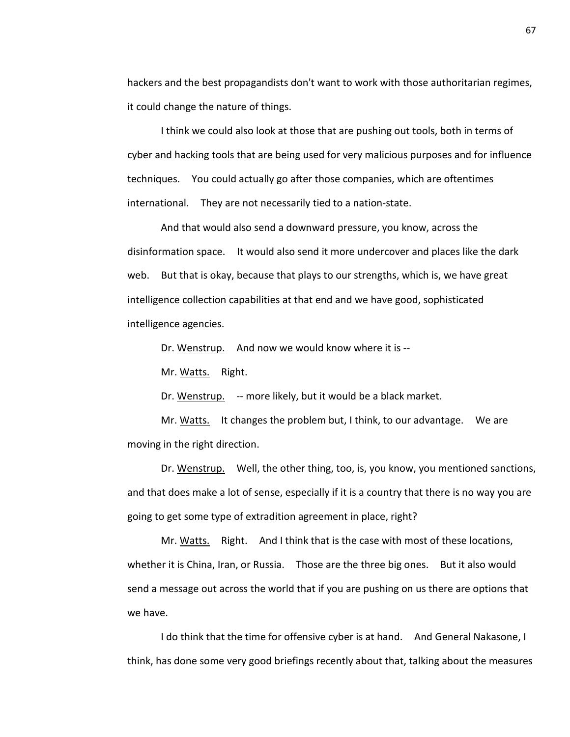hackers and the best propagandists don't want to work with those authoritarian regimes, it could change the nature of things.

I think we could also look at those that are pushing out tools, both in terms of cyber and hacking tools that are being used for very malicious purposes and for influence techniques. You could actually go after those companies, which are oftentimes international. They are not necessarily tied to a nation-state.

And that would also send a downward pressure, you know, across the disinformation space. It would also send it more undercover and places like the dark web. But that is okay, because that plays to our strengths, which is, we have great intelligence collection capabilities at that end and we have good, sophisticated intelligence agencies.

Dr. Wenstrup. And now we would know where it is --

Mr. Watts. Right.

Dr. Wenstrup. -- more likely, but it would be a black market.

Mr. Watts. It changes the problem but, I think, to our advantage. We are moving in the right direction.

Dr. Wenstrup. Well, the other thing, too, is, you know, you mentioned sanctions, and that does make a lot of sense, especially if it is a country that there is no way you are going to get some type of extradition agreement in place, right?

Mr. Watts. Right. And I think that is the case with most of these locations, whether it is China, Iran, or Russia. Those are the three big ones. But it also would send a message out across the world that if you are pushing on us there are options that we have.

I do think that the time for offensive cyber is at hand. And General Nakasone, I think, has done some very good briefings recently about that, talking about the measures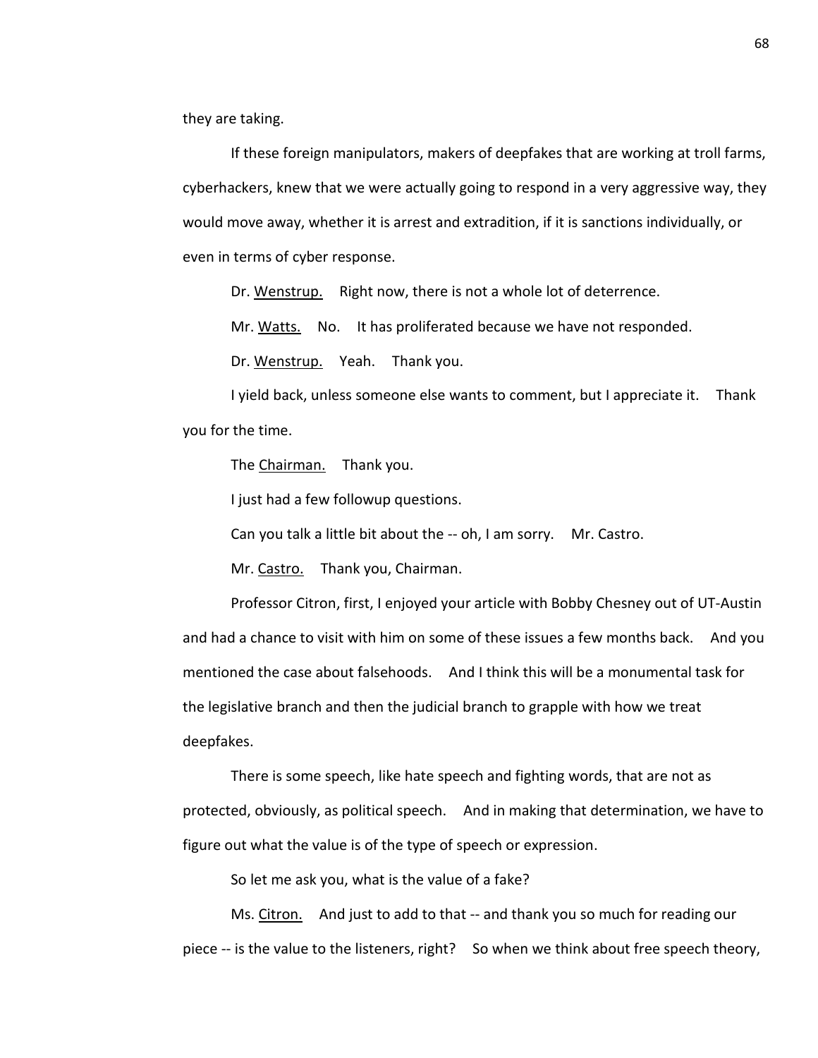they are taking.

If these foreign manipulators, makers of deepfakes that are working at troll farms, cyberhackers, knew that we were actually going to respond in a very aggressive way, they would move away, whether it is arrest and extradition, if it is sanctions individually, or even in terms of cyber response.

Dr. Wenstrup. Right now, there is not a whole lot of deterrence.

Mr. Watts. No. It has proliferated because we have not responded.

Dr. Wenstrup. Yeah. Thank you.

I yield back, unless someone else wants to comment, but I appreciate it. Thank you for the time.

The Chairman. Thank you.

I just had a few followup questions.

Can you talk a little bit about the -- oh, I am sorry. Mr. Castro.

Mr. Castro. Thank you, Chairman.

Professor Citron, first, I enjoyed your article with Bobby Chesney out of UT-Austin and had a chance to visit with him on some of these issues a few months back. And you mentioned the case about falsehoods. And I think this will be a monumental task for the legislative branch and then the judicial branch to grapple with how we treat deepfakes.

There is some speech, like hate speech and fighting words, that are not as protected, obviously, as political speech. And in making that determination, we have to figure out what the value is of the type of speech or expression.

So let me ask you, what is the value of a fake?

Ms. Citron. And just to add to that -- and thank you so much for reading our piece -- is the value to the listeners, right? So when we think about free speech theory,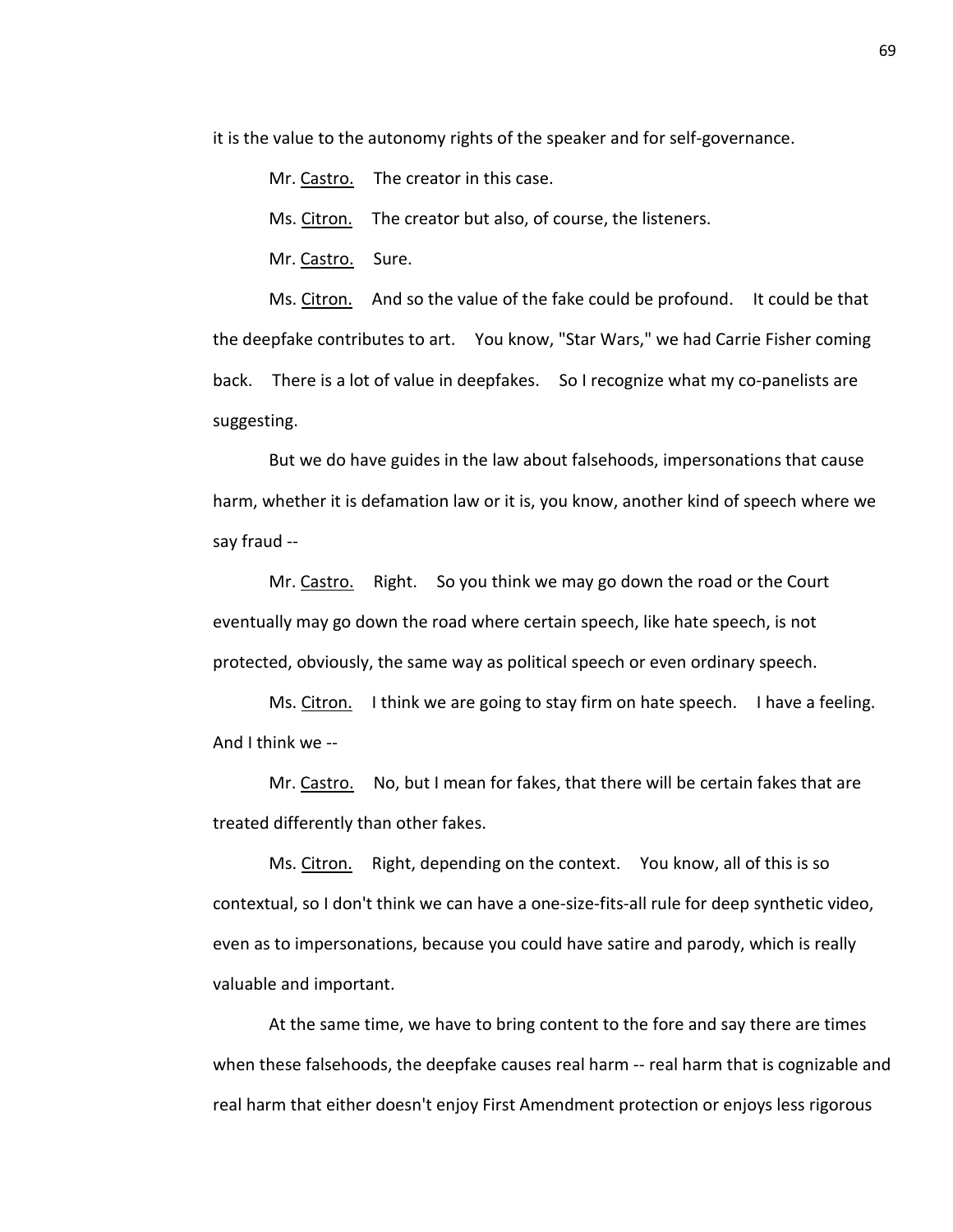it is the value to the autonomy rights of the speaker and for self-governance.

Mr. Castro. The creator in this case.

Ms. Citron. The creator but also, of course, the listeners.

Mr. Castro. Sure.

Ms. Citron. And so the value of the fake could be profound. It could be that the deepfake contributes to art. You know, "Star Wars," we had Carrie Fisher coming back. There is a lot of value in deepfakes. So I recognize what my co-panelists are suggesting.

But we do have guides in the law about falsehoods, impersonations that cause harm, whether it is defamation law or it is, you know, another kind of speech where we say fraud --

Mr. Castro. Right. So you think we may go down the road or the Court eventually may go down the road where certain speech, like hate speech, is not protected, obviously, the same way as political speech or even ordinary speech.

Ms. Citron. I think we are going to stay firm on hate speech. I have a feeling. And I think we --

Mr. Castro. No, but I mean for fakes, that there will be certain fakes that are treated differently than other fakes.

Ms. Citron. Right, depending on the context. You know, all of this is so contextual, so I don't think we can have a one-size-fits-all rule for deep synthetic video, even as to impersonations, because you could have satire and parody, which is really valuable and important.

At the same time, we have to bring content to the fore and say there are times when these falsehoods, the deepfake causes real harm -- real harm that is cognizable and real harm that either doesn't enjoy First Amendment protection or enjoys less rigorous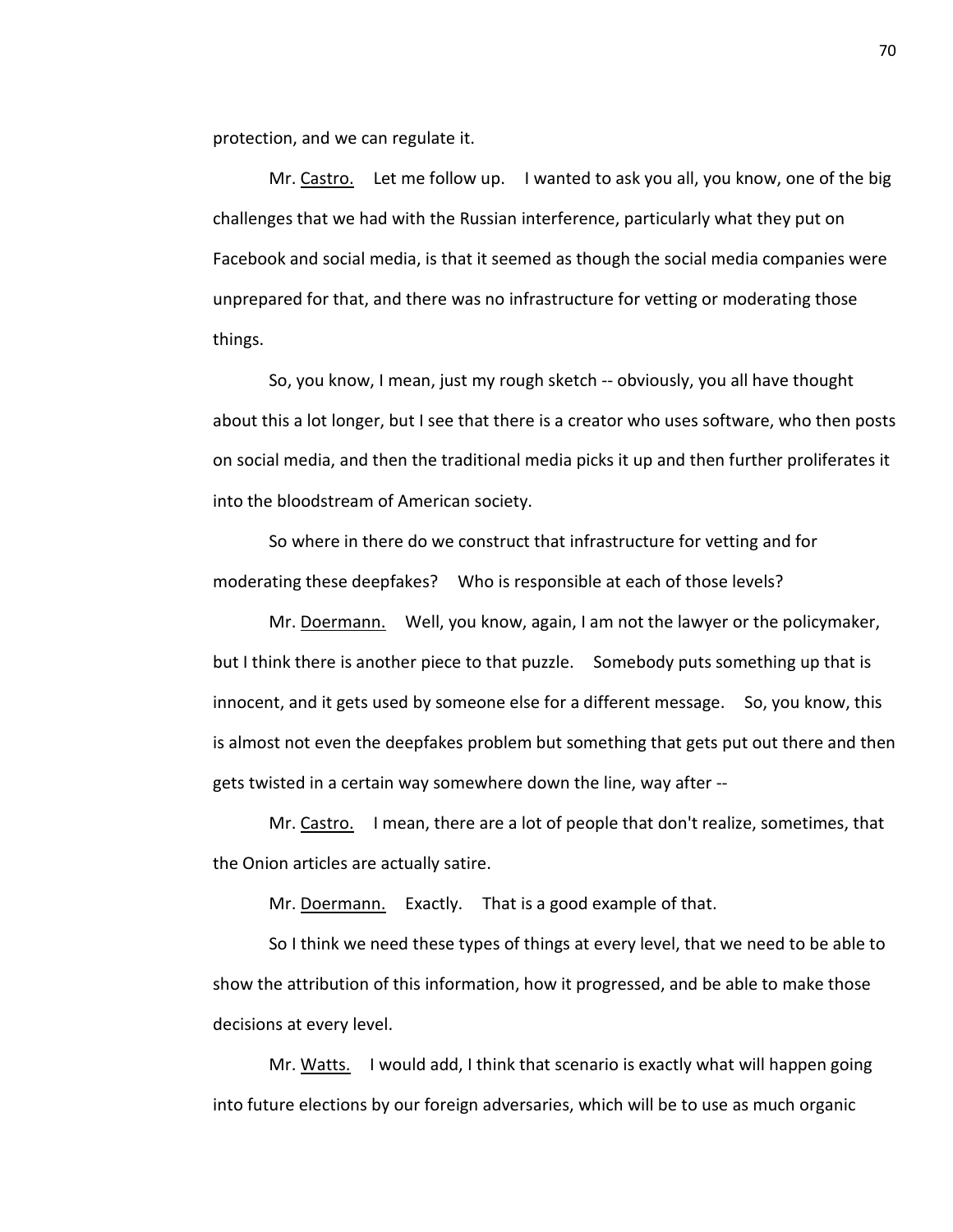protection, and we can regulate it.

Mr. Castro. Let me follow up. I wanted to ask you all, you know, one of the big challenges that we had with the Russian interference, particularly what they put on Facebook and social media, is that it seemed as though the social media companies were unprepared for that, and there was no infrastructure for vetting or moderating those things.

So, you know, I mean, just my rough sketch -- obviously, you all have thought about this a lot longer, but I see that there is a creator who uses software, who then posts on social media, and then the traditional media picks it up and then further proliferates it into the bloodstream of American society.

So where in there do we construct that infrastructure for vetting and for moderating these deepfakes? Who is responsible at each of those levels?

Mr. Doermann. Well, you know, again, I am not the lawyer or the policymaker, but I think there is another piece to that puzzle. Somebody puts something up that is innocent, and it gets used by someone else for a different message. So, you know, this is almost not even the deepfakes problem but something that gets put out there and then gets twisted in a certain way somewhere down the line, way after --

Mr. Castro. I mean, there are a lot of people that don't realize, sometimes, that the Onion articles are actually satire.

Mr. Doermann. Exactly. That is a good example of that.

So I think we need these types of things at every level, that we need to be able to show the attribution of this information, how it progressed, and be able to make those decisions at every level.

Mr. Watts. I would add, I think that scenario is exactly what will happen going into future elections by our foreign adversaries, which will be to use as much organic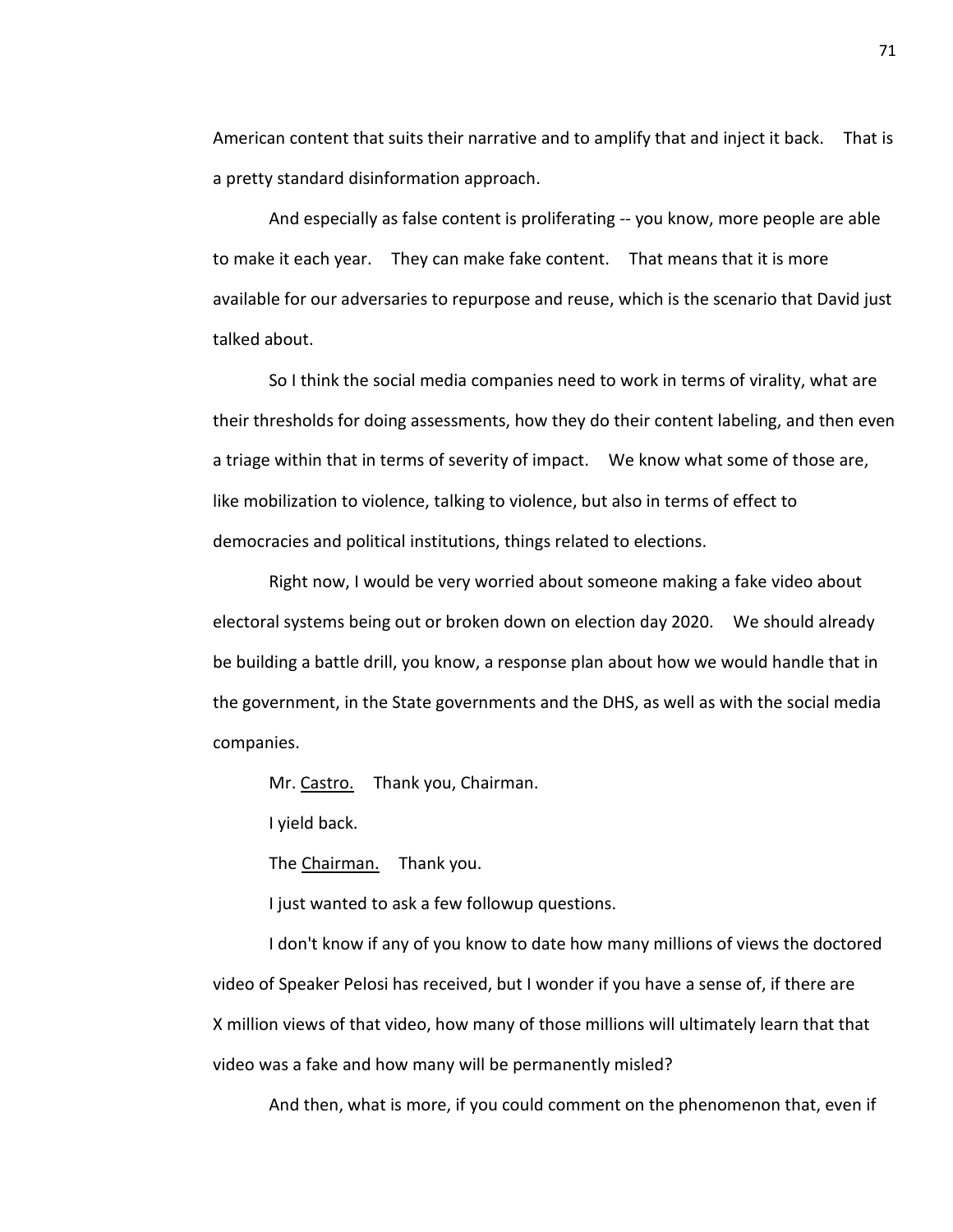American content that suits their narrative and to amplify that and inject it back. That is a pretty standard disinformation approach.

And especially as false content is proliferating -- you know, more people are able to make it each year. They can make fake content. That means that it is more available for our adversaries to repurpose and reuse, which is the scenario that David just talked about.

So I think the social media companies need to work in terms of virality, what are their thresholds for doing assessments, how they do their content labeling, and then even a triage within that in terms of severity of impact. We know what some of those are, like mobilization to violence, talking to violence, but also in terms of effect to democracies and political institutions, things related to elections.

Right now, I would be very worried about someone making a fake video about electoral systems being out or broken down on election day 2020. We should already be building a battle drill, you know, a response plan about how we would handle that in the government, in the State governments and the DHS, as well as with the social media companies.

Mr. Castro. Thank you, Chairman.

I yield back.

The Chairman. Thank you.

I just wanted to ask a few followup questions.

I don't know if any of you know to date how many millions of views the doctored video of Speaker Pelosi has received, but I wonder if you have a sense of, if there are X million views of that video, how many of those millions will ultimately learn that that video was a fake and how many will be permanently misled?

And then, what is more, if you could comment on the phenomenon that, even if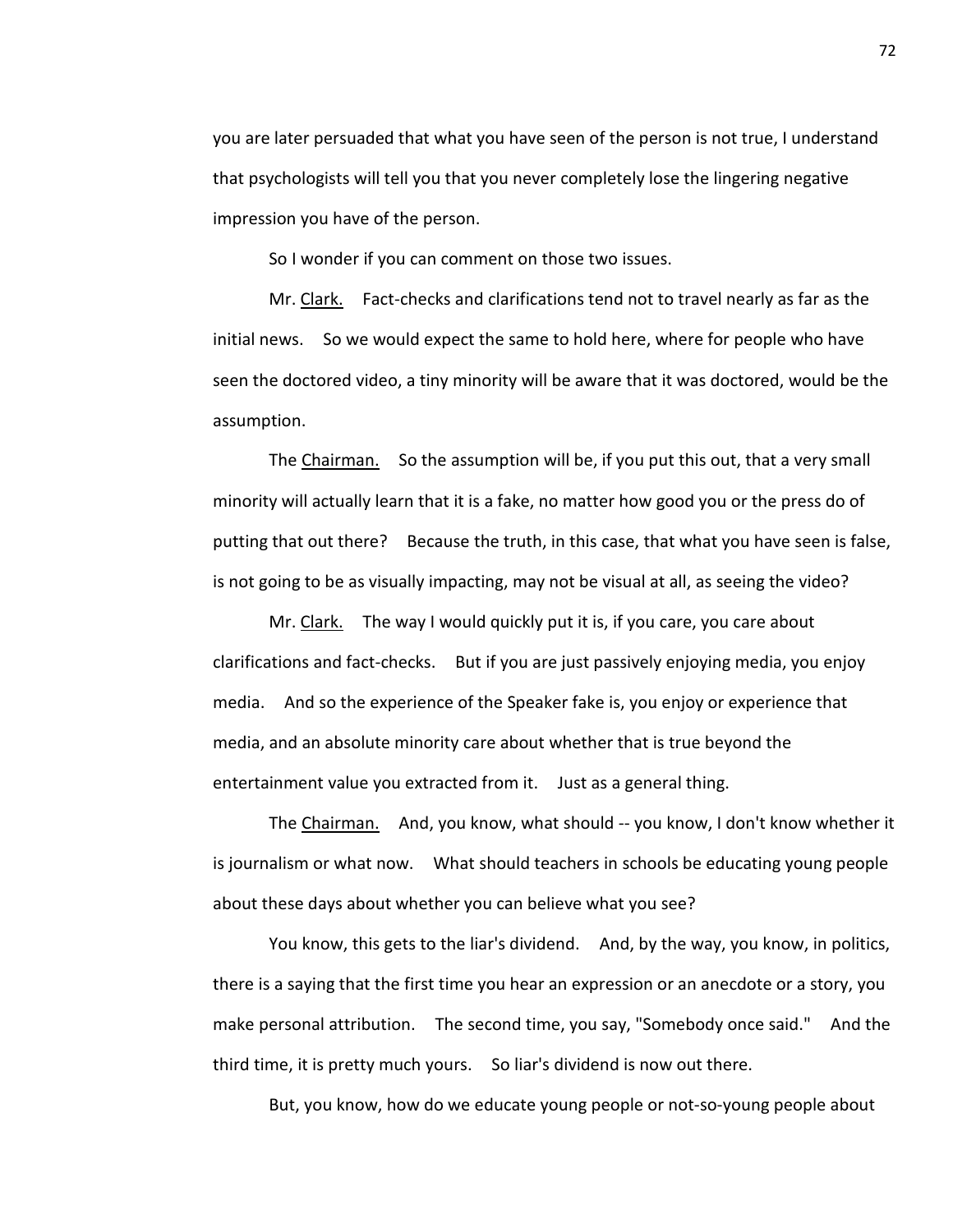you are later persuaded that what you have seen of the person is not true, I understand that psychologists will tell you that you never completely lose the lingering negative impression you have of the person.

So I wonder if you can comment on those two issues.

Mr. Clark. Fact-checks and clarifications tend not to travel nearly as far as the initial news. So we would expect the same to hold here, where for people who have seen the doctored video, a tiny minority will be aware that it was doctored, would be the assumption.

The Chairman. So the assumption will be, if you put this out, that a very small minority will actually learn that it is a fake, no matter how good you or the press do of putting that out there? Because the truth, in this case, that what you have seen is false, is not going to be as visually impacting, may not be visual at all, as seeing the video?

Mr. Clark. The way I would quickly put it is, if you care, you care about clarifications and fact-checks. But if you are just passively enjoying media, you enjoy media. And so the experience of the Speaker fake is, you enjoy or experience that media, and an absolute minority care about whether that is true beyond the entertainment value you extracted from it. Just as a general thing.

The Chairman. And, you know, what should -- you know, I don't know whether it is journalism or what now. What should teachers in schools be educating young people about these days about whether you can believe what you see?

You know, this gets to the liar's dividend. And, by the way, you know, in politics, there is a saying that the first time you hear an expression or an anecdote or a story, you make personal attribution. The second time, you say, "Somebody once said." And the third time, it is pretty much yours. So liar's dividend is now out there.

But, you know, how do we educate young people or not-so-young people about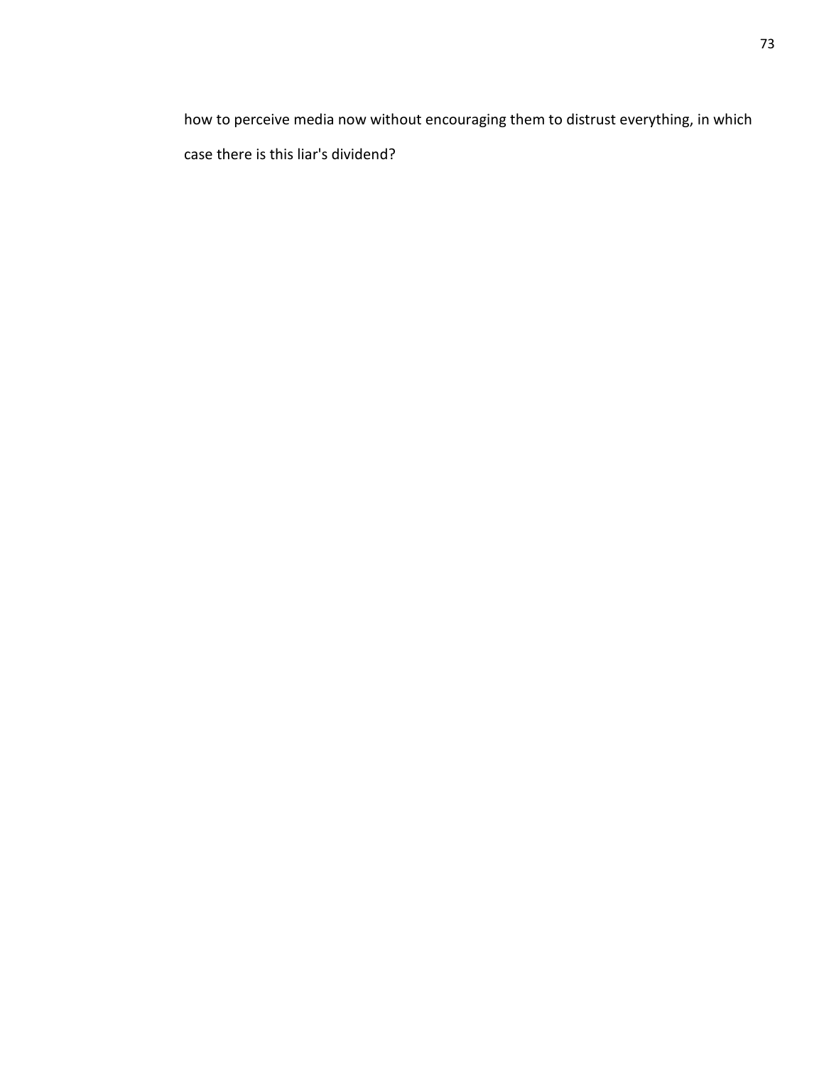how to perceive media now without encouraging them to distrust everything, in which case there is this liar's dividend?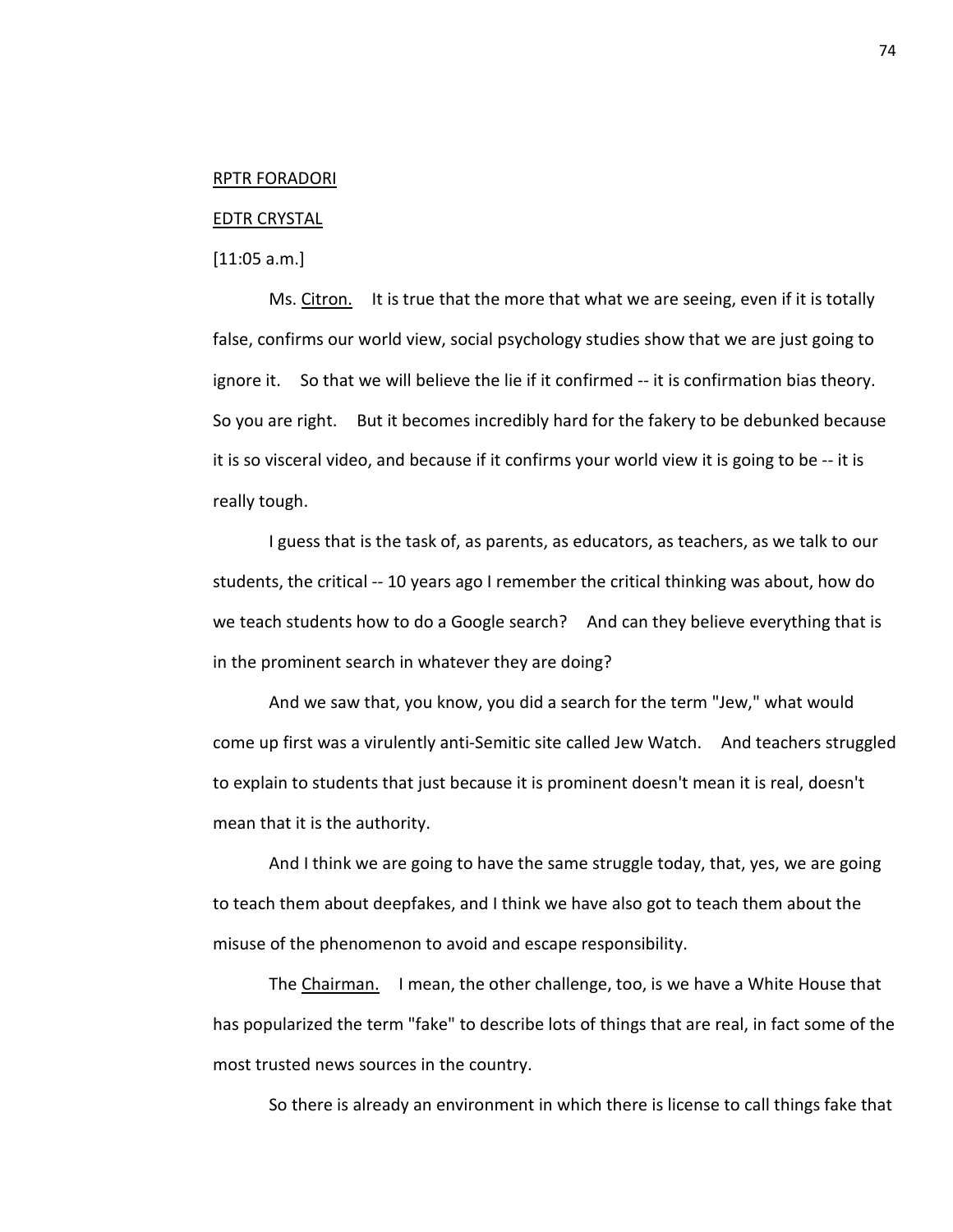RPTR FORADORI

EDTR CRYSTAL

[11:05 a.m.]

Ms. Citron. It is true that the more that what we are seeing, even if it is totally false, confirms our world view, social psychology studies show that we are just going to ignore it. So that we will believe the lie if it confirmed -- it is confirmation bias theory. So you are right. But it becomes incredibly hard for the fakery to be debunked because it is so visceral video, and because if it confirms your world view it is going to be -- it is really tough.

I guess that is the task of, as parents, as educators, as teachers, as we talk to our students, the critical -- 10 years ago I remember the critical thinking was about, how do we teach students how to do a Google search? And can they believe everything that is in the prominent search in whatever they are doing?

And we saw that, you know, you did a search for the term "Jew," what would come up first was a virulently anti-Semitic site called Jew Watch. And teachers struggled to explain to students that just because it is prominent doesn't mean it is real, doesn't mean that it is the authority.

And I think we are going to have the same struggle today, that, yes, we are going to teach them about deepfakes, and I think we have also got to teach them about the misuse of the phenomenon to avoid and escape responsibility.

The Chairman. I mean, the other challenge, too, is we have a White House that has popularized the term "fake" to describe lots of things that are real, in fact some of the most trusted news sources in the country.

So there is already an environment in which there is license to call things fake that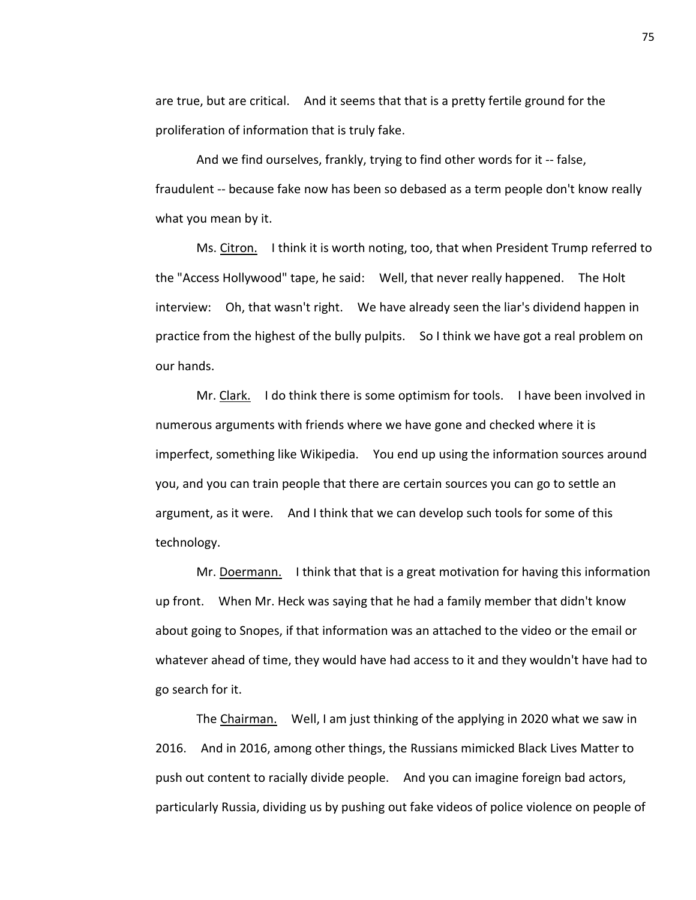are true, but are critical. And it seems that that is a pretty fertile ground for the proliferation of information that is truly fake.

And we find ourselves, frankly, trying to find other words for it -- false, fraudulent -- because fake now has been so debased as a term people don't know really what you mean by it.

Ms. Citron. I think it is worth noting, too, that when President Trump referred to the "Access Hollywood" tape, he said: Well, that never really happened. The Holt interview: Oh, that wasn't right. We have already seen the liar's dividend happen in practice from the highest of the bully pulpits. So I think we have got a real problem on our hands.

Mr. Clark. I do think there is some optimism for tools. I have been involved in numerous arguments with friends where we have gone and checked where it is imperfect, something like Wikipedia. You end up using the information sources around you, and you can train people that there are certain sources you can go to settle an argument, as it were. And I think that we can develop such tools for some of this technology.

Mr. Doermann. I think that that is a great motivation for having this information up front. When Mr. Heck was saying that he had a family member that didn't know about going to Snopes, if that information was an attached to the video or the email or whatever ahead of time, they would have had access to it and they wouldn't have had to go search for it.

The Chairman. Well, I am just thinking of the applying in 2020 what we saw in 2016. And in 2016, among other things, the Russians mimicked Black Lives Matter to push out content to racially divide people. And you can imagine foreign bad actors, particularly Russia, dividing us by pushing out fake videos of police violence on people of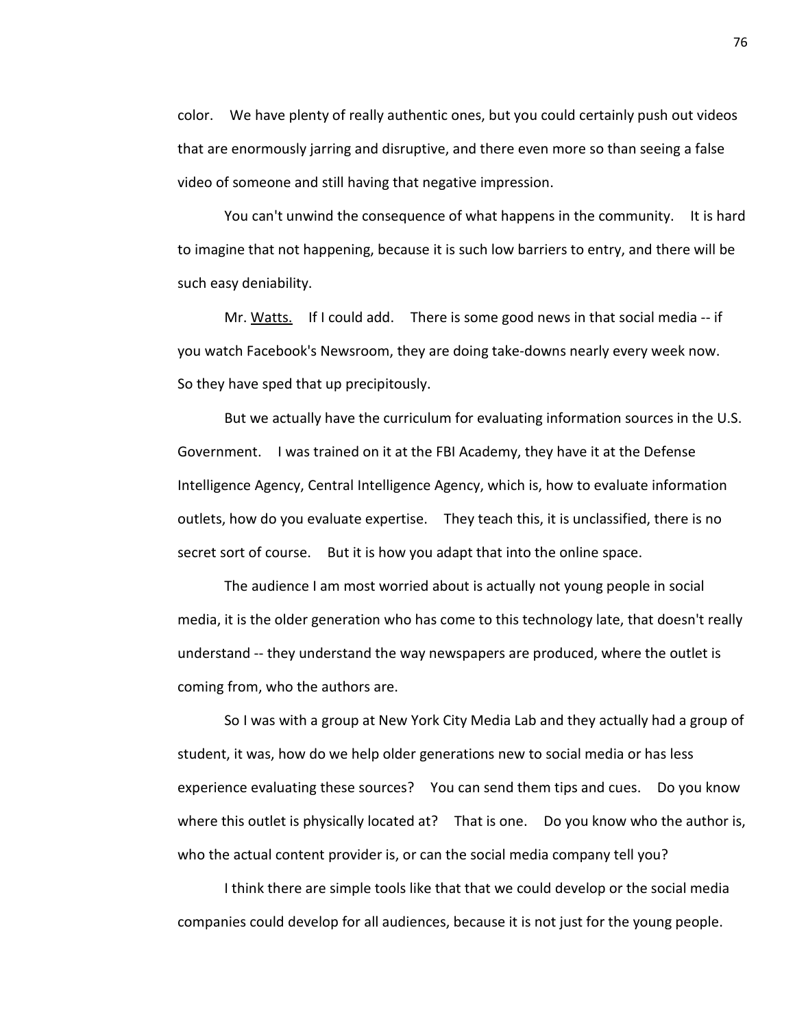color. We have plenty of really authentic ones, but you could certainly push out videos that are enormously jarring and disruptive, and there even more so than seeing a false video of someone and still having that negative impression.

You can't unwind the consequence of what happens in the community. It is hard to imagine that not happening, because it is such low barriers to entry, and there will be such easy deniability.

Mr. Watts. If I could add. There is some good news in that social media -- if you watch Facebook's Newsroom, they are doing take-downs nearly every week now. So they have sped that up precipitously.

But we actually have the curriculum for evaluating information sources in the U.S. Government. I was trained on it at the FBI Academy, they have it at the Defense Intelligence Agency, Central Intelligence Agency, which is, how to evaluate information outlets, how do you evaluate expertise. They teach this, it is unclassified, there is no secret sort of course. But it is how you adapt that into the online space.

The audience I am most worried about is actually not young people in social media, it is the older generation who has come to this technology late, that doesn't really understand -- they understand the way newspapers are produced, where the outlet is coming from, who the authors are.

So I was with a group at New York City Media Lab and they actually had a group of student, it was, how do we help older generations new to social media or has less experience evaluating these sources? You can send them tips and cues. Do you know where this outlet is physically located at? That is one. Do you know who the author is, who the actual content provider is, or can the social media company tell you?

I think there are simple tools like that that we could develop or the social media companies could develop for all audiences, because it is not just for the young people.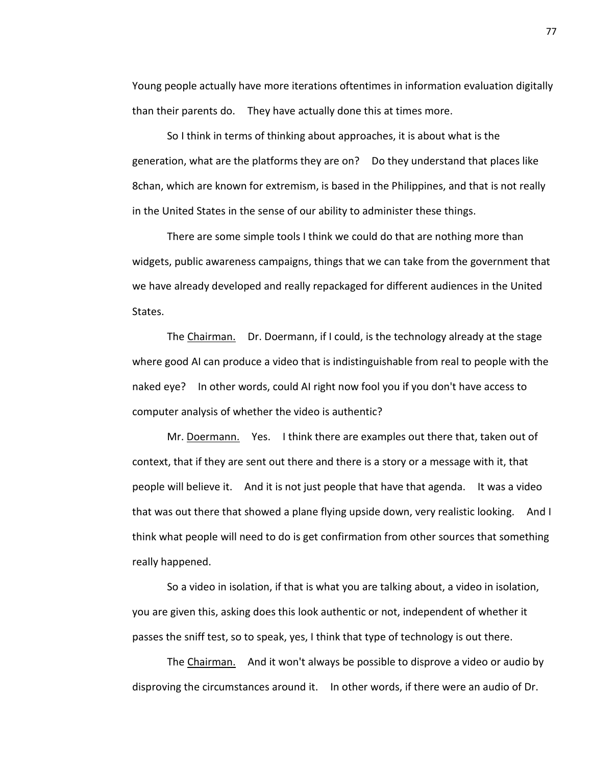Young people actually have more iterations oftentimes in information evaluation digitally than their parents do. They have actually done this at times more.

So I think in terms of thinking about approaches, it is about what is the generation, what are the platforms they are on? Do they understand that places like 8chan, which are known for extremism, is based in the Philippines, and that is not really in the United States in the sense of our ability to administer these things.

There are some simple tools I think we could do that are nothing more than widgets, public awareness campaigns, things that we can take from the government that we have already developed and really repackaged for different audiences in the United States.

The Chairman. Dr. Doermann, if I could, is the technology already at the stage where good AI can produce a video that is indistinguishable from real to people with the naked eye? In other words, could AI right now fool you if you don't have access to computer analysis of whether the video is authentic?

Mr. Doermann. Yes. I think there are examples out there that, taken out of context, that if they are sent out there and there is a story or a message with it, that people will believe it. And it is not just people that have that agenda. It was a video that was out there that showed a plane flying upside down, very realistic looking. And I think what people will need to do is get confirmation from other sources that something really happened.

So a video in isolation, if that is what you are talking about, a video in isolation, you are given this, asking does this look authentic or not, independent of whether it passes the sniff test, so to speak, yes, I think that type of technology is out there.

The Chairman. And it won't always be possible to disprove a video or audio by disproving the circumstances around it. In other words, if there were an audio of Dr.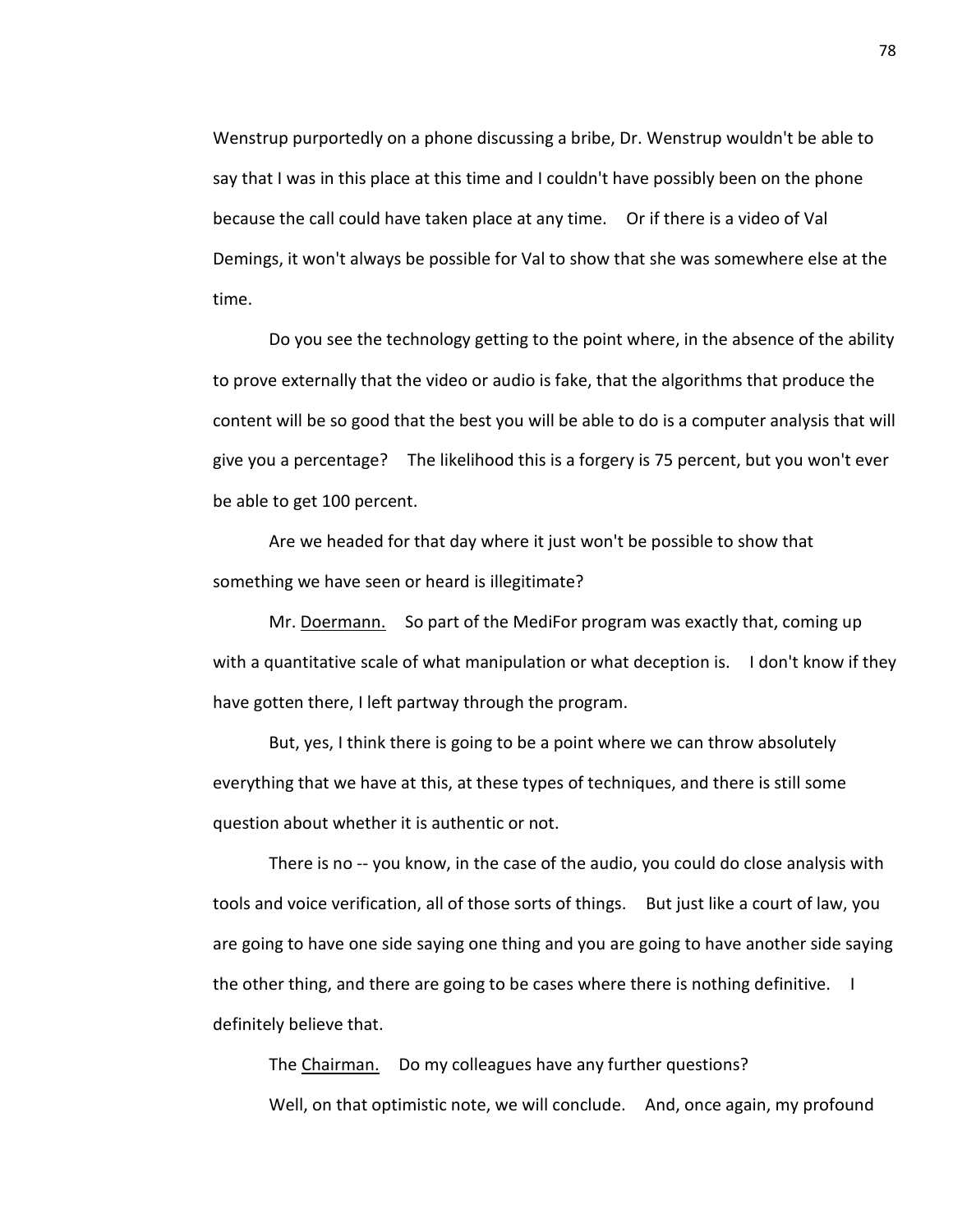Wenstrup purportedly on a phone discussing a bribe, Dr. Wenstrup wouldn't be able to say that I was in this place at this time and I couldn't have possibly been on the phone because the call could have taken place at any time. Or if there is a video of Val Demings, it won't always be possible for Val to show that she was somewhere else at the time.

Do you see the technology getting to the point where, in the absence of the ability to prove externally that the video or audio is fake, that the algorithms that produce the content will be so good that the best you will be able to do is a computer analysis that will give you a percentage? The likelihood this is a forgery is 75 percent, but you won't ever be able to get 100 percent.

Are we headed for that day where it just won't be possible to show that something we have seen or heard is illegitimate?

Mr. Doermann. So part of the MediFor program was exactly that, coming up with a quantitative scale of what manipulation or what deception is. I don't know if they have gotten there, I left partway through the program.

But, yes, I think there is going to be a point where we can throw absolutely everything that we have at this, at these types of techniques, and there is still some question about whether it is authentic or not.

There is no -- you know, in the case of the audio, you could do close analysis with tools and voice verification, all of those sorts of things. But just like a court of law, you are going to have one side saying one thing and you are going to have another side saying the other thing, and there are going to be cases where there is nothing definitive. I definitely believe that.

The Chairman. Do my colleagues have any further questions?

Well, on that optimistic note, we will conclude. And, once again, my profound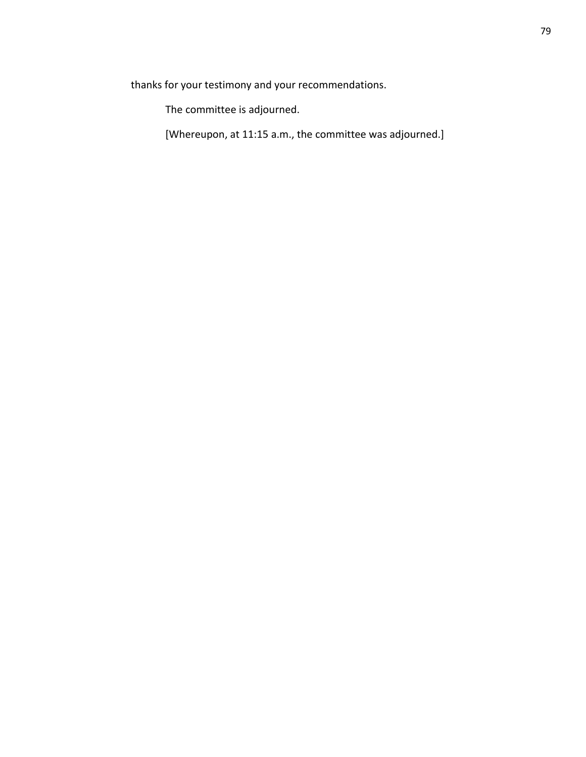thanks for your testimony and your recommendations.

The committee is adjourned.

[Whereupon, at 11:15 a.m., the committee was adjourned.]